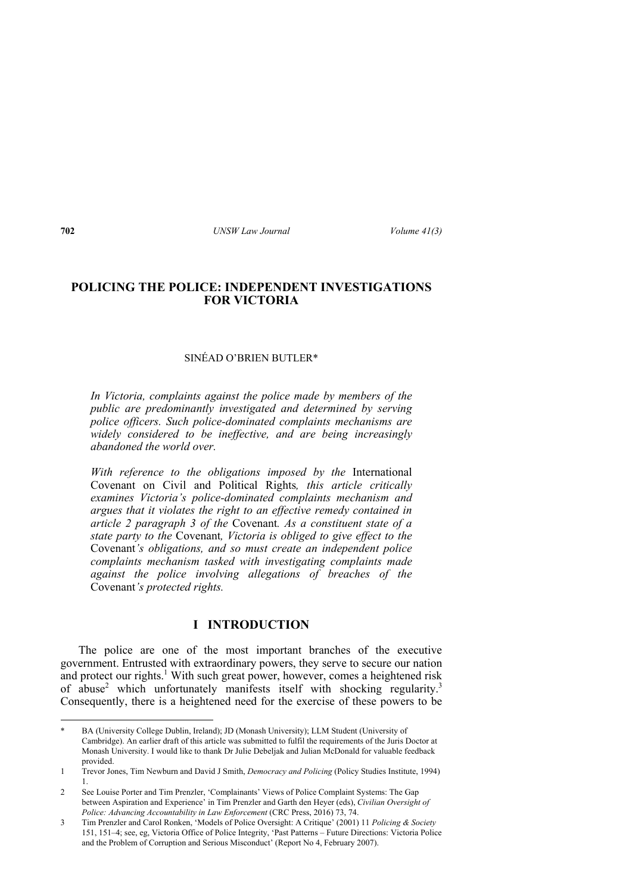# POLICING THE POLICE: INDEPENDENT INVESTIGATIONS FOR VICTORIA

SINÉAD O'BRIEN BUTLER*

*In Victoria, complaints against the police made by members of the public are predominantly investigated and determined by serving police officers. Such police-dominated complaints mechanisms are widely considered to be ineffective, and are being increasingly abandoned the world over.*

*With reference to the obligations imposed by the* International Covenant on Civil and Political Rights*, this article critically examines Victoria's police-dominated complaints mechanism and argues that it violates the right to an effective remedy contained in article 2 paragraph 3 of the* Covenant*. As a constituent state of a state party to the* Covenant*, Victoria is obliged to give effect to the* Covenant*'s obligations, and so must create an independent police complaints mechanism tasked with investigating complaints made against the police involving allegations of breaches of the* Covenant*'s protected rights.*

## I INTRODUCTION

The police are one of the most important branches of the executive government. Entrusted with extraordinary powers, they serve to secure our nation and protect our rights.[1] With such great power, however, comes a heightened risk of abuse[2] which unfortunately manifests itself with shocking regularity.[3] Consequently, there is a heightened need for the exercise of these powers to be

---

\* BA (University College Dublin, Ireland); JD (Monash University); LLM Student (University of Cambridge). An earlier draft of this article was submitted to fulfil the requirements of the Juris Doctor at Monash University. I would like to thank Dr Julie Debeljak and Julian McDonald for valuable feedback provided.

1 Trevor Jones, Tim Newburn and David J Smith, *Democracy and Policing* (Policy Studies Institute, 1994) 1.

2 See Louise Porter and Tim Prenzler, 'Complainants' Views of Police Complaint Systems: The Gap between Aspiration and Experience' in Tim Prenzler and Garth den Heyer (eds), *Civilian Oversight of Police: Advancing Accountability in Law Enforcement* (CRC Press, 2016) 73, 74.

3 Tim Prenzler and Carol Ronken, 'Models of Police Oversight: A Critique' (2001) 11 *Policing & Society* 151, 151–4; see, eg, Victoria Office of Police Integrity, 'Past Patterns – Future Directions: Victoria Police and the Problem of Corruption and Serious Misconduct' (Report No 4, February 2007).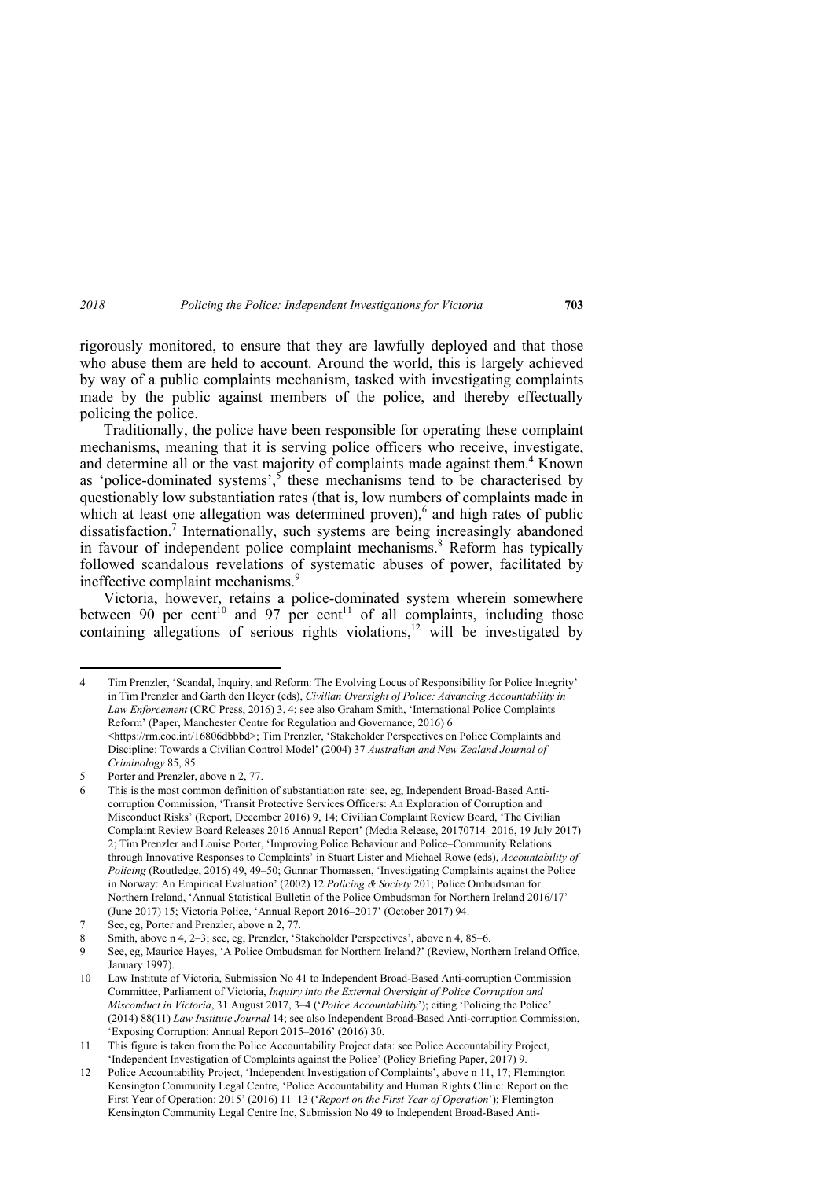rigorously monitored, to ensure that they are lawfully deployed and that those who abuse them are held to account. Around the world, this is largely achieved by way of a public complaints mechanism, tasked with investigating complaints made by the public against members of the police, and thereby effectually policing the police.

Traditionally, the police have been responsible for operating these complaint mechanisms, meaning that it is serving police officers who receive, investigate, and determine all or the vast majority of complaints made against them.[4] Known as 'police-dominated systems',[5] these mechanisms tend to be characterised by questionably low substantiation rates (that is, low numbers of complaints made in which at least one allegation was determined proven),[6] and high rates of public dissatisfaction.[7] Internationally, such systems are being increasingly abandoned in favour of independent police complaint mechanisms.[8] Reform has typically followed scandalous revelations of systematic abuses of power, facilitated by ineffective complaint mechanisms.[9]

Victoria, however, retains a police-dominated system wherein somewhere between 90 per cent[10] and 97 per cent[11] of all complaints, including those containing allegations of serious rights violations,[12] will be investigated by

---

4 Tim Prenzler, 'Scandal, Inquiry, and Reform: The Evolving Locus of Responsibility for Police Integrity' in Tim Prenzler and Garth den Heyer (eds), *Civilian Oversight of Police: Advancing Accountability in Law Enforcement* (CRC Press, 2016) 3, 4; see also Graham Smith, 'International Police Complaints Reform' (Paper, Manchester Centre for Regulation and Governance, 2016) 6 <https://rm.coe.int/16806dbbbd>; Tim Prenzler, 'Stakeholder Perspectives on Police Complaints and Discipline: Towards a Civilian Control Model' (2004) 37 *Australian and New Zealand Journal of Criminology* 85, 85.

5 Porter and Prenzler, above n 2, 77.

6 This is the most common definition of substantiation rate: see, eg, Independent Broad-Based Anti-corruption Commission, 'Transit Protective Services Officers: An Exploration of Corruption and Misconduct Risks' (Report, December 2016) 9, 14; Civilian Complaint Review Board, 'The Civilian Complaint Review Board Releases 2016 Annual Report' (Media Release, 20170714_2016, 19 July 2017) 2; Tim Prenzler and Louise Porter, 'Improving Police Behaviour and Police–Community Relations through Innovative Responses to Complaints' in Stuart Lister and Michael Rowe (eds), *Accountability of Policing* (Routledge, 2016) 49, 49–50; Gunnar Thomassen, 'Investigating Complaints against the Police in Norway: An Empirical Evaluation' (2002) 12 *Policing & Society* 201; Police Ombudsman for Northern Ireland, 'Annual Statistical Bulletin of the Police Ombudsman for Northern Ireland 2016/17' (June 2017) 15; Victoria Police, 'Annual Report 2016–2017' (October 2017) 94.

7 See, eg, Porter and Prenzler, above n 2, 77.

8 Smith, above n 4, 2–3; see, eg, Prenzler, 'Stakeholder Perspectives', above n 4, 85–6.

9 See, eg, Maurice Hayes, 'A Police Ombudsman for Northern Ireland?' (Review, Northern Ireland Office, January 1997).

10 Law Institute of Victoria, Submission No 41 to Independent Broad-Based Anti-corruption Commission Committee, Parliament of Victoria, *Inquiry into the External Oversight of Police Corruption and Misconduct in Victoria*, 31 August 2017, 3–4 ('*Police Accountability*'); citing 'Policing the Police' (2014) 88(11) *Law Institute Journal* 14; see also Independent Broad-Based Anti-corruption Commission, 'Exposing Corruption: Annual Report 2015–2016' (2016) 30.

11 This figure is taken from the Police Accountability Project data: see Police Accountability Project, 'Independent Investigation of Complaints against the Police' (Policy Briefing Paper, 2017) 9.

12 Police Accountability Project, 'Independent Investigation of Complaints', above n 11, 17; Flemington Kensington Community Legal Centre, 'Police Accountability and Human Rights Clinic: Report on the First Year of Operation: 2015' (2016) 11–13 ('*Report on the First Year of Operation*'); Flemington Kensington Community Legal Centre Inc, Submission No 49 to Independent Broad-Based Anti-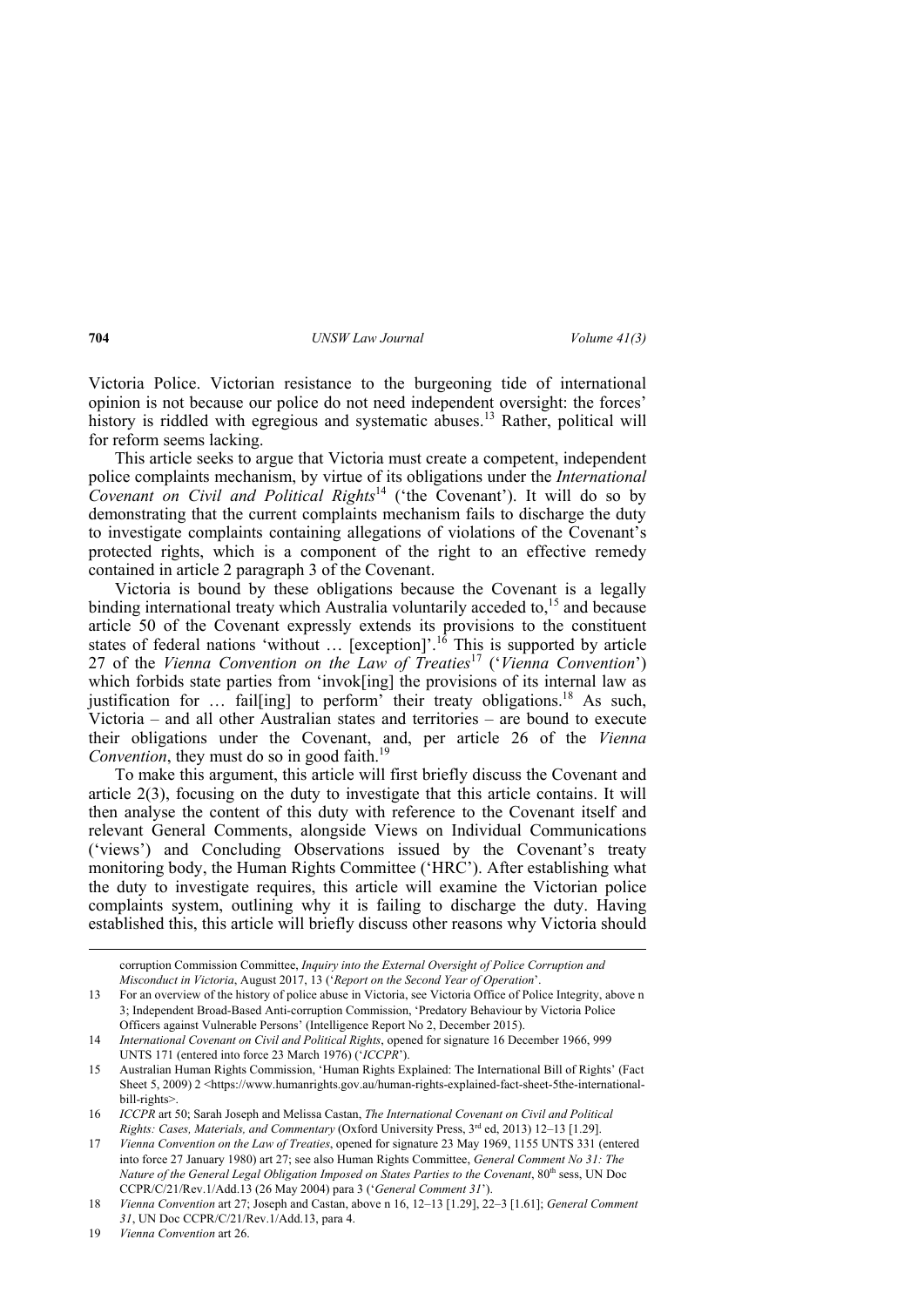Victoria Police. Victorian resistance to the burgeoning tide of international opinion is not because our police do not need independent oversight: the forces' history is riddled with egregious and systematic abuses.[13] Rather, political will for reform seems lacking.

This article seeks to argue that Victoria must create a competent, independent police complaints mechanism, by virtue of its obligations under the *International Covenant on Civil and Political Rights*[14] ('the Covenant'). It will do so by demonstrating that the current complaints mechanism fails to discharge the duty to investigate complaints containing allegations of violations of the Covenant's protected rights, which is a component of the right to an effective remedy contained in article 2 paragraph 3 of the Covenant.

Victoria is bound by these obligations because the Covenant is a legally binding international treaty which Australia voluntarily acceded to,[15] and because article 50 of the Covenant expressly extends its provisions to the constituent states of federal nations 'without … [exception]'.[16] This is supported by article 27 of the *Vienna Convention on the Law of Treaties*[17] ('*Vienna Convention*') which forbids state parties from 'invok[ing] the provisions of its internal law as justification for … fail[ing] to perform' their treaty obligations.[18] As such, Victoria – and all other Australian states and territories – are bound to execute their obligations under the Covenant, and, per article 26 of the *Vienna Convention*, they must do so in good faith.[19]

To make this argument, this article will first briefly discuss the Covenant and article 2(3), focusing on the duty to investigate that this article contains. It will then analyse the content of this duty with reference to the Covenant itself and relevant General Comments, alongside Views on Individual Communications ('views') and Concluding Observations issued by the Covenant's treaty monitoring body, the Human Rights Committee ('HRC'). After establishing what the duty to investigate requires, this article will examine the Victorian police complaints system, outlining why it is failing to discharge the duty. Having established this, this article will briefly discuss other reasons why Victoria should

---

corruption Commission Committee, *Inquiry into the External Oversight of Police Corruption and Misconduct in Victoria*, August 2017, 13 ('*Report on the Second Year of Operation*'.

13 For an overview of the history of police abuse in Victoria, see Victoria Office of Police Integrity, above n 3; Independent Broad-Based Anti-corruption Commission, 'Predatory Behaviour by Victoria Police Officers against Vulnerable Persons' (Intelligence Report No 2, December 2015).

14 *International Covenant on Civil and Political Rights*, opened for signature 16 December 1966, 999 UNTS 171 (entered into force 23 March 1976) ('*ICCPR*').

15 Australian Human Rights Commission, 'Human Rights Explained: The International Bill of Rights' (Fact Sheet 5, 2009) 2 <https://www.humanrights.gov.au/human-rights-explained-fact-sheet-5the-international-bill-rights>.

16 *ICCPR* art 50; Sarah Joseph and Melissa Castan, *The International Covenant on Civil and Political Rights: Cases, Materials, and Commentary* (Oxford University Press, 3rd ed, 2013) 12–13 [1.29].

17 *Vienna Convention on the Law of Treaties*, opened for signature 23 May 1969, 1155 UNTS 331 (entered into force 27 January 1980) art 27; see also Human Rights Committee, *General Comment No 31: The Nature of the General Legal Obligation Imposed on States Parties to the Covenant*, 80th sess, UN Doc CCPR/C/21/Rev.1/Add.13 (26 May 2004) para 3 ('*General Comment 31*').

18 *Vienna Convention* art 27; Joseph and Castan, above n 16, 12–13 [1.29], 22–3 [1.61]; *General Comment 31*, UN Doc CCPR/C/21/Rev.1/Add.13, para 4.

19 *Vienna Convention* art 26.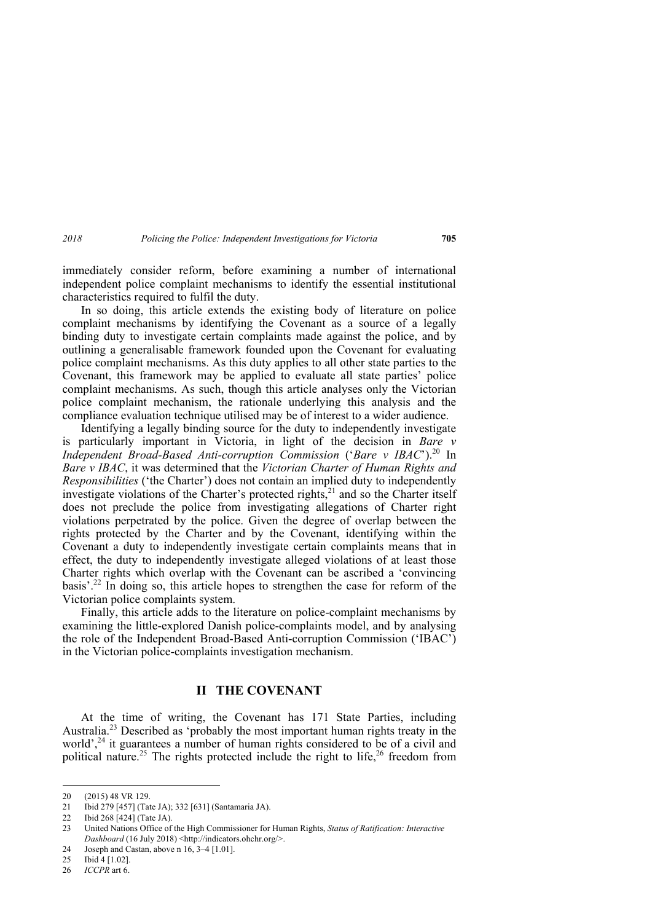immediately consider reform, before examining a number of international independent police complaint mechanisms to identify the essential institutional characteristics required to fulfil the duty.

In so doing, this article extends the existing body of literature on police complaint mechanisms by identifying the Covenant as a source of a legally binding duty to investigate certain complaints made against the police, and by outlining a generalisable framework founded upon the Covenant for evaluating police complaint mechanisms. As this duty applies to all other state parties to the Covenant, this framework may be applied to evaluate all state parties' police complaint mechanisms. As such, though this article analyses only the Victorian police complaint mechanism, the rationale underlying this analysis and the compliance evaluation technique utilised may be of interest to a wider audience.

Identifying a legally binding source for the duty to independently investigate is particularly important in Victoria, in light of the decision in *Bare v Independent Broad-Based Anti-corruption Commission* ('*Bare v IBAC*').[20] In *Bare v IBAC*, it was determined that the *Victorian Charter of Human Rights and Responsibilities* ('the Charter') does not contain an implied duty to independently investigate violations of the Charter's protected rights,[21] and so the Charter itself does not preclude the police from investigating allegations of Charter right violations perpetrated by the police. Given the degree of overlap between the rights protected by the Charter and by the Covenant, identifying within the Covenant a duty to independently investigate certain complaints means that in effect, the duty to independently investigate alleged violations of at least those Charter rights which overlap with the Covenant can be ascribed a 'convincing basis'.[22] In doing so, this article hopes to strengthen the case for reform of the Victorian police complaints system.

Finally, this article adds to the literature on police-complaint mechanisms by examining the little-explored Danish police-complaints model, and by analysing the role of the Independent Broad-Based Anti-corruption Commission ('IBAC') in the Victorian police-complaints investigation mechanism.

## II THE COVENANT

At the time of writing, the Covenant has 171 State Parties, including Australia.[23] Described as 'probably the most important human rights treaty in the world',[24] it guarantees a number of human rights considered to be of a civil and political nature.[25] The rights protected include the right to life,[26] freedom from

---

20 (2015) 48 VR 129.

21 Ibid 279 [457] (Tate JA); 332 [631] (Santamaria JA).

22 Ibid 268 [424] (Tate JA).

23 United Nations Office of the High Commissioner for Human Rights, *Status of Ratification: Interactive Dashboard* (16 July 2018) <http://indicators.ohchr.org/>.

24 Joseph and Castan, above n 16, 3–4 [1.01].

25 Ibid 4 [1.02].

26 *ICCPR* art 6.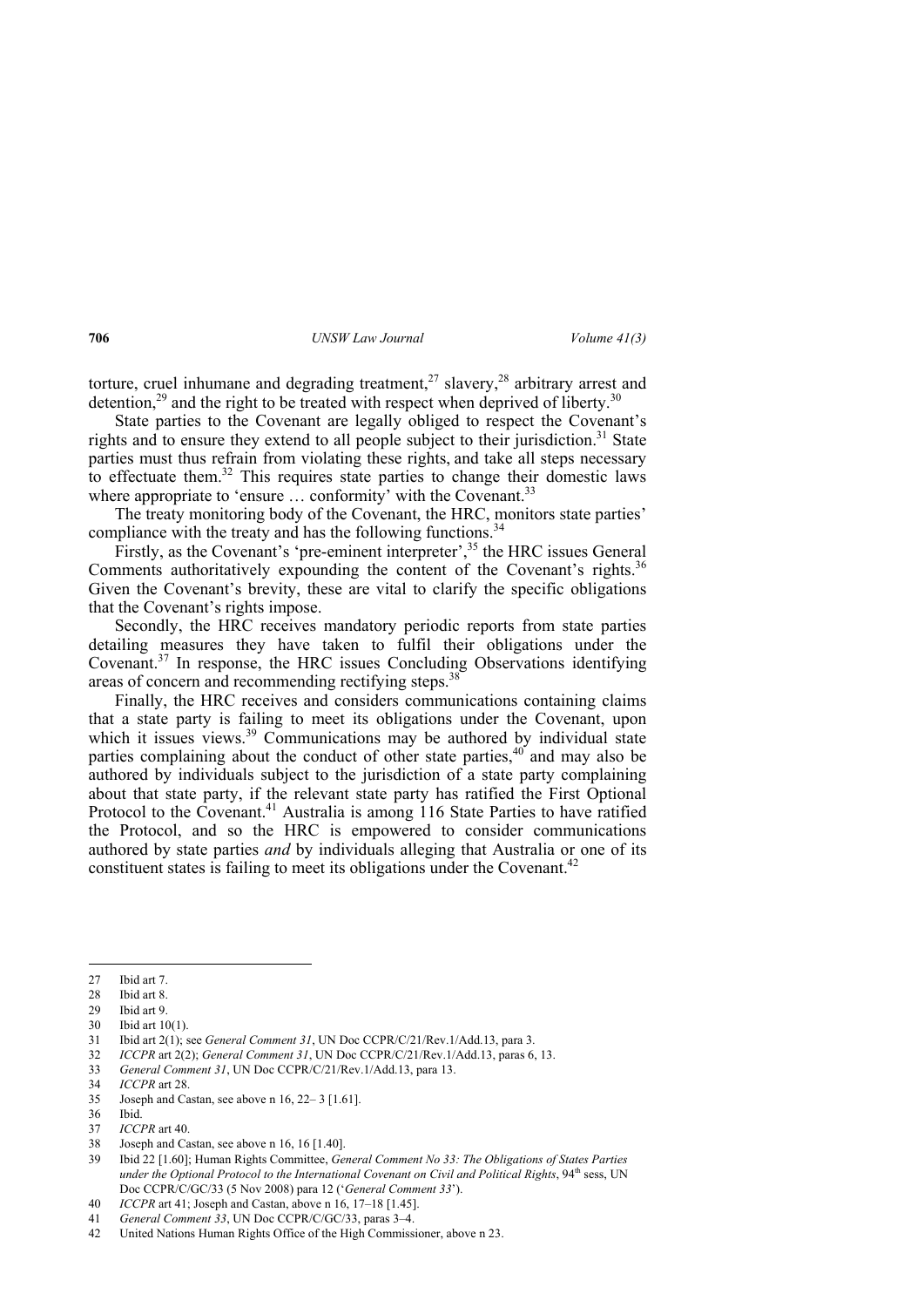torture, cruel inhumane and degrading treatment,[27] slavery,[28] arbitrary arrest and detention,[29] and the right to be treated with respect when deprived of liberty.[30]

State parties to the Covenant are legally obliged to respect the Covenant's rights and to ensure they extend to all people subject to their jurisdiction.[31] State parties must thus refrain from violating these rights, and take all steps necessary to effectuate them.[32] This requires state parties to change their domestic laws where appropriate to 'ensure … conformity' with the Covenant.[33]

The treaty monitoring body of the Covenant, the HRC, monitors state parties' compliance with the treaty and has the following functions.[34]

Firstly, as the Covenant's 'pre-eminent interpreter',[35] the HRC issues General Comments authoritatively expounding the content of the Covenant's rights.[36] Given the Covenant's brevity, these are vital to clarify the specific obligations that the Covenant's rights impose.

Secondly, the HRC receives mandatory periodic reports from state parties detailing measures they have taken to fulfil their obligations under the Covenant.[37] In response, the HRC issues Concluding Observations identifying areas of concern and recommending rectifying steps.[38]

Finally, the HRC receives and considers communications containing claims that a state party is failing to meet its obligations under the Covenant, upon which it issues views.[39] Communications may be authored by individual state parties complaining about the conduct of other state parties,[40] and may also be authored by individuals subject to the jurisdiction of a state party complaining about that state party, if the relevant state party has ratified the First Optional Protocol to the Covenant.[41] Australia is among 116 State Parties to have ratified the Protocol, and so the HRC is empowered to consider communications authored by state parties *and* by individuals alleging that Australia or one of its constituent states is failing to meet its obligations under the Covenant.[42]

---

27 Ibid art 7.

28 Ibid art 8.

29 Ibid art 9.

30 Ibid art 10(1).

31 Ibid art 2(1); see *General Comment 31*, UN Doc CCPR/C/21/Rev.1/Add.13, para 3.

32 *ICCPR* art 2(2); *General Comment 31*, UN Doc CCPR/C/21/Rev.1/Add.13, paras 6, 13.

33 *General Comment 31*, UN Doc CCPR/C/21/Rev.1/Add.13, para 13.

34 *ICCPR* art 28.

35 Joseph and Castan, see above n 16, 22– 3 [1.61].

36 Ibid.

37 *ICCPR* art 40.

38 Joseph and Castan, see above n 16, 16 [1.40].

39 Ibid 22 [1.60]; Human Rights Committee, *General Comment No 33: The Obligations of States Parties under the Optional Protocol to the International Covenant on Civil and Political Rights*, 94th sess, UN Doc CCPR/C/GC/33 (5 Nov 2008) para 12 ('*General Comment 33*').

40 *ICCPR* art 41; Joseph and Castan, above n 16, 17–18 [1.45].

41 *General Comment 33*, UN Doc CCPR/C/GC/33, paras 3–4.

42 United Nations Human Rights Office of the High Commissioner, above n 23.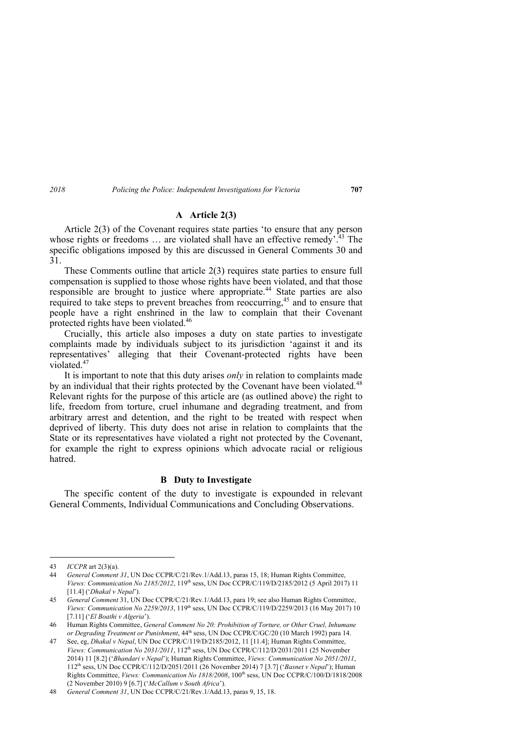### A Article 2(3)

Article 2(3) of the Covenant requires state parties 'to ensure that any person whose rights or freedoms … are violated shall have an effective remedy'.[43] The specific obligations imposed by this are discussed in General Comments 30 and 31.

These Comments outline that article 2(3) requires state parties to ensure full compensation is supplied to those whose rights have been violated, and that those responsible are brought to justice where appropriate.[44] State parties are also required to take steps to prevent breaches from reoccurring,[45] and to ensure that people have a right enshrined in the law to complain that their Covenant protected rights have been violated.[46]

Crucially, this article also imposes a duty on state parties to investigate complaints made by individuals subject to its jurisdiction 'against it and its representatives' alleging that their Covenant-protected rights have been violated.[47]

It is important to note that this duty arises *only* in relation to complaints made by an individual that their rights protected by the Covenant have been violated.[48] Relevant rights for the purpose of this article are (as outlined above) the right to life, freedom from torture, cruel inhumane and degrading treatment, and from arbitrary arrest and detention, and the right to be treated with respect when deprived of liberty. This duty does not arise in relation to complaints that the State or its representatives have violated a right not protected by the Covenant, for example the right to express opinions which advocate racial or religious hatred.

### B Duty to Investigate

The specific content of the duty to investigate is expounded in relevant General Comments, Individual Communications and Concluding Observations.

---

43 *ICCPR* art 2(3)(a).

44 *General Comment 31*, UN Doc CCPR/C/21/Rev.1/Add.13, paras 15, 18; Human Rights Committee, *Views: Communication No 2185/2012*, 119th sess, UN Doc CCPR/C/119/D/2185/2012 (5 April 2017) 11 [11.4] ('*Dhakal v Nepal*').

45 *General Comment* 31, UN Doc CCPR/C/21/Rev.1/Add.13, para 19; see also Human Rights Committee, *Views: Communication No 2259/2013*, 119th sess, UN Doc CCPR/C/119/D/2259/2013 (16 May 2017) 10 [7.11] ('*El Boathi v Algeria*').

46 Human Rights Committee, *General Comment No 20: Prohibition of Torture, or Other Cruel, Inhumane or Degrading Treatment or Punishment*, 44th sess, UN Doc CCPR/C/GC/20 (10 March 1992) para 14.

47 See, eg, *Dhakal v Nepal*, UN Doc CCPR/C/119/D/2185/2012, 11 [11.4]; Human Rights Committee, *Views: Communication No 2031/2011*, 112th sess, UN Doc CCPR/C/112/D/2031/2011 (25 November 2014) 11 [8.2] ('*Bhandari v Nepal*'); Human Rights Committee, *Views: Communication No 2051/2011*, 112th sess, UN Doc CCPR/C/112/D/2051/2011 (26 November 2014) 7 [3.7] ('*Basnet v Nepal*'); Human Rights Committee, *Views: Communication No 1818/2008*, 100th sess, UN Doc CCPR/C/100/D/1818/2008 (2 November 2010) 9 [6.7] ('*McCallum v South Africa*').

48 *General Comment 31*, UN Doc CCPR/C/21/Rev.1/Add.13, paras 9, 15, 18.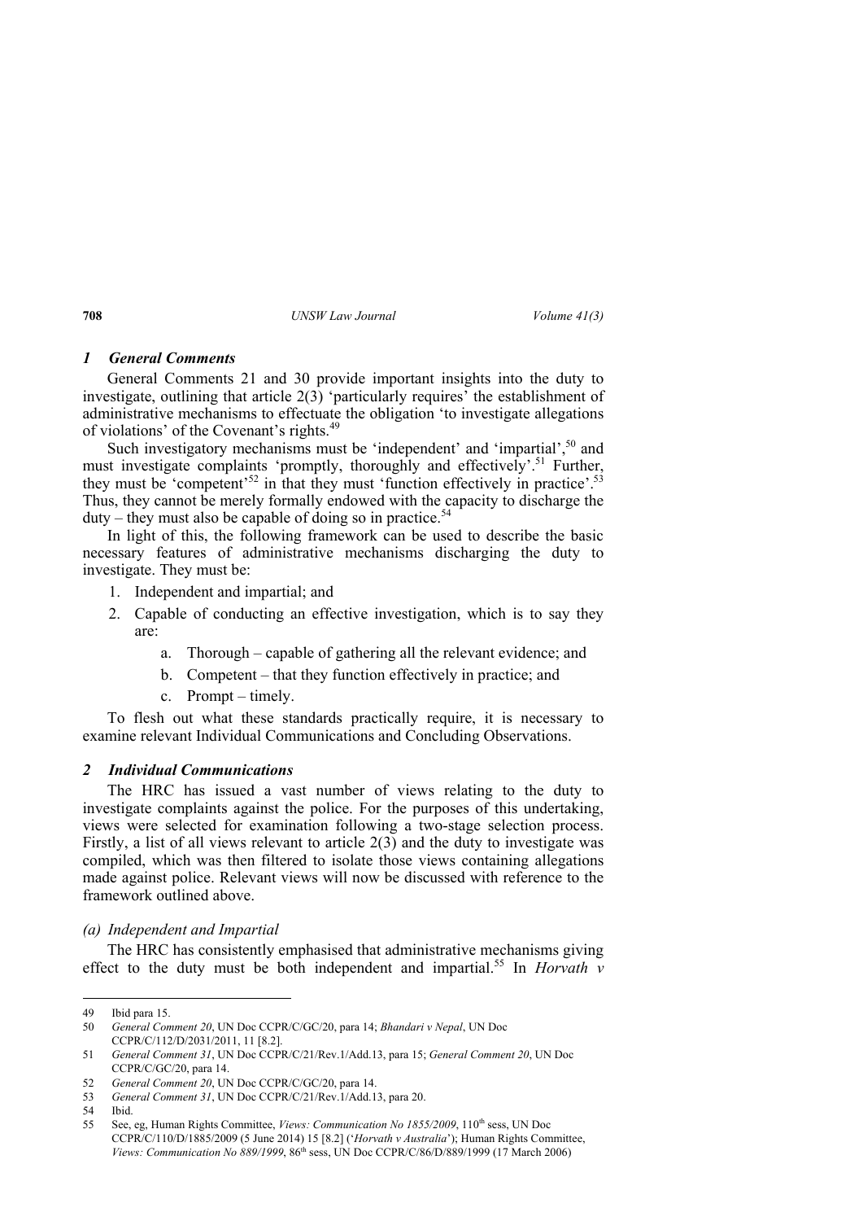### *1 General Comments*

General Comments 21 and 30 provide important insights into the duty to investigate, outlining that article 2(3) 'particularly requires' the establishment of administrative mechanisms to effectuate the obligation 'to investigate allegations of violations' of the Covenant's rights.[49]

Such investigatory mechanisms must be 'independent' and 'impartial',[50] and must investigate complaints 'promptly, thoroughly and effectively'.[51] Further, they must be 'competent'[52] in that they must 'function effectively in practice'.[53] Thus, they cannot be merely formally endowed with the capacity to discharge the duty – they must also be capable of doing so in practice.[54]

In light of this, the following framework can be used to describe the basic necessary features of administrative mechanisms discharging the duty to investigate. They must be:

1. Independent and impartial; and
2. Capable of conducting an effective investigation, which is to say they are:
    a. Thorough – capable of gathering all the relevant evidence; and
    b. Competent – that they function effectively in practice; and
    c. Prompt – timely.

To flesh out what these standards practically require, it is necessary to examine relevant Individual Communications and Concluding Observations.

### *2 Individual Communications*

The HRC has issued a vast number of views relating to the duty to investigate complaints against the police. For the purposes of this undertaking, views were selected for examination following a two-stage selection process. Firstly, a list of all views relevant to article 2(3) and the duty to investigate was compiled, which was then filtered to isolate those views containing allegations made against police. Relevant views will now be discussed with reference to the framework outlined above.

#### *(a) Independent and Impartial*

The HRC has consistently emphasised that administrative mechanisms giving effect to the duty must be both independent and impartial.[55] In *Horvath v*

---

49 Ibid para 15.

50 *General Comment 20*, UN Doc CCPR/C/GC/20, para 14; *Bhandari v Nepal*, UN Doc CCPR/C/112/D/2031/2011, 11 [8.2].

51 *General Comment 31*, UN Doc CCPR/C/21/Rev.1/Add.13, para 15; *General Comment 20*, UN Doc CCPR/C/GC/20, para 14.

52 *General Comment 20*, UN Doc CCPR/C/GC/20, para 14.

53 *General Comment 31*, UN Doc CCPR/C/21/Rev.1/Add.13, para 20.

54 Ibid.

55 See, eg, Human Rights Committee, *Views: Communication No 1855/2009*, 110th sess, UN Doc CCPR/C/110/D/1885/2009 (5 June 2014) 15 [8.2] ('*Horvath v Australia*'); Human Rights Committee, *Views: Communication No 889/1999*, 86th sess, UN Doc CCPR/C/86/D/889/1999 (17 March 2006)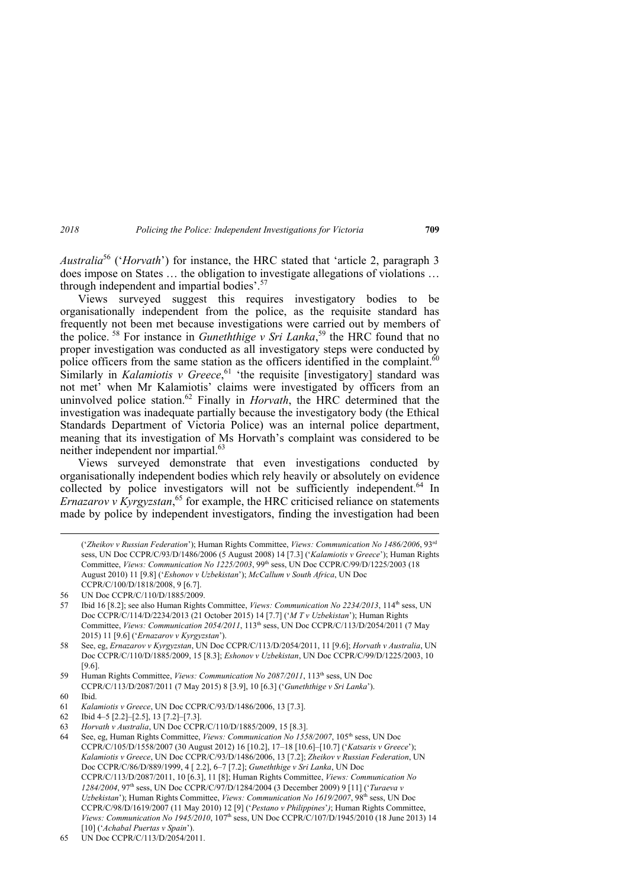*Australia*[56] ('*Horvath*') for instance, the HRC stated that 'article 2, paragraph 3 does impose on States … the obligation to investigate allegations of violations … through independent and impartial bodies'.[57]

Views surveyed suggest this requires investigatory bodies to be organisationally independent from the police, as the requisite standard has frequently not been met because investigations were carried out by members of the police.[58] For instance in *Gunethige v Sri Lanka*,[59] the HRC found that no proper investigation was conducted as all investigatory steps were conducted by police officers from the same station as the officers identified in the complaint.[60] Similarly in *Kalamiotis v Greece*,[61] 'the requisite [investigatory] standard was not met' when Mr Kalamiotis' claims were investigated by officers from an uninvolved police station.[62] Finally in *Horvath*, the HRC determined that the investigation was inadequate partially because the investigatory body (the Ethical Standards Department of Victoria Police) was an internal police department, meaning that its investigation of Ms Horvath's complaint was considered to be neither independent nor impartial.[63]

Views surveyed demonstrate that even investigations conducted by organisationally independent bodies which rely heavily or absolutely on evidence collected by police investigators will not be sufficiently independent.[64] In *Ernazarov v Kyrgyzstan*,[65] for example, the HRC criticised reliance on statements made by police by independent investigators, finding the investigation had been

---

('*Zheikov v Russian Federation*'); Human Rights Committee, *Views: Communication No 1486/2006*, 93rd sess, UN Doc CCPR/C/93/D/1486/2006 (5 August 2008) 14 [7.3] ('*Kalamiotis v Greece*'); Human Rights Committee, *Views: Communication No 1225/2003*, 99th sess, UN Doc CCPR/C/99/D/1225/2003 (18 August 2010) 11 [9.8] ('*Eshonov v Uzbekistan*'); *McCallum v South Africa*, UN Doc CCPR/C/100/D/1818/2008, 9 [6.7].

56 UN Doc CCPR/C/110/D/1885/2009.

57 Ibid 16 [8.2]; see also Human Rights Committee, *Views: Communication No 2234/2013*, 114th sess, UN Doc CCPR/C/114/D/2234/2013 (21 October 2015) 14 [7.7] ('*M T v Uzbekistan*'); Human Rights Committee, *Views: Communication 2054/2011*, 113th sess, UN Doc CCPR/C/113/D/2054/2011 (7 May 2015) 11 [9.6] ('*Ernazarov v Kyrgyzstan*').

58 See, eg, *Ernazarov v Kyrgyzstan*, UN Doc CCPR/C/113/D/2054/2011, 11 [9.6]; *Horvath v Australia*, UN Doc CCPR/C/110/D/1885/2009, 15 [8.3]; *Eshonov v Uzbekistan*, UN Doc CCPR/C/99/D/1225/2003, 10 [9.6].

59 Human Rights Committee, *Views: Communication No 2087/2011*, 113th sess, UN Doc CCPR/C/113/D/2087/2011 (7 May 2015) 8 [3.9], 10 [6.3] ('*Gunethige v Sri Lanka*').

60 Ibid.

61 *Kalamiotis v Greece*, UN Doc CCPR/C/93/D/1486/2006, 13 [7.3].

62 Ibid 4–5 [2.2]–[2.5], 13 [7.2]–[7.3].

63 *Horvath v Australia*, UN Doc CCPR/C/110/D/1885/2009, 15 [8.3].

64 See, eg, Human Rights Committee, *Views: Communication No 1558/2007*, 105th sess, UN Doc CCPR/C/105/D/1558/2007 (30 August 2012) 16 [10.2], 17–18 [10.6]–[10.7] ('*Katsaris v Greece*'); *Kalamiotis v Greece*, UN Doc CCPR/C/93/D/1486/2006, 13 [7.2]; *Zheikov v Russian Federation*, UN Doc CCPR/C/86/D/889/1999, 4 [ 2.2], 6–7 [7.2]; *Gunethige v Sri Lanka*, UN Doc CCPR/C/113/D/2087/2011, 10 [6.3], 11 [8]; Human Rights Committee, *Views: Communication No 1284/2004*, 97th sess, UN Doc CCPR/C/97/D/1284/2004 (3 December 2009) 9 [11] ('*Turaeva v Uzbekistan*'); Human Rights Committee, *Views: Communication No 1619/2007*, 98th sess, UN Doc CCPR/C/98/D/1619/2007 (11 May 2010) 12 [9] ('*Pestano v Philippines*'); Human Rights Committee, *Views: Communication No 1945/2010*, 107th sess, UN Doc CCPR/C/107/D/1945/2010 (18 June 2013) 14 [10] ('*Achabal Puertas v Spain*').

65 UN Doc CCPR/C/113/D/2054/2011.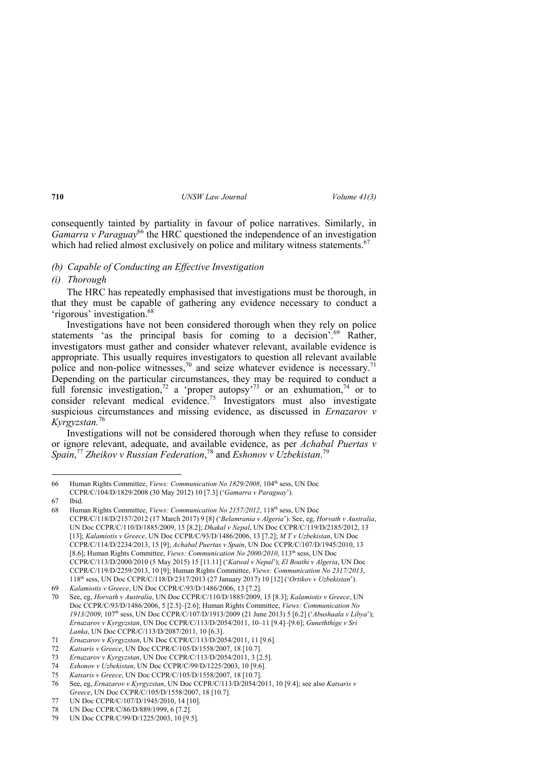consequently tainted by partiality in favour of police narratives. Similarly, in *Gamarra v Paraguay*[66] the HRC questioned the independence of an investigation which had relied almost exclusively on police and military witness statements.[67]

#### *(b) Capable of Conducting an Effective Investigation*

##### *(i) Thorough*

The HRC has repeatedly emphasised that investigations must be thorough, in that they must be capable of gathering any evidence necessary to conduct a 'rigorous' investigation.[68]

Investigations have not been considered thorough when they rely on police statements 'as the principal basis for coming to a decision'.[69] Rather, investigators must gather and consider whatever relevant, available evidence is appropriate. This usually requires investigators to question all relevant available police and non-police witnesses,[70] and seize whatever evidence is necessary.[71] Depending on the particular circumstances, they may be required to conduct a full forensic investigation,[72] a 'proper autopsy'[73] or an exhumation,[74] or to consider relevant medical evidence.[75] Investigators must also investigate suspicious circumstances and missing evidence, as discussed in *Ernazarov v Kyrgyzstan.*[76]

Investigations will not be considered thorough when they refuse to consider or ignore relevant, adequate, and available evidence, as per *Achabal Puertas v Spain*,[77] *Zheikov v Russian Federation*,[78] and *Eshonov v Uzbekistan*.[79]

---

66 Human Rights Committee, *Views: Communication No 1829/2008*, 104th sess, UN Doc CCPR/C/104/D/1829/2008 (30 May 2012) 10 [7.3] ('*Gamarra v Paraguay*').

67 Ibid.

68 Human Rights Committee, *Views: Communication No 2157/2012*, 118th sess, UN Doc CCPR/C/118/D/2157/2012 (17 March 2017) 9 [8] ('*Belamrania v Algeria*'). See, eg, *Horvath v Australia*, UN Doc CCPR/C/110/D/1885/2009, 15 [8.2]; *Dhakal v Nepal*, UN Doc CCPR/C/119/D/2185/2012, 13 [13]; *Kalamiotis v Greece*, UN Doc CCPR/C/93/D/1486/2006, 13 [7.2]; *M T v Uzbekistan*, UN Doc CCPR/C/114/D/2234/2013, 15 [9]; *Achabal Puertas v Spain*, UN Doc CCPR/C/107/D/1945/2010, 13 [8.6]; Human Rights Committee, *Views: Communication No 2000/2010*, 113th sess, UN Doc CCPR/C/113/D/2000/2010 (5 May 2015) 15 [11.11] ('*Katwal v Nepal*'); *El Boathi v Algeria*, UN Doc CCPR/C/119/D/2259/2013, 10 [9]; Human Rights Committee, *Views: Communication No 2317/2013*, 118th sess, UN Doc CCPR/C/118/D/2317/2013 (27 January 2017) 10 [12] ('*Ortikov v Uzbekistan*').

69 *Kalamiotis v Greece*, UN Doc CCPR/C/93/D/1486/2006, 13 [7.2].

70 See, eg, *Horvath v Australia*, UN Doc CCPR/C/110/D/1885/2009, 15 [8.3]; *Kalamiotis v Greece*, UN Doc CCPR/C/93/D/1486/2006, 5 [2.5]–[2.6]; Human Rights Committee, *Views: Communication No 1913/2009*, 107th sess, UN Doc CCPR/C/107/D/1913/2009 (21 June 2013) 5 [6.2] ('*Abushaala v Libya*'); *Ernazarov v Kyrgyzstan*, UN Doc CCPR/C/113/D/2054/2011, 10–11 [9.4]–[9.6]; *Guneththige v Sri Lanka*, UN Doc CCPR/C/113/D/2087/2011, 10 [6.3].

71 *Ernazarov v Kyrgyzstan*, UN Doc CCPR/C/113/D/2054/2011, 11 [9.6].

72 *Katsaris v Greece*, UN Doc CCPR/C/105/D/1558/2007, 18 [10.7].

73 *Ernazarov v Kyrgyzstan*, UN Doc CCPR/C/113/D/2054/2011, 3 [2.5].

74 *Eshonov v Uzbekistan*, UN Doc CCPR/C/99/D/1225/2003, 10 [9.6].

75 *Katsaris v Greece*, UN Doc CCPR/C/105/D/1558/2007, 18 [10.7].

76 See, eg, *Ernazarov v Kyrgyzstan*, UN Doc CCPR/C/113/D/2054/2011, 10 [9.4]; see also *Katsaris v Greece*, UN Doc CCPR/C/105/D/1558/2007, 18 [10.7].

77 UN Doc CCPR/C/107/D/1945/2010, 14 [10].

78 UN Doc CCPR/C/86/D/889/1999, 6 [7.2].

79 UN Doc CCPR/C/99/D/1225/2003, 10 [9.5].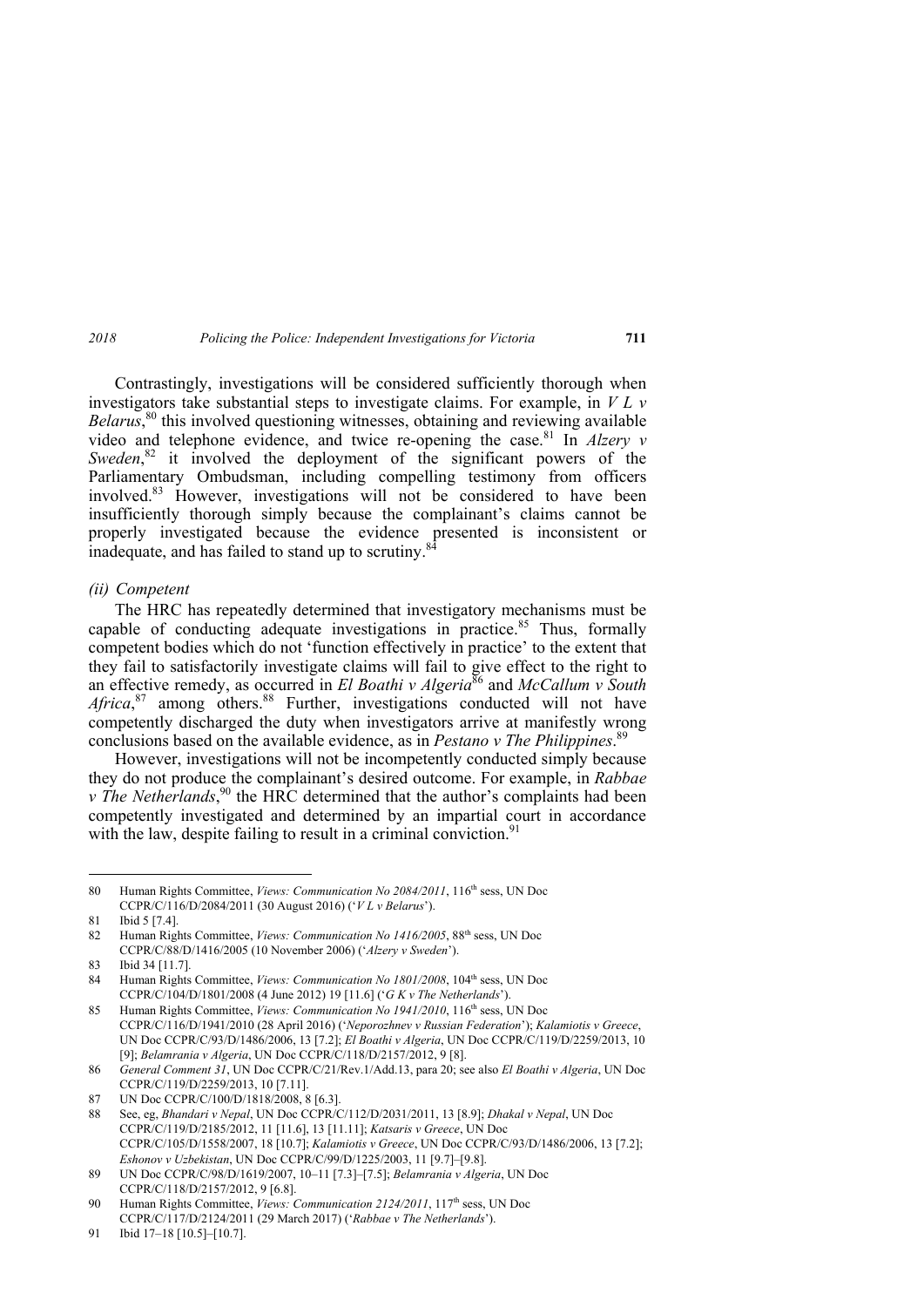Contrastingly, investigations will be considered sufficiently thorough when investigators take substantial steps to investigate claims. For example, in *V L v Belarus*,[80] this involved questioning witnesses, obtaining and reviewing available video and telephone evidence, and twice re-opening the case.[81] In *Alzery v Sweden*,[82] it involved the deployment of the significant powers of the Parliamentary Ombudsman, including compelling testimony from officers involved.[83] However, investigations will not be considered to have been insufficiently thorough simply because the complainant's claims cannot be properly investigated because the evidence presented is inconsistent or inadequate, and has failed to stand up to scrutiny.[84]

*(ii) Competent*

The HRC has repeatedly determined that investigatory mechanisms must be capable of conducting adequate investigations in practice.[85] Thus, formally competent bodies which do not 'function effectively in practice' to the extent that they fail to satisfactorily investigate claims will fail to give effect to the right to an effective remedy, as occurred in *El Boathi v Algeria*[86] and *McCallum v South Africa*,[87] among others.[88] Further, investigations conducted will not have competently discharged the duty when investigators arrive at manifestly wrong conclusions based on the available evidence, as in *Pestano v The Philippines*.[89]

However, investigations will not be incompetently conducted simply because they do not produce the complainant's desired outcome. For example, in *Rabbae v The Netherlands*,[90] the HRC determined that the author's complaints had been competently investigated and determined by an impartial court in accordance with the law, despite failing to result in a criminal conviction.[91]

---

80 Human Rights Committee, *Views: Communication No 2084/2011*, 116th sess, UN Doc CCPR/C/116/D/2084/2011 (30 August 2016) ('*V L v Belarus*').

81 Ibid 5 [7.4].

82 Human Rights Committee, *Views: Communication No 1416/2005*, 88th sess, UN Doc CCPR/C/88/D/1416/2005 (10 November 2006) ('*Alzery v Sweden*').

83 Ibid 34 [11.7].

84 Human Rights Committee, *Views: Communication No 1801/2008*, 104th sess, UN Doc CCPR/C/104/D/1801/2008 (4 June 2012) 19 [11.6] ('*G K v The Netherlands*').

85 Human Rights Committee, *Views: Communication No 1941/2010*, 116th sess, UN Doc CCPR/C/116/D/1941/2010 (28 April 2016) ('*Neporozhnev v Russian Federation*'); *Kalamiotis v Greece*, UN Doc CCPR/C/93/D/1486/2006, 13 [7.2]; *El Boathi v Algeria*, UN Doc CCPR/C/119/D/2259/2013, 10 [9]; *Belamrania v Algeria*, UN Doc CCPR/C/118/D/2157/2012, 9 [8].

86 *General Comment 31*, UN Doc CCPR/C/21/Rev.1/Add.13, para 20; see also *El Boathi v Algeria*, UN Doc CCPR/C/119/D/2259/2013, 10 [7.11].

87 UN Doc CCPR/C/100/D/1818/2008, 8 [6.3].

88 See, eg, *Bhandari v Nepal*, UN Doc CCPR/C/112/D/2031/2011, 13 [8.9]; *Dhakal v Nepal*, UN Doc CCPR/C/119/D/2185/2012, 11 [11.6], 13 [11.11]; *Katsaris v Greece*, UN Doc CCPR/C/105/D/1558/2007, 18 [10.7]; *Kalamiotis v Greece*, UN Doc CCPR/C/93/D/1486/2006, 13 [7.2]; *Eshonov v Uzbekistan*, UN Doc CCPR/C/99/D/1225/2003, 11 [9.7]–[9.8].

89 UN Doc CCPR/C/98/D/1619/2007, 10–11 [7.3]–[7.5]; *Belamrania v Algeria*, UN Doc CCPR/C/118/D/2157/2012, 9 [6.8].

90 Human Rights Committee, *Views: Communication 2124/2011*, 117th sess, UN Doc CCPR/C/117/D/2124/2011 (29 March 2017) ('*Rabbae v The Netherlands*').

91 Ibid 17–18 [10.5]–[10.7].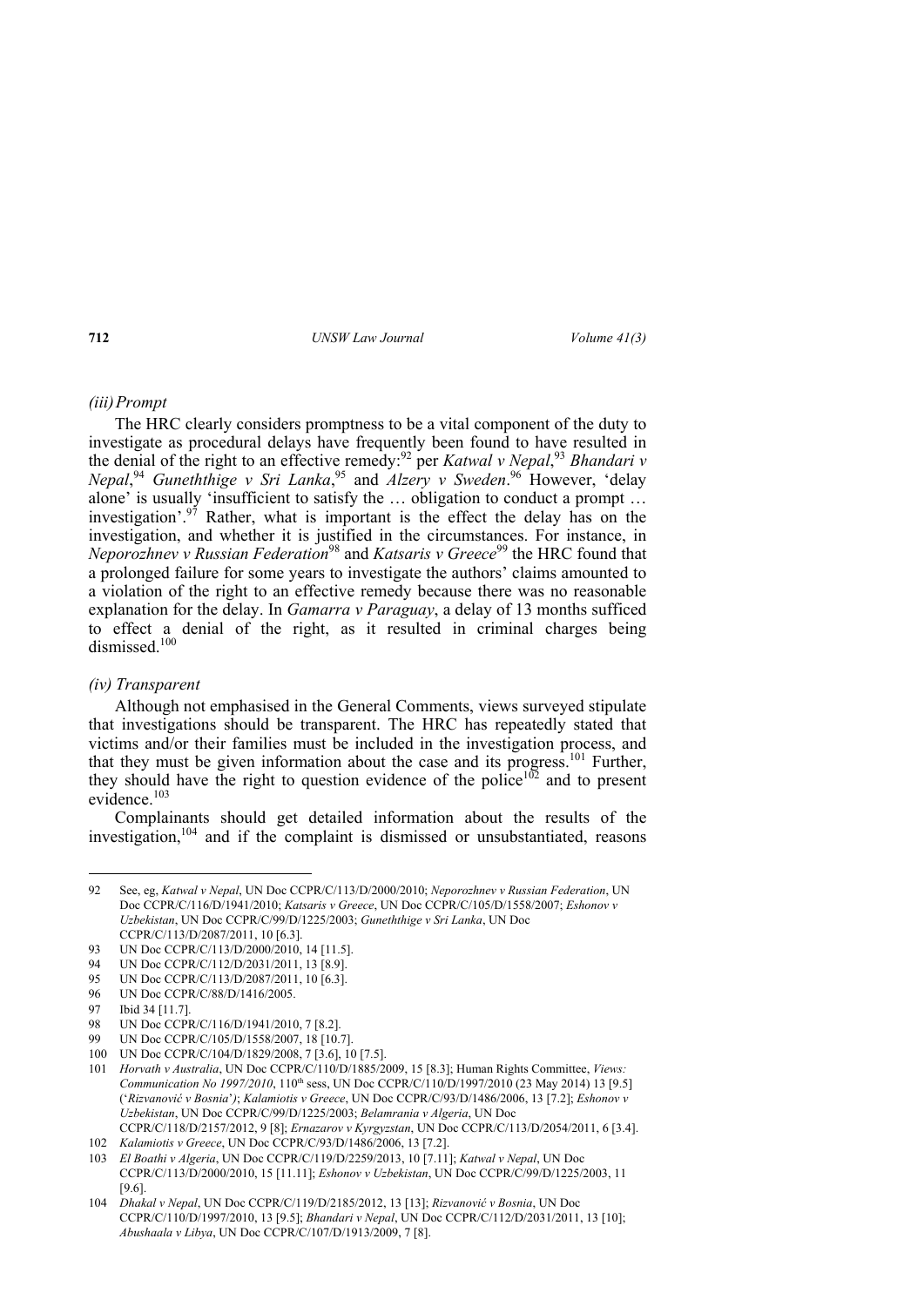#### *(iii) Prompt*

The HRC clearly considers promptness to be a vital component of the duty to investigate as procedural delays have frequently been found to have resulted in the denial of the right to an effective remedy:[92] per *Katwal v Nepal*,[93] *Bhandari v Nepal*,[94] *Guneththige v Sri Lanka*,[95] and *Alzery v Sweden*.[96] However, 'delay alone' is usually 'insufficient to satisfy the … obligation to conduct a prompt … investigation'.[97] Rather, what is important is the effect the delay has on the investigation, and whether it is justified in the circumstances. For instance, in *Neporozhnev v Russian Federation*[98] and *Katsaris v Greece*[99] the HRC found that a prolonged failure for some years to investigate the authors' claims amounted to a violation of the right to an effective remedy because there was no reasonable explanation for the delay. In *Gamarra v Paraguay*, a delay of 13 months sufficed to effect a denial of the right, as it resulted in criminal charges being dismissed.[100]

#### *(iv) Transparent*

Although not emphasised in the General Comments, views surveyed stipulate that investigations should be transparent. The HRC has repeatedly stated that victims and/or their families must be included in the investigation process, and that they must be given information about the case and its progress.[101] Further, they should have the right to question evidence of the police[102] and to present evidence.[103]

Complainants should get detailed information about the results of the investigation,[104] and if the complaint is dismissed or unsubstantiated, reasons

---

92 See, eg, *Katwal v Nepal*, UN Doc CCPR/C/113/D/2000/2010; *Neporozhnev v Russian Federation*, UN Doc CCPR/C/116/D/1941/2010; *Katsaris v Greece*, UN Doc CCPR/C/105/D/1558/2007; *Eshonov v Uzbekistan*, UN Doc CCPR/C/99/D/1225/2003; *Guneththige v Sri Lanka*, UN Doc CCPR/C/113/D/2087/2011, 10 [6.3].

93 UN Doc CCPR/C/113/D/2000/2010, 14 [11.5].

94 UN Doc CCPR/C/112/D/2031/2011, 13 [8.9].

95 UN Doc CCPR/C/113/D/2087/2011, 10 [6.3].

96 UN Doc CCPR/C/88/D/1416/2005.

97 Ibid 34 [11.7].

98 UN Doc CCPR/C/116/D/1941/2010, 7 [8.2].

99 UN Doc CCPR/C/105/D/1558/2007, 18 [10.7].

100 UN Doc CCPR/C/104/D/1829/2008, 7 [3.6], 10 [7.5].

101 *Horvath v Australia*, UN Doc CCPR/C/110/D/1885/2009, 15 [8.3]; Human Rights Committee, *Views: Communication No 1997/2010*, 110th sess, UN Doc CCPR/C/110/D/1997/2010 (23 May 2014) 13 [9.5] ('*Rizvanović v Bosnia*'); *Kalamiotis v Greece*, UN Doc CCPR/C/93/D/1486/2006, 13 [7.2]; *Eshonov v Uzbekistan*, UN Doc CCPR/C/99/D/1225/2003; *Belamrania v Algeria*, UN Doc CCPR/C/118/D/2157/2012, 9 [8]; *Ernazarov v Kyrgyzstan*, UN Doc CCPR/C/113/D/2054/2011, 6 [3.4].

102 *Kalamiotis v Greece*, UN Doc CCPR/C/93/D/1486/2006, 13 [7.2].

103 *El Boathi v Algeria*, UN Doc CCPR/C/119/D/2259/2013, 10 [7.11]; *Katwal v Nepal*, UN Doc CCPR/C/113/D/2000/2010, 15 [11.11]; *Eshonov v Uzbekistan*, UN Doc CCPR/C/99/D/1225/2003, 11 [9.6].

104 *Dhakal v Nepal*, UN Doc CCPR/C/119/D/2185/2012, 13 [13]; *Rizvanović v Bosnia*, UN Doc CCPR/C/110/D/1997/2010, 13 [9.5]; *Bhandari v Nepal*, UN Doc CCPR/C/112/D/2031/2011, 13 [10]; *Abushaala v Libya*, UN Doc CCPR/C/107/D/1913/2009, 7 [8].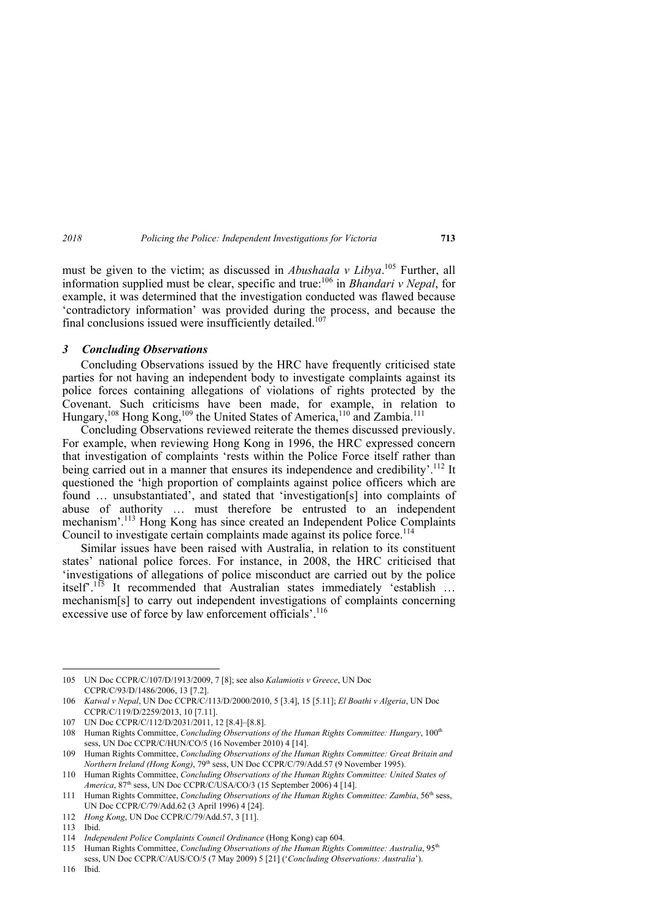must be given to the victim; as discussed in *Abushaala v Libya*.[105] Further, all information supplied must be clear, specific and true:[106] in *Bhandari v Nepal*, for example, it was determined that the investigation conducted was flawed because 'contradictory information' was provided during the process, and because the final conclusions issued were insufficiently detailed.[107]

### *3 Concluding Observations*

Concluding Observations issued by the HRC have frequently criticised state parties for not having an independent body to investigate complaints against its police forces containing allegations of violations of rights protected by the Covenant. Such criticisms have been made, for example, in relation to Hungary,[108] Hong Kong,[109] the United States of America,[110] and Zambia.[111]

Concluding Observations reviewed reiterate the themes discussed previously. For example, when reviewing Hong Kong in 1996, the HRC expressed concern that investigation of complaints 'rests within the Police Force itself rather than being carried out in a manner that ensures its independence and credibility'.[112] It questioned the 'high proportion of complaints against police officers which are found … unsubstantiated', and stated that 'investigation[s] into complaints of abuse of authority … must therefore be entrusted to an independent mechanism'.[113] Hong Kong has since created an Independent Police Complaints Council to investigate certain complaints made against its police force.[114]

Similar issues have been raised with Australia, in relation to its constituent states' national police forces. For instance, in 2008, the HRC criticised that 'investigations of allegations of police misconduct are carried out by the police itself'.[115] It recommended that Australian states immediately 'establish … mechanism[s] to carry out independent investigations of complaints concerning excessive use of force by law enforcement officials'.[116]

---

105 UN Doc CCPR/C/107/D/1913/2009, 7 [8]; see also *Kalamiotis v Greece*, UN Doc CCPR/C/93/D/1486/2006, 13 [7.2].

106 *Katwal v Nepal*, UN Doc CCPR/C/113/D/2000/2010, 5 [3.4], 15 [5.11]; *El Boathi v Algeria*, UN Doc CCPR/C/119/D/2259/2013, 10 [7.11].

107 UN Doc CCPR/C/112/D/2031/2011, 12 [8.4]–[8.8].

108 Human Rights Committee, *Concluding Observations of the Human Rights Committee: Hungary*, 100th sess, UN Doc CCPR/C/HUN/CO/5 (16 November 2010) 4 [14].

109 Human Rights Committee, *Concluding Observations of the Human Rights Committee: Great Britain and Northern Ireland (Hong Kong)*, 79th sess, UN Doc CCPR/C/79/Add.57 (9 November 1995).

110 Human Rights Committee, *Concluding Observations of the Human Rights Committee: United States of America*, 87th sess, UN Doc CCPR/C/USA/CO/3 (15 September 2006) 4 [14].

111 Human Rights Committee, *Concluding Observations of the Human Rights Committee: Zambia*, 56th sess, UN Doc CCPR/C/79/Add.62 (3 April 1996) 4 [24].

112 *Hong Kong*, UN Doc CCPR/C/79/Add.57, 3 [11].

113 Ibid.

114 *Independent Police Complaints Council Ordinance* (Hong Kong) cap 604.

115 Human Rights Committee, *Concluding Observations of the Human Rights Committee: Australia*, 95th sess, UN Doc CCPR/C/AUS/CO/5 (7 May 2009) 5 [21] ('*Concluding Observations: Australia*').

116 Ibid.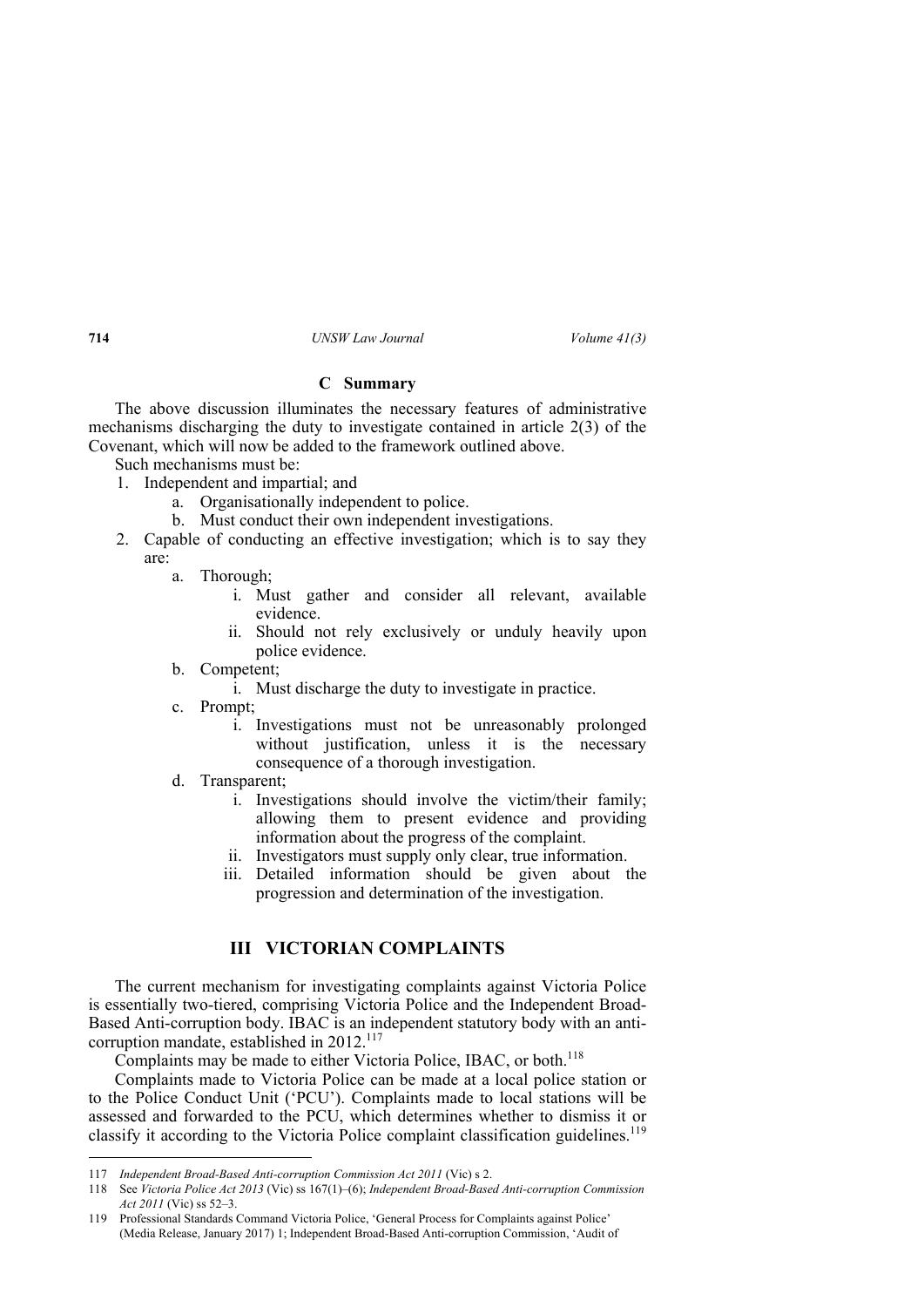### C Summary

The above discussion illuminates the necessary features of administrative mechanisms discharging the duty to investigate contained in article 2(3) of the Covenant, which will now be added to the framework outlined above.

Such mechanisms must be:

1. Independent and impartial; and
    a. Organisationally independent to police.
    b. Must conduct their own independent investigations.
2. Capable of conducting an effective investigation; which is to say they are:
    a. Thorough;
        i. Must gather and consider all relevant, available evidence.
        ii. Should not rely exclusively or unduly heavily upon police evidence.
    b. Competent;
        i. Must discharge the duty to investigate in practice.
    c. Prompt;
        i. Investigations must not be unreasonably prolonged without justification, unless it is the necessary consequence of a thorough investigation.
    d. Transparent;
        i. Investigations should involve the victim/their family; allowing them to present evidence and providing information about the progress of the complaint.
        ii. Investigators must supply only clear, true information.
        iii. Detailed information should be given about the progression and determination of the investigation.

## III VICTORIAN COMPLAINTS

The current mechanism for investigating complaints against Victoria Police is essentially two-tiered, comprising Victoria Police and the Independent Broad-Based Anti-corruption body. IBAC is an independent statutory body with an anti-corruption mandate, established in 2012.[117]

Complaints may be made to either Victoria Police, IBAC, or both.[118]

Complaints made to Victoria Police can be made at a local police station or to the Police Conduct Unit ('PCU'). Complaints made to local stations will be assessed and forwarded to the PCU, which determines whether to dismiss it or classify it according to the Victoria Police complaint classification guidelines.[119]

---

117 *Independent Broad-Based Anti-corruption Commission Act 2011* (Vic) s 2.

118 See *Victoria Police Act 2013* (Vic) ss 167(1)–(6); *Independent Broad-Based Anti-corruption Commission Act 2011* (Vic) ss 52–3.

119 Professional Standards Command Victoria Police, 'General Process for Complaints against Police' (Media Release, January 2017) 1; Independent Broad-Based Anti-corruption Commission, 'Audit of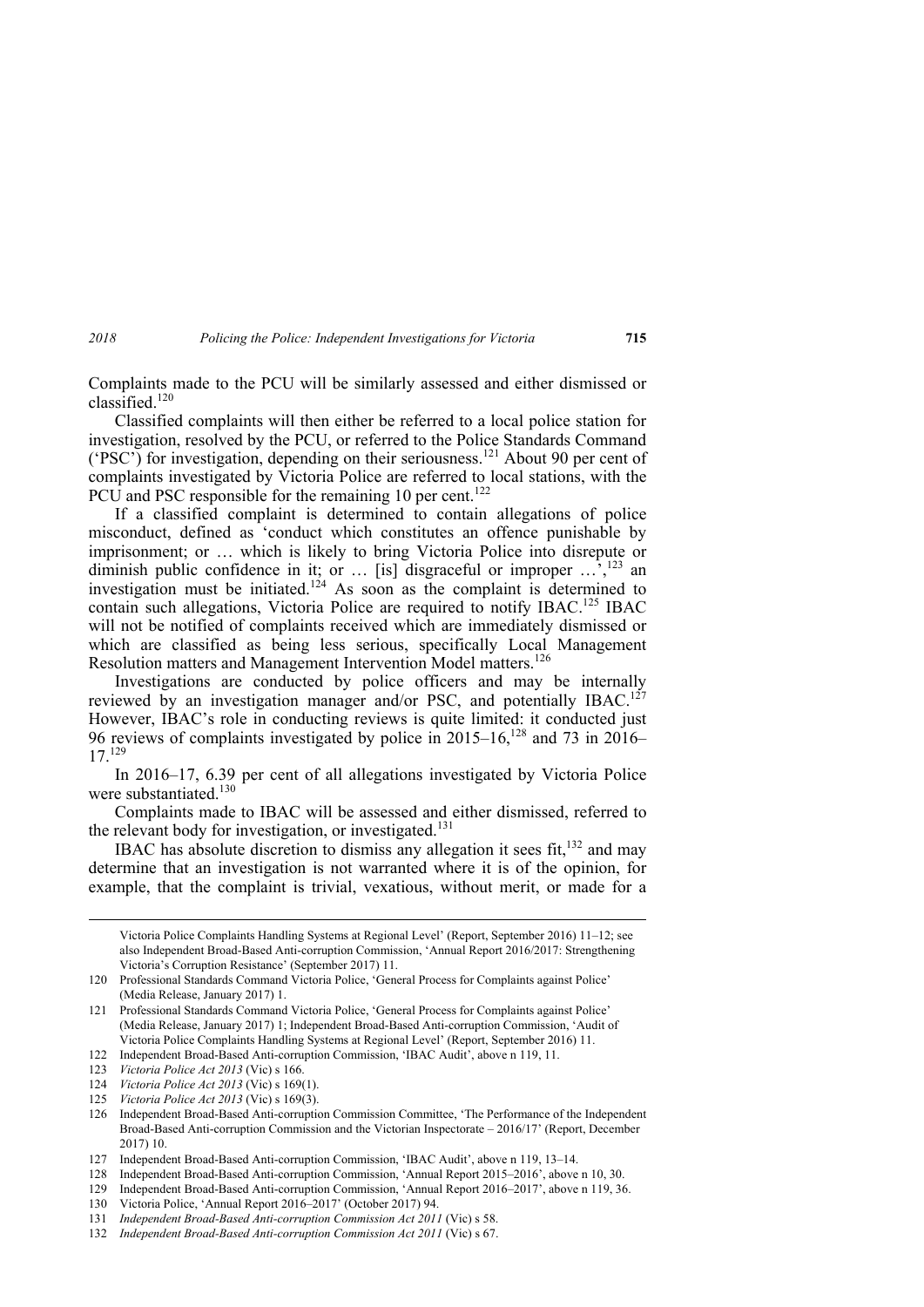Complaints made to the PCU will be similarly assessed and either dismissed or classified.[120]

Classified complaints will then either be referred to a local police station for investigation, resolved by the PCU, or referred to the Police Standards Command ('PSC') for investigation, depending on their seriousness.[121] About 90 per cent of complaints investigated by Victoria Police are referred to local stations, with the PCU and PSC responsible for the remaining 10 per cent.[122]

If a classified complaint is determined to contain allegations of police misconduct, defined as 'conduct which constitutes an offence punishable by imprisonment; or … which is likely to bring Victoria Police into disrepute or diminish public confidence in it; or … [is] disgraceful or improper …',[123] an investigation must be initiated.[124] As soon as the complaint is determined to contain such allegations, Victoria Police are required to notify IBAC.[125] IBAC will not be notified of complaints received which are immediately dismissed or which are classified as being less serious, specifically Local Management Resolution matters and Management Intervention Model matters.[126]

Investigations are conducted by police officers and may be internally reviewed by an investigation manager and/or PSC, and potentially IBAC.[127] However, IBAC's role in conducting reviews is quite limited: it conducted just 96 reviews of complaints investigated by police in 2015–16,[128] and 73 in 2016–17.[129]

In 2016–17, 6.39 per cent of all allegations investigated by Victoria Police were substantiated.[130]

Complaints made to IBAC will be assessed and either dismissed, referred to the relevant body for investigation, or investigated.[131]

IBAC has absolute discretion to dismiss any allegation it sees fit,[132] and may determine that an investigation is not warranted where it is of the opinion, for example, that the complaint is trivial, vexatious, without merit, or made for a

---

Victoria Police Complaints Handling Systems at Regional Level' (Report, September 2016) 11–12; see also Independent Broad-Based Anti-corruption Commission, 'Annual Report 2016/2017: Strengthening Victoria's Corruption Resistance' (September 2017) 11.

120 Professional Standards Command Victoria Police, 'General Process for Complaints against Police' (Media Release, January 2017) 1.

121 Professional Standards Command Victoria Police, 'General Process for Complaints against Police' (Media Release, January 2017) 1; Independent Broad-Based Anti-corruption Commission, 'Audit of Victoria Police Complaints Handling Systems at Regional Level' (Report, September 2016) 11.

122 Independent Broad-Based Anti-corruption Commission, 'IBAC Audit', above n 119, 11.

123 *Victoria Police Act 2013* (Vic) s 166.

124 *Victoria Police Act 2013* (Vic) s 169(1).

125 *Victoria Police Act 2013* (Vic) s 169(3).

126 Independent Broad-Based Anti-corruption Commission Committee, 'The Performance of the Independent Broad-Based Anti-corruption Commission and the Victorian Inspectorate – 2016/17' (Report, December 2017) 10.

127 Independent Broad-Based Anti-corruption Commission, 'IBAC Audit', above n 119, 13–14.

128 Independent Broad-Based Anti-corruption Commission, 'Annual Report 2015–2016', above n 10, 30.

129 Independent Broad-Based Anti-corruption Commission, 'Annual Report 2016–2017', above n 119, 36.

130 Victoria Police, 'Annual Report 2016–2017' (October 2017) 94.

131 *Independent Broad-Based Anti-corruption Commission Act 2011* (Vic) s 58.

132 *Independent Broad-Based Anti-corruption Commission Act 2011* (Vic) s 67.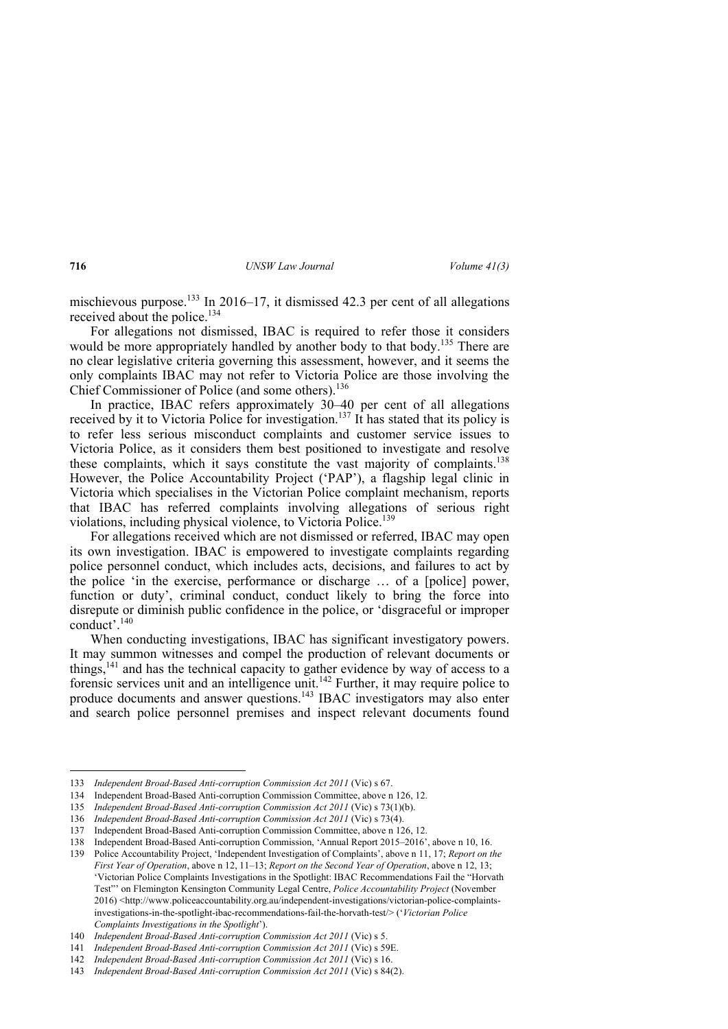mischievous purpose.[133] In 2016–17, it dismissed 42.3 per cent of all allegations received about the police.[134]

For allegations not dismissed, IBAC is required to refer those it considers would be more appropriately handled by another body to that body.[135] There are no clear legislative criteria governing this assessment, however, and it seems the only complaints IBAC may not refer to Victoria Police are those involving the Chief Commissioner of Police (and some others).[136]

In practice, IBAC refers approximately 30–40 per cent of all allegations received by it to Victoria Police for investigation.[137] It has stated that its policy is to refer less serious misconduct complaints and customer service issues to Victoria Police, as it considers them best positioned to investigate and resolve these complaints, which it says constitute the vast majority of complaints.[138] However, the Police Accountability Project ('PAP'), a flagship legal clinic in Victoria which specialises in the Victorian Police complaint mechanism, reports that IBAC has referred complaints involving allegations of serious right violations, including physical violence, to Victoria Police.[139]

For allegations received which are not dismissed or referred, IBAC may open its own investigation. IBAC is empowered to investigate complaints regarding police personnel conduct, which includes acts, decisions, and failures to act by the police 'in the exercise, performance or discharge … of a [police] power, function or duty', criminal conduct, conduct likely to bring the force into disrepute or diminish public confidence in the police, or 'disgraceful or improper conduct'.[140]

When conducting investigations, IBAC has significant investigatory powers. It may summon witnesses and compel the production of relevant documents or things,[141] and has the technical capacity to gather evidence by way of access to a forensic services unit and an intelligence unit.[142] Further, it may require police to produce documents and answer questions.[143] IBAC investigators may also enter and search police personnel premises and inspect relevant documents found

---

133 *Independent Broad-Based Anti-corruption Commission Act 2011* (Vic) s 67.

134 Independent Broad-Based Anti-corruption Commission Committee, above n 126, 12.

135 *Independent Broad-Based Anti-corruption Commission Act 2011* (Vic) s 73(1)(b).

136 *Independent Broad-Based Anti-corruption Commission Act 2011* (Vic) s 73(4).

137 Independent Broad-Based Anti-corruption Commission Committee, above n 126, 12.

138 Independent Broad-Based Anti-corruption Commission, 'Annual Report 2015–2016', above n 10, 16.

139 Police Accountability Project, 'Independent Investigation of Complaints', above n 11, 17; *Report on the First Year of Operation*, above n 12, 11–13; *Report on the Second Year of Operation*, above n 12, 13; 'Victorian Police Complaints Investigations in the Spotlight: IBAC Recommendations Fail the "Horvath Test"' on Flemington Kensington Community Legal Centre, *Police Accountability Project* (November 2016) <http://www.policeaccountability.org.au/independent-investigations/victorian-police-complaints-investigations-in-the-spotlight-ibac-recommendations-fail-the-horvath-test/> ('*Victorian Police Complaints Investigations in the Spotlight*').

140 *Independent Broad-Based Anti-corruption Commission Act 2011* (Vic) s 5.

141 *Independent Broad-Based Anti-corruption Commission Act 2011* (Vic) s 59E.

142 *Independent Broad-Based Anti-corruption Commission Act 2011* (Vic) s 16.

143 *Independent Broad-Based Anti-corruption Commission Act 2011* (Vic) s 84(2).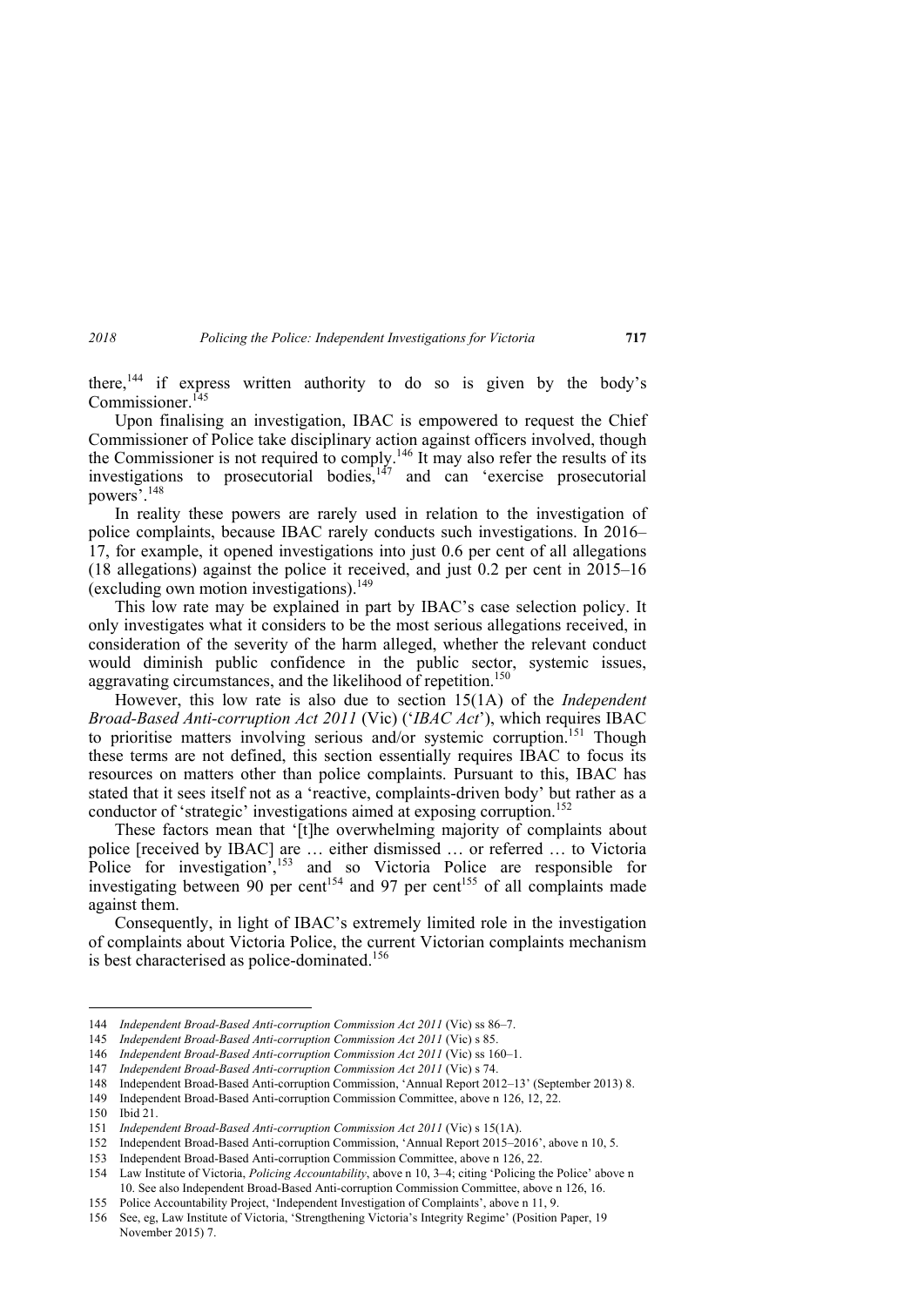there,[144] if express written authority to do so is given by the body's Commissioner.[145]

Upon finalising an investigation, IBAC is empowered to request the Chief Commissioner of Police take disciplinary action against officers involved, though the Commissioner is not required to comply.[146] It may also refer the results of its investigations to prosecutorial bodies,[147] and can 'exercise prosecutorial powers'.[148]

In reality these powers are rarely used in relation to the investigation of police complaints, because IBAC rarely conducts such investigations. In 2016–17, for example, it opened investigations into just 0.6 per cent of all allegations (18 allegations) against the police it received, and just 0.2 per cent in 2015–16 (excluding own motion investigations).[149]

This low rate may be explained in part by IBAC's case selection policy. It only investigates what it considers to be the most serious allegations received, in consideration of the severity of the harm alleged, whether the relevant conduct would diminish public confidence in the public sector, systemic issues, aggravating circumstances, and the likelihood of repetition.[150]

However, this low rate is also due to section 15(1A) of the *Independent Broad-Based Anti-corruption Act 2011* (Vic) ('*IBAC Act*'), which requires IBAC to prioritise matters involving serious and/or systemic corruption.[151] Though these terms are not defined, this section essentially requires IBAC to focus its resources on matters other than police complaints. Pursuant to this, IBAC has stated that it sees itself not as a 'reactive, complaints-driven body' but rather as a conductor of 'strategic' investigations aimed at exposing corruption.[152]

These factors mean that '[t]he overwhelming majority of complaints about police [received by IBAC] are … either dismissed … or referred … to Victoria Police for investigation',[153] and so Victoria Police are responsible for investigating between 90 per cent[154] and 97 per cent[155] of all complaints made against them.

Consequently, in light of IBAC's extremely limited role in the investigation of complaints about Victoria Police, the current Victorian complaints mechanism is best characterised as police-dominated.[156]

---

144 *Independent Broad-Based Anti-corruption Commission Act 2011* (Vic) ss 86–7.

145 *Independent Broad-Based Anti-corruption Commission Act 2011* (Vic) s 85.

146 *Independent Broad-Based Anti-corruption Commission Act 2011* (Vic) ss 160–1.

147 *Independent Broad-Based Anti-corruption Commission Act 2011* (Vic) s 74.

148 Independent Broad-Based Anti-corruption Commission, 'Annual Report 2012–13' (September 2013) 8.

149 Independent Broad-Based Anti-corruption Commission Committee, above n 126, 12, 22.

150 Ibid 21.

151 *Independent Broad-Based Anti-corruption Commission Act 2011* (Vic) s 15(1A).

152 Independent Broad-Based Anti-corruption Commission, 'Annual Report 2015–2016', above n 10, 5.

153 Independent Broad-Based Anti-corruption Commission Committee, above n 126, 22.

154 Law Institute of Victoria, *Policing Accountability*, above n 10, 3–4; citing 'Policing the Police' above n 10. See also Independent Broad-Based Anti-corruption Commission Committee, above n 126, 16.

155 Police Accountability Project, 'Independent Investigation of Complaints', above n 11, 9.

156 See, eg, Law Institute of Victoria, 'Strengthening Victoria's Integrity Regime' (Position Paper, 19 November 2015) 7.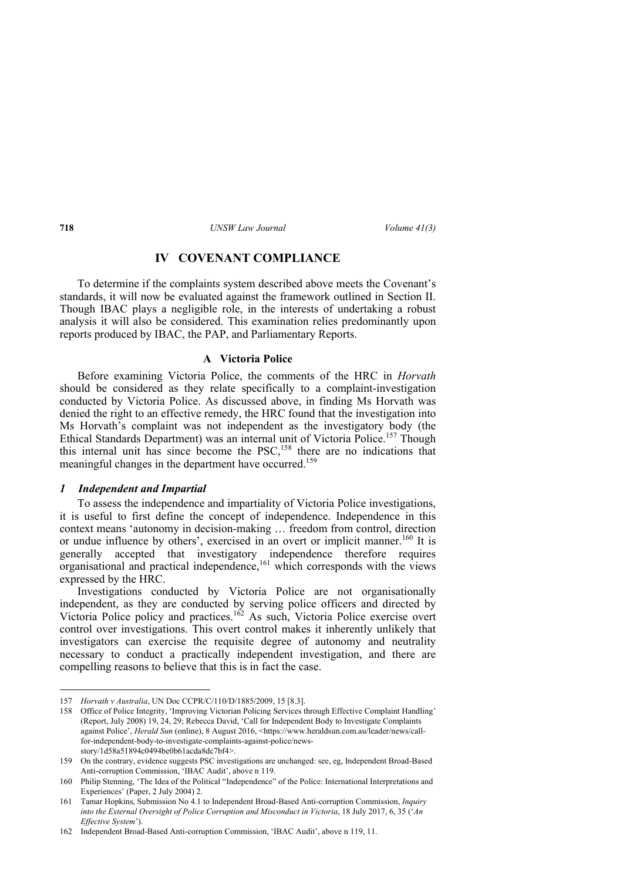## IV COVENANT COMPLIANCE

To determine if the complaints system described above meets the Covenant's standards, it will now be evaluated against the framework outlined in Section II. Though IBAC plays a negligible role, in the interests of undertaking a robust analysis it will also be considered. This examination relies predominantly upon reports produced by IBAC, the PAP, and Parliamentary Reports.

### A Victoria Police

Before examining Victoria Police, the comments of the HRC in *Horvath* should be considered as they relate specifically to a complaint-investigation conducted by Victoria Police. As discussed above, in finding Ms Horvath was denied the right to an effective remedy, the HRC found that the investigation into Ms Horvath's complaint was not independent as the investigatory body (the Ethical Standards Department) was an internal unit of Victoria Police.[157] Though this internal unit has since become the PSC,[158] there are no indications that meaningful changes in the department have occurred.[159]

#### *1 Independent and Impartial*

To assess the independence and impartiality of Victoria Police investigations, it is useful to first define the concept of independence. Independence in this context means 'autonomy in decision-making … freedom from control, direction or undue influence by others', exercised in an overt or implicit manner.[160] It is generally accepted that investigatory independence therefore requires organisational and practical independence,[161] which corresponds with the views expressed by the HRC.

Investigations conducted by Victoria Police are not organisationally independent, as they are conducted by serving police officers and directed by Victoria Police policy and practices.[162] As such, Victoria Police exercise overt control over investigations. This overt control makes it inherently unlikely that investigators can exercise the requisite degree of autonomy and neutrality necessary to conduct a practically independent investigation, and there are compelling reasons to believe that this is in fact the case.

---

157 *Horvath v Australia*, UN Doc CCPR/C/110/D/1885/2009, 15 [8.3].

158 Office of Police Integrity, 'Improving Victorian Policing Services through Effective Complaint Handling' (Report, July 2008) 19, 24, 29; Rebecca David, 'Call for Independent Body to Investigate Complaints against Police', *Herald Sun* (online), 8 August 2016, <https://www.heraldsun.com.au/leader/news/call-for-independent-body-to-investigate-complaints-against-police/news-story/1d58a51894c0494be0b61acda8dc7bf4>.

159 On the contrary, evidence suggests PSC investigations are unchanged: see, eg, Independent Broad-Based Anti-corruption Commission, 'IBAC Audit', above n 119.

160 Philip Stenning, 'The Idea of the Political "Independence" of the Police: International Interpretations and Experiences' (Paper, 2 July 2004) 2.

161 Tamar Hopkins, Submission No 4.1 to Independent Broad-Based Anti-corruption Commission, *Inquiry into the External Oversight of Police Corruption and Misconduct in Victoria*, 18 July 2017, 6, 35 ('*An Effective System*').

162 Independent Broad-Based Anti-corruption Commission, 'IBAC Audit', above n 119, 11.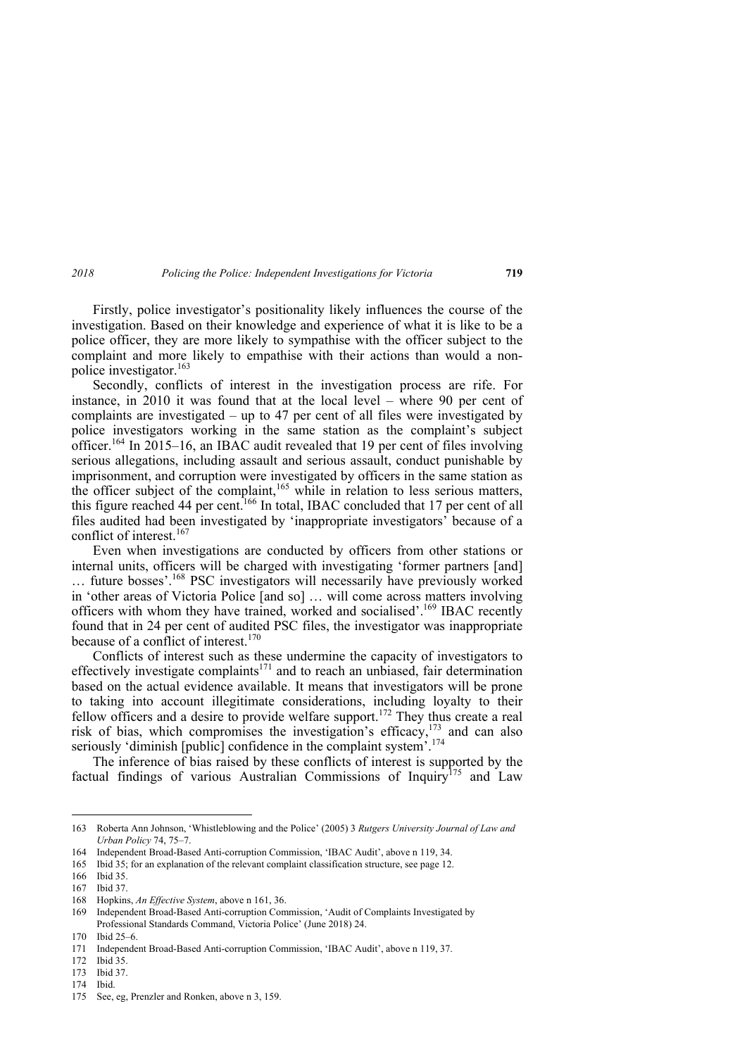Firstly, police investigator's positionality likely influences the course of the investigation. Based on their knowledge and experience of what it is like to be a police officer, they are more likely to sympathise with the officer subject to the complaint and more likely to empathise with their actions than would a non-police investigator.[163]

Secondly, conflicts of interest in the investigation process are rife. For instance, in 2010 it was found that at the local level – where 90 per cent of complaints are investigated – up to 47 per cent of all files were investigated by police investigators working in the same station as the complaint's subject officer.[164] In 2015–16, an IBAC audit revealed that 19 per cent of files involving serious allegations, including assault and serious assault, conduct punishable by imprisonment, and corruption were investigated by officers in the same station as the officer subject of the complaint,[165] while in relation to less serious matters, this figure reached 44 per cent.[166] In total, IBAC concluded that 17 per cent of all files audited had been investigated by 'inappropriate investigators' because of a conflict of interest.[167]

Even when investigations are conducted by officers from other stations or internal units, officers will be charged with investigating 'former partners [and] … future bosses'.[168] PSC investigators will necessarily have previously worked in 'other areas of Victoria Police [and so] … will come across matters involving officers with whom they have trained, worked and socialised'.[169] IBAC recently found that in 24 per cent of audited PSC files, the investigator was inappropriate because of a conflict of interest.[170]

Conflicts of interest such as these undermine the capacity of investigators to effectively investigate complaints[171] and to reach an unbiased, fair determination based on the actual evidence available. It means that investigators will be prone to taking into account illegitimate considerations, including loyalty to their fellow officers and a desire to provide welfare support.[172] They thus create a real risk of bias, which compromises the investigation's efficacy,[173] and can also seriously 'diminish [public] confidence in the complaint system'.[174]

The inference of bias raised by these conflicts of interest is supported by the factual findings of various Australian Commissions of Inquiry[175] and Law

---

163 Roberta Ann Johnson, 'Whistleblowing and the Police' (2005) 3 *Rutgers University Journal of Law and Urban Policy* 74, 75–7.

164 Independent Broad-Based Anti-corruption Commission, 'IBAC Audit', above n 119, 34.

165 Ibid 35; for an explanation of the relevant complaint classification structure, see page 12.

166 Ibid 35.

167 Ibid 37.

168 Hopkins, *An Effective System*, above n 161, 36.

169 Independent Broad-Based Anti-corruption Commission, 'Audit of Complaints Investigated by Professional Standards Command, Victoria Police' (June 2018) 24.

170 Ibid 25–6.

171 Independent Broad-Based Anti-corruption Commission, 'IBAC Audit', above n 119, 37.

172 Ibid 35.

173 Ibid 37.

174 Ibid.

175 See, eg, Prenzler and Ronken, above n 3, 159.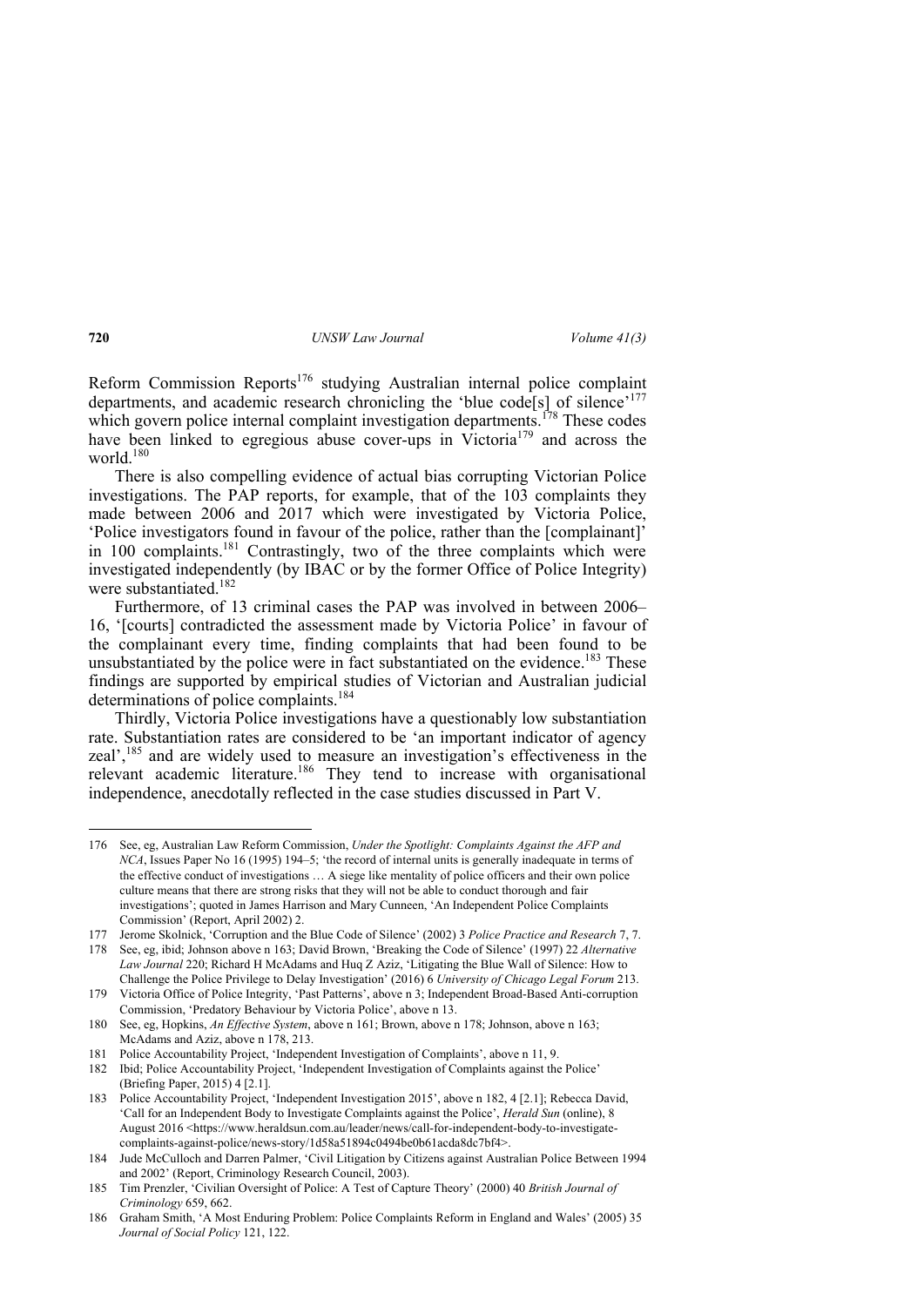Reform Commission Reports[176] studying Australian internal police complaint departments, and academic research chronicling the 'blue code[s] of silence'[177] which govern police internal complaint investigation departments.[178] These codes have been linked to egregious abuse cover-ups in Victoria[179] and across the world.[180]

There is also compelling evidence of actual bias corrupting Victorian Police investigations. The PAP reports, for example, that of the 103 complaints they made between 2006 and 2017 which were investigated by Victoria Police, 'Police investigators found in favour of the police, rather than the [complainant]' in 100 complaints.[181] Contrastingly, two of the three complaints which were investigated independently (by IBAC or by the former Office of Police Integrity) were substantiated.[182]

Furthermore, of 13 criminal cases the PAP was involved in between 2006–16, '[courts] contradicted the assessment made by Victoria Police' in favour of the complainant every time, finding complaints that had been found to be unsubstantiated by the police were in fact substantiated on the evidence.[183] These findings are supported by empirical studies of Victorian and Australian judicial determinations of police complaints.[184]

Thirdly, Victoria Police investigations have a questionably low substantiation rate. Substantiation rates are considered to be 'an important indicator of agency zeal',[185] and are widely used to measure an investigation's effectiveness in the relevant academic literature.[186] They tend to increase with organisational independence, anecdotally reflected in the case studies discussed in Part V.

---

176 See, eg, Australian Law Reform Commission, *Under the Spotlight: Complaints Against the AFP and NCA*, Issues Paper No 16 (1995) 194–5; 'the record of internal units is generally inadequate in terms of the effective conduct of investigations … A siege like mentality of police officers and their own police culture means that there are strong risks that they will not be able to conduct thorough and fair investigations'; quoted in James Harrison and Mary Cunneen, 'An Independent Police Complaints Commission' (Report, April 2002) 2.

177 Jerome Skolnick, 'Corruption and the Blue Code of Silence' (2002) 3 *Police Practice and Research* 7, 7.

178 See, eg, ibid; Johnson above n 163; David Brown, 'Breaking the Code of Silence' (1997) 22 *Alternative Law Journal* 220; Richard H McAdams and Huq Z Aziz, 'Litigating the Blue Wall of Silence: How to Challenge the Police Privilege to Delay Investigation' (2016) 6 *University of Chicago Legal Forum* 213.

179 Victoria Office of Police Integrity, 'Past Patterns', above n 3; Independent Broad-Based Anti-corruption Commission, 'Predatory Behaviour by Victoria Police', above n 13.

180 See, eg, Hopkins, *An Effective System*, above n 161; Brown, above n 178; Johnson, above n 163; McAdams and Aziz, above n 178, 213.

181 Police Accountability Project, 'Independent Investigation of Complaints', above n 11, 9.

182 Ibid; Police Accountability Project, 'Independent Investigation of Complaints against the Police' (Briefing Paper, 2015) 4 [2.1].

183 Police Accountability Project, 'Independent Investigation 2015', above n 182, 4 [2.1]; Rebecca David, 'Call for an Independent Body to Investigate Complaints against the Police', *Herald Sun* (online), 8 August 2016 <https://www.heraldsun.com.au/leader/news/call-for-independent-body-to-investigate-complaints-against-police/news-story/1d58a51894c0494be0b61acda8dc7bf4>.

184 Jude McCulloch and Darren Palmer, 'Civil Litigation by Citizens against Australian Police Between 1994 and 2002' (Report, Criminology Research Council, 2003).

185 Tim Prenzler, 'Civilian Oversight of Police: A Test of Capture Theory' (2000) 40 *British Journal of Criminology* 659, 662.

186 Graham Smith, 'A Most Enduring Problem: Police Complaints Reform in England and Wales' (2005) 35 *Journal of Social Policy* 121, 122.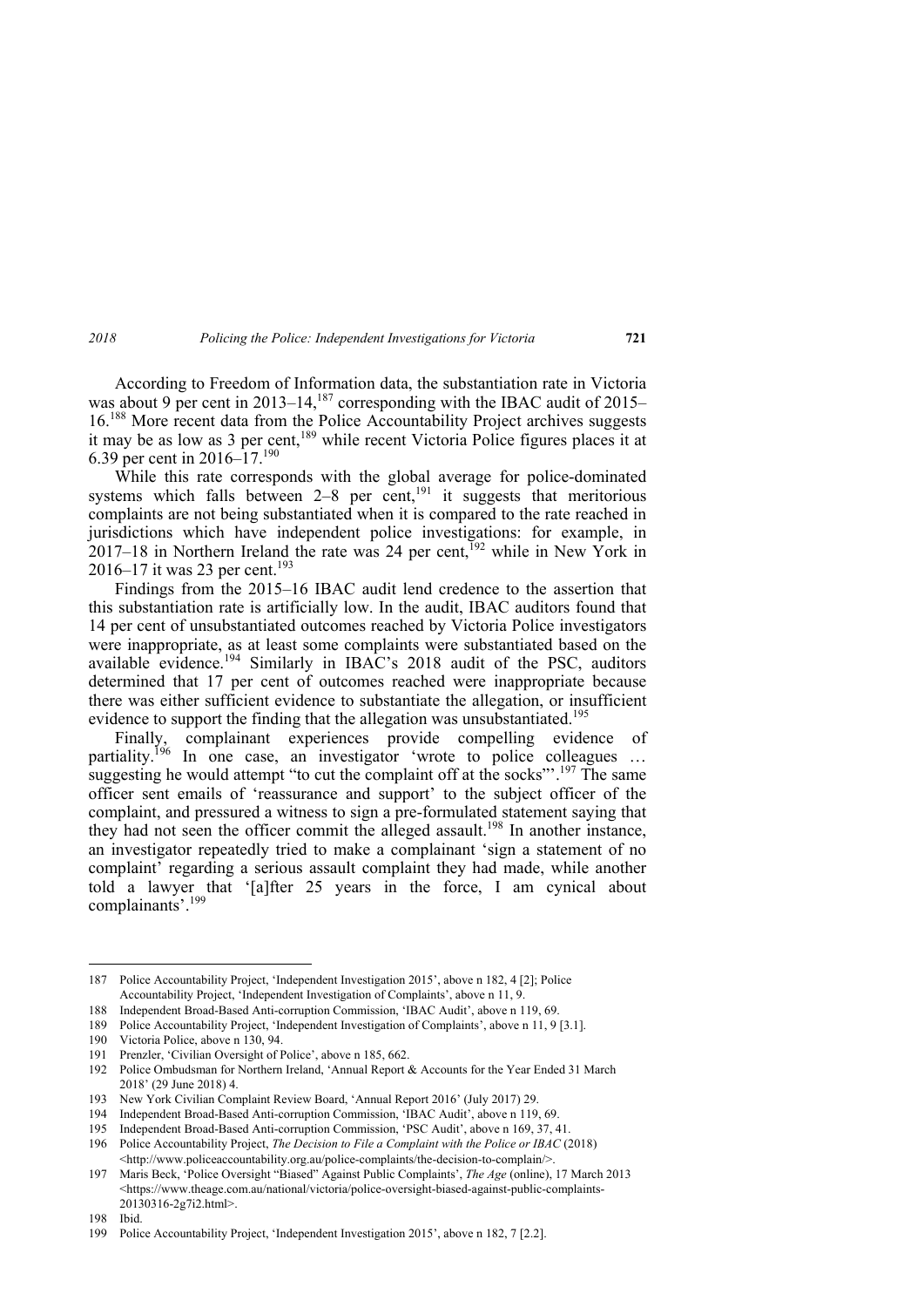According to Freedom of Information data, the substantiation rate in Victoria was about 9 per cent in 2013–14,[187] corresponding with the IBAC audit of 2015–16.[188] More recent data from the Police Accountability Project archives suggests it may be as low as 3 per cent,[189] while recent Victoria Police figures places it at 6.39 per cent in 2016–17.[190]

While this rate corresponds with the global average for police-dominated systems which falls between 2–8 per cent,[191] it suggests that meritorious complaints are not being substantiated when it is compared to the rate reached in jurisdictions which have independent police investigations: for example, in 2017–18 in Northern Ireland the rate was 24 per cent,[192] while in New York in 2016–17 it was 23 per cent.[193]

Findings from the 2015–16 IBAC audit lend credence to the assertion that this substantiation rate is artificially low. In the audit, IBAC auditors found that 14 per cent of unsubstantiated outcomes reached by Victoria Police investigators were inappropriate, as at least some complaints were substantiated based on the available evidence.[194] Similarly in IBAC's 2018 audit of the PSC, auditors determined that 17 per cent of outcomes reached were inappropriate because there was either sufficient evidence to substantiate the allegation, or insufficient evidence to support the finding that the allegation was unsubstantiated.[195]

Finally, complainant experiences provide compelling evidence of partiality.[196] In one case, an investigator 'wrote to police colleagues … suggesting he would attempt "to cut the complaint off at the socks"'.[197] The same officer sent emails of 'reassurance and support' to the subject officer of the complaint, and pressured a witness to sign a pre-formulated statement saying that they had not seen the officer commit the alleged assault.[198] In another instance, an investigator repeatedly tried to make a complainant 'sign a statement of no complaint' regarding a serious assault complaint they had made, while another told a lawyer that '[a]fter 25 years in the force, I am cynical about complainants'.[199]

---

187 Police Accountability Project, 'Independent Investigation 2015', above n 182, 4 [2]; Police Accountability Project, 'Independent Investigation of Complaints', above n 11, 9.

188 Independent Broad-Based Anti-corruption Commission, 'IBAC Audit', above n 119, 69.

189 Police Accountability Project, 'Independent Investigation of Complaints', above n 11, 9 [3.1].

190 Victoria Police, above n 130, 94.

191 Prenzler, 'Civilian Oversight of Police', above n 185, 662.

192 Police Ombudsman for Northern Ireland, 'Annual Report & Accounts for the Year Ended 31 March 2018' (29 June 2018) 4.

193 New York Civilian Complaint Review Board, 'Annual Report 2016' (July 2017) 29.

194 Independent Broad-Based Anti-corruption Commission, 'IBAC Audit', above n 119, 69.

195 Independent Broad-Based Anti-corruption Commission, 'PSC Audit', above n 169, 37, 41.

196 Police Accountability Project, *The Decision to File a Complaint with the Police or IBAC* (2018) <http://www.policeaccountability.org.au/police-complaints/the-decision-to-complain/>.

197 Maris Beck, 'Police Oversight "Biased" Against Public Complaints', *The Age* (online), 17 March 2013 <https://www.theage.com.au/national/victoria/police-oversight-biased-against-public-complaints-20130316-2g7i2.html>.

198 Ibid.

199 Police Accountability Project, 'Independent Investigation 2015', above n 182, 7 [2.2].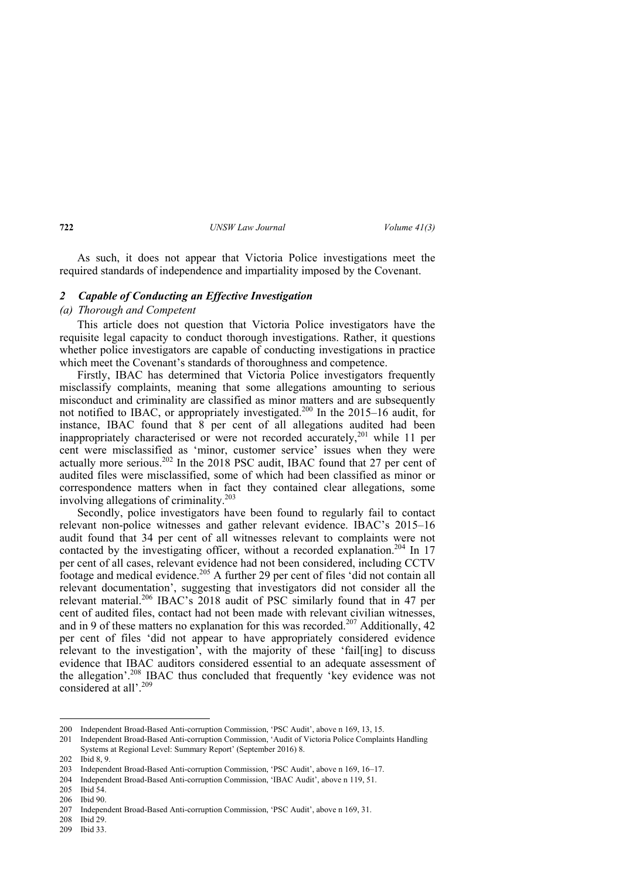As such, it does not appear that Victoria Police investigations meet the required standards of independence and impartiality imposed by the Covenant.

### *2 Capable of Conducting an Effective Investigation*

#### *(a) Thorough and Competent*

This article does not question that Victoria Police investigators have the requisite legal capacity to conduct thorough investigations. Rather, it questions whether police investigators are capable of conducting investigations in practice which meet the Covenant's standards of thoroughness and competence.

Firstly, IBAC has determined that Victoria Police investigators frequently misclassify complaints, meaning that some allegations amounting to serious misconduct and criminality are classified as minor matters and are subsequently not notified to IBAC, or appropriately investigated.[200] In the 2015–16 audit, for instance, IBAC found that 8 per cent of all allegations audited had been inappropriately characterised or were not recorded accurately,[201] while 11 per cent were misclassified as 'minor, customer service' issues when they were actually more serious.[202] In the 2018 PSC audit, IBAC found that 27 per cent of audited files were misclassified, some of which had been classified as minor or correspondence matters when in fact they contained clear allegations, some involving allegations of criminality.[203]

Secondly, police investigators have been found to regularly fail to contact relevant non-police witnesses and gather relevant evidence. IBAC's 2015–16 audit found that 34 per cent of all witnesses relevant to complaints were not contacted by the investigating officer, without a recorded explanation.[204] In 17 per cent of all cases, relevant evidence had not been considered, including CCTV footage and medical evidence.[205] A further 29 per cent of files 'did not contain all relevant documentation', suggesting that investigators did not consider all the relevant material.[206] IBAC's 2018 audit of PSC similarly found that in 47 per cent of audited files, contact had not been made with relevant civilian witnesses, and in 9 of these matters no explanation for this was recorded.[207] Additionally, 42 per cent of files 'did not appear to have appropriately considered evidence relevant to the investigation', with the majority of these 'fail[ing] to discuss evidence that IBAC auditors considered essential to an adequate assessment of the allegation'.[208] IBAC thus concluded that frequently 'key evidence was not considered at all'.[209]

---

200 Independent Broad-Based Anti-corruption Commission, 'PSC Audit', above n 169, 13, 15.

201 Independent Broad-Based Anti-corruption Commission, 'Audit of Victoria Police Complaints Handling Systems at Regional Level: Summary Report' (September 2016) 8.

202 Ibid 8, 9.

203 Independent Broad-Based Anti-corruption Commission, 'PSC Audit', above n 169, 16–17.

204 Independent Broad-Based Anti-corruption Commission, 'IBAC Audit', above n 119, 51.

205 Ibid 54.

206 Ibid 90.

207 Independent Broad-Based Anti-corruption Commission, 'PSC Audit', above n 169, 31.

208 Ibid 29.

209 Ibid 33.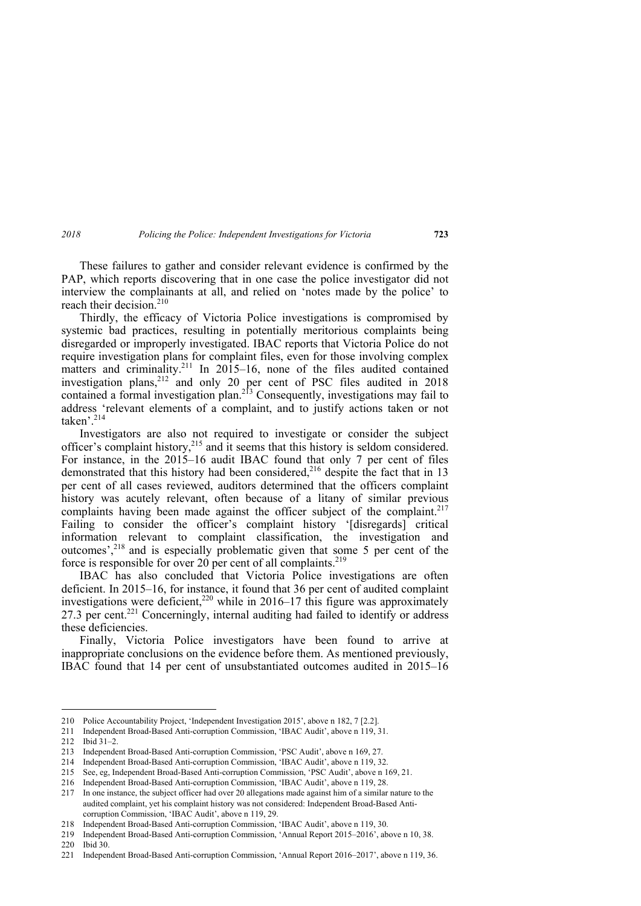These failures to gather and consider relevant evidence is confirmed by the PAP, which reports discovering that in one case the police investigator did not interview the complainants at all, and relied on 'notes made by the police' to reach their decision.[210]

Thirdly, the efficacy of Victoria Police investigations is compromised by systemic bad practices, resulting in potentially meritorious complaints being disregarded or improperly investigated. IBAC reports that Victoria Police do not require investigation plans for complaint files, even for those involving complex matters and criminality.[211] In 2015–16, none of the files audited contained investigation plans,[212] and only 20 per cent of PSC files audited in 2018 contained a formal investigation plan.[213] Consequently, investigations may fail to address 'relevant elements of a complaint, and to justify actions taken or not taken'.[214]

Investigators are also not required to investigate or consider the subject officer's complaint history,[215] and it seems that this history is seldom considered. For instance, in the 2015–16 audit IBAC found that only 7 per cent of files demonstrated that this history had been considered,[216] despite the fact that in 13 per cent of all cases reviewed, auditors determined that the officers complaint history was acutely relevant, often because of a litany of similar previous complaints having been made against the officer subject of the complaint.[217] Failing to consider the officer's complaint history '[disregards] critical information relevant to complaint classification, the investigation and outcomes',[218] and is especially problematic given that some 5 per cent of the force is responsible for over 20 per cent of all complaints.[219]

IBAC has also concluded that Victoria Police investigations are often deficient. In 2015–16, for instance, it found that 36 per cent of audited complaint investigations were deficient,[220] while in 2016–17 this figure was approximately 27.3 per cent.[221] Concerningly, internal auditing had failed to identify or address these deficiencies.

Finally, Victoria Police investigators have been found to arrive at inappropriate conclusions on the evidence before them. As mentioned previously, IBAC found that 14 per cent of unsubstantiated outcomes audited in 2015–16

---

210 Police Accountability Project, 'Independent Investigation 2015', above n 182, 7 [2.2].

211 Independent Broad-Based Anti-corruption Commission, 'IBAC Audit', above n 119, 31.

212 Ibid 31–2.

213 Independent Broad-Based Anti-corruption Commission, 'PSC Audit', above n 169, 27.

214 Independent Broad-Based Anti-corruption Commission, 'IBAC Audit', above n 119, 32.

215 See, eg, Independent Broad-Based Anti-corruption Commission, 'PSC Audit', above n 169, 21.

216 Independent Broad-Based Anti-corruption Commission, 'IBAC Audit', above n 119, 28.

217 In one instance, the subject officer had over 20 allegations made against him of a similar nature to the audited complaint, yet his complaint history was not considered: Independent Broad-Based Anti-corruption Commission, 'IBAC Audit', above n 119, 29.

218 Independent Broad-Based Anti-corruption Commission, 'IBAC Audit', above n 119, 30.

219 Independent Broad-Based Anti-corruption Commission, 'Annual Report 2015–2016', above n 10, 38.

220 Ibid 30.

221 Independent Broad-Based Anti-corruption Commission, 'Annual Report 2016–2017', above n 119, 36.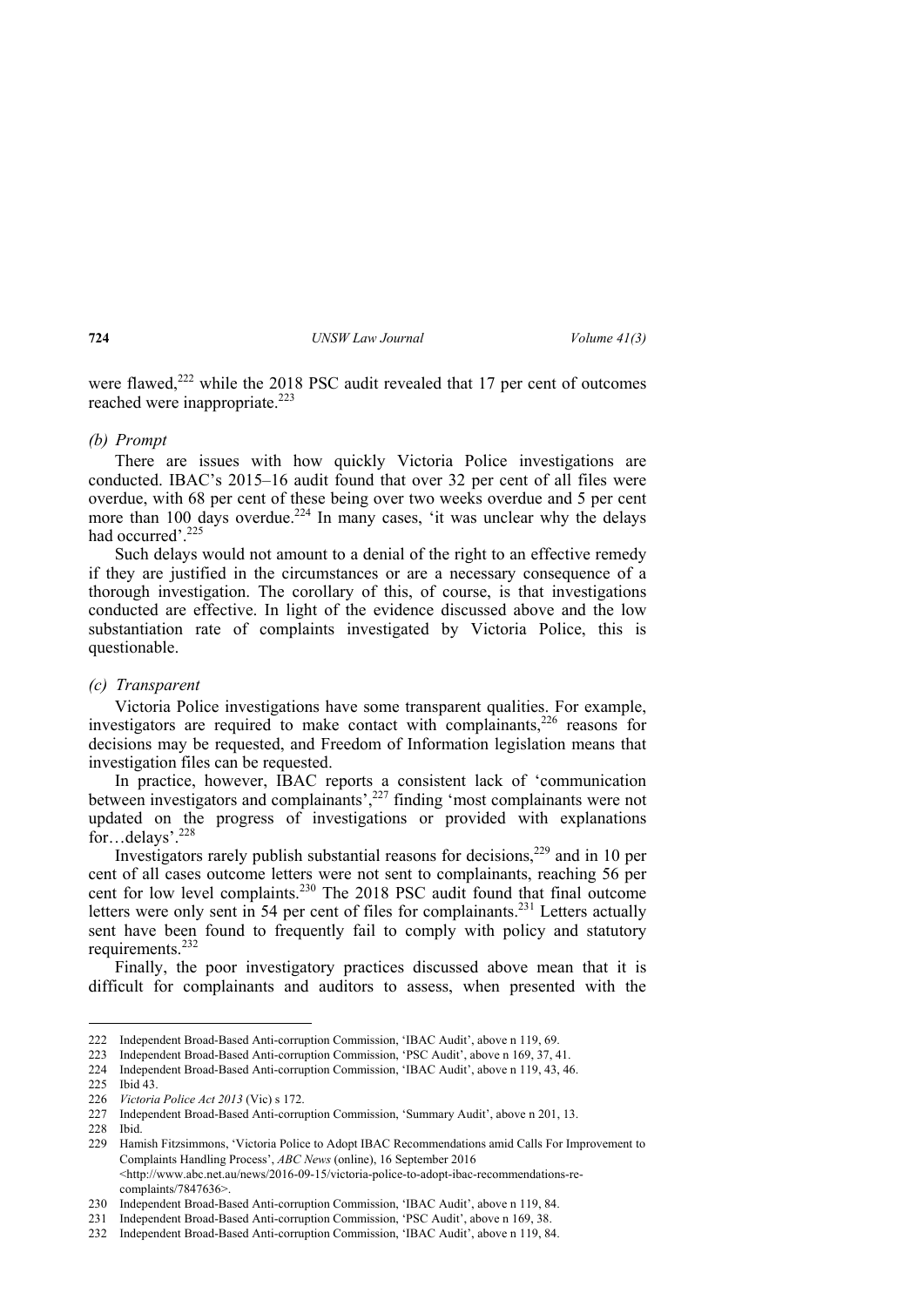were flawed,[222] while the 2018 PSC audit revealed that 17 per cent of outcomes reached were inappropriate.[223]

*(b) Prompt*

There are issues with how quickly Victoria Police investigations are conducted. IBAC's 2015–16 audit found that over 32 per cent of all files were overdue, with 68 per cent of these being over two weeks overdue and 5 per cent more than 100 days overdue.[224] In many cases, 'it was unclear why the delays had occurred'.[225]

Such delays would not amount to a denial of the right to an effective remedy if they are justified in the circumstances or are a necessary consequence of a thorough investigation. The corollary of this, of course, is that investigations conducted are effective. In light of the evidence discussed above and the low substantiation rate of complaints investigated by Victoria Police, this is questionable.

*(c) Transparent*

Victoria Police investigations have some transparent qualities. For example, investigators are required to make contact with complainants,[226] reasons for decisions may be requested, and Freedom of Information legislation means that investigation files can be requested.

In practice, however, IBAC reports a consistent lack of 'communication between investigators and complainants',[227] finding 'most complainants were not updated on the progress of investigations or provided with explanations for…delays'.[228]

Investigators rarely publish substantial reasons for decisions,[229] and in 10 per cent of all cases outcome letters were not sent to complainants, reaching 56 per cent for low level complaints.[230] The 2018 PSC audit found that final outcome letters were only sent in 54 per cent of files for complainants.[231] Letters actually sent have been found to frequently fail to comply with policy and statutory requirements.[232]

Finally, the poor investigatory practices discussed above mean that it is difficult for complainants and auditors to assess, when presented with the

---

222 Independent Broad-Based Anti-corruption Commission, 'IBAC Audit', above n 119, 69.

223 Independent Broad-Based Anti-corruption Commission, 'PSC Audit', above n 169, 37, 41.

224 Independent Broad-Based Anti-corruption Commission, 'IBAC Audit', above n 119, 43, 46.

225 Ibid 43.

226 *Victoria Police Act 2013* (Vic) s 172.

227 Independent Broad-Based Anti-corruption Commission, 'Summary Audit', above n 201, 13.

228 Ibid.

229 Hamish Fitzsimmons, 'Victoria Police to Adopt IBAC Recommendations amid Calls For Improvement to Complaints Handling Process', *ABC News* (online), 16 September 2016 <http://www.abc.net.au/news/2016-09-15/victoria-police-to-adopt-ibac-recommendations-re-complaints/7847636>.

230 Independent Broad-Based Anti-corruption Commission, 'IBAC Audit', above n 119, 84.

231 Independent Broad-Based Anti-corruption Commission, 'PSC Audit', above n 169, 38.

232 Independent Broad-Based Anti-corruption Commission, 'IBAC Audit', above n 119, 84.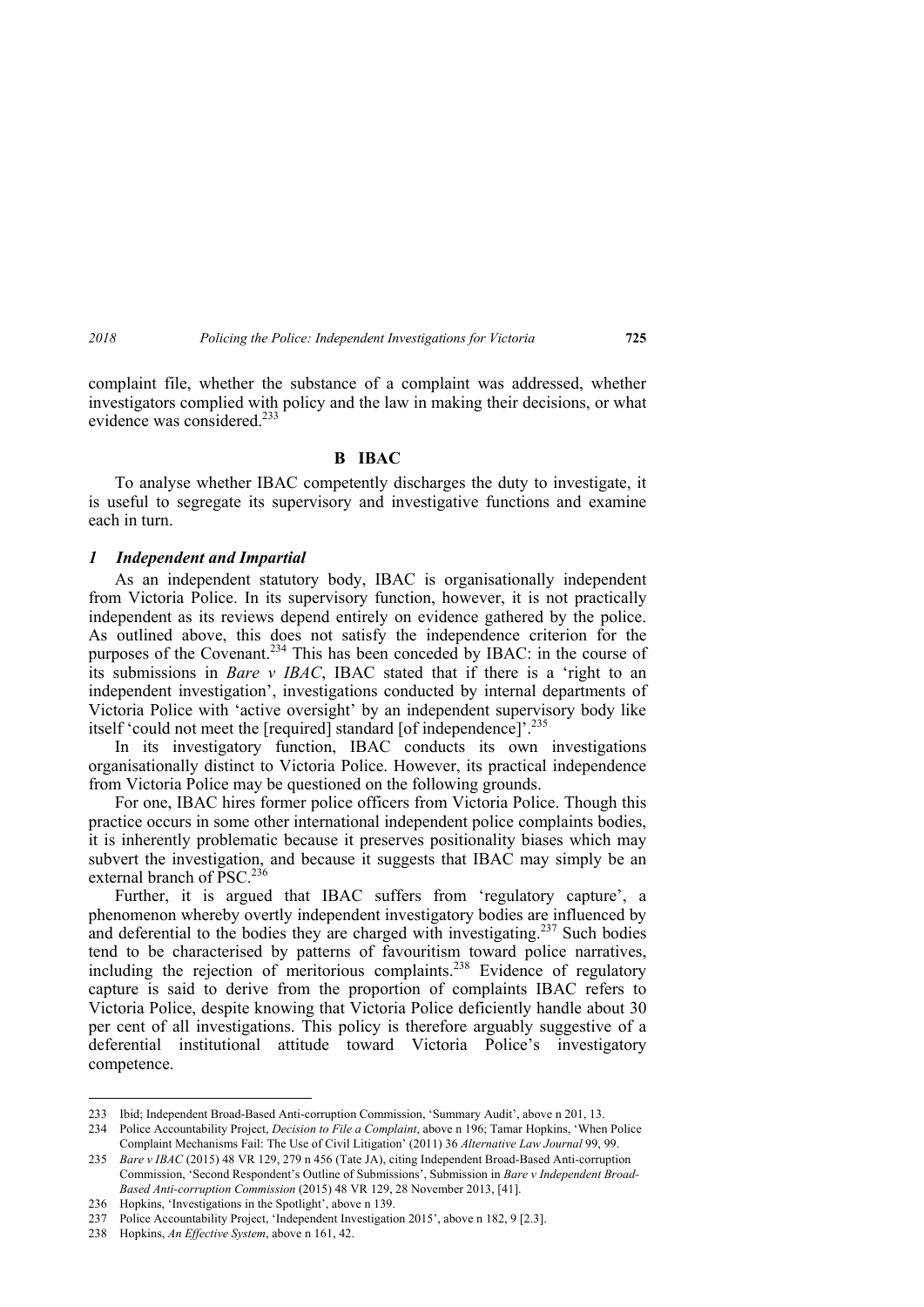complaint file, whether the substance of a complaint was addressed, whether investigators complied with policy and the law in making their decisions, or what evidence was considered.[233]

## B IBAC

To analyse whether IBAC competently discharges the duty to investigate, it is useful to segregate its supervisory and investigative functions and examine each in turn.

### *1 Independent and Impartial*

As an independent statutory body, IBAC is organisationally independent from Victoria Police. In its supervisory function, however, it is not practically independent as its reviews depend entirely on evidence gathered by the police. As outlined above, this does not satisfy the independence criterion for the purposes of the Covenant.[234] This has been conceded by IBAC: in the course of its submissions in *Bare v IBAC*, IBAC stated that if there is a 'right to an independent investigation', investigations conducted by internal departments of Victoria Police with 'active oversight' by an independent supervisory body like itself 'could not meet the [required] standard [of independence]'.[235]

In its investigatory function, IBAC conducts its own investigations organisationally distinct to Victoria Police. However, its practical independence from Victoria Police may be questioned on the following grounds.

For one, IBAC hires former police officers from Victoria Police. Though this practice occurs in some other international independent police complaints bodies, it is inherently problematic because it preserves positionality biases which may subvert the investigation, and because it suggests that IBAC may simply be an external branch of PSC.[236]

Further, it is argued that IBAC suffers from 'regulatory capture', a phenomenon whereby overtly independent investigatory bodies are influenced by and deferential to the bodies they are charged with investigating.[237] Such bodies tend to be characterised by patterns of favouritism toward police narratives, including the rejection of meritorious complaints.[238] Evidence of regulatory capture is said to derive from the proportion of complaints IBAC refers to Victoria Police, despite knowing that Victoria Police deficiently handle about 30 per cent of all investigations. This policy is therefore arguably suggestive of a deferential institutional attitude toward Victoria Police's investigatory competence.

---

233 Ibid; Independent Broad-Based Anti-corruption Commission, 'Summary Audit', above n 201, 13.

234 Police Accountability Project, *Decision to File a Complaint*, above n 196; Tamar Hopkins, 'When Police Complaint Mechanisms Fail: The Use of Civil Litigation' (2011) 36 *Alternative Law Journal* 99, 99.

235 *Bare v IBAC* (2015) 48 VR 129, 279 n 456 (Tate JA), citing Independent Broad-Based Anti-corruption Commission, 'Second Respondent's Outline of Submissions', Submission in *Bare v Independent Broad-Based Anti-corruption Commission* (2015) 48 VR 129, 28 November 2013, [41].

236 Hopkins, 'Investigations in the Spotlight', above n 139.

237 Police Accountability Project, 'Independent Investigation 2015', above n 182, 9 [2.3].

238 Hopkins, *An Effective System*, above n 161, 42.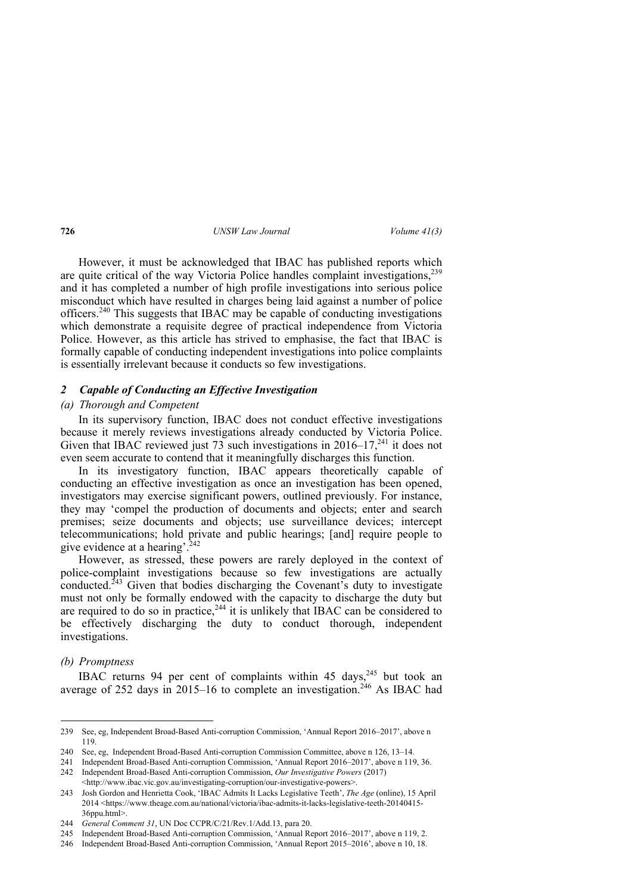However, it must be acknowledged that IBAC has published reports which are quite critical of the way Victoria Police handles complaint investigations,[239] and it has completed a number of high profile investigations into serious police misconduct which have resulted in charges being laid against a number of police officers.[240] This suggests that IBAC may be capable of conducting investigations which demonstrate a requisite degree of practical independence from Victoria Police. However, as this article has strived to emphasise, the fact that IBAC is formally capable of conducting independent investigations into police complaints is essentially irrelevant because it conducts so few investigations.

### *2 Capable of Conducting an Effective Investigation*

#### *(a) Thorough and Competent*

In its supervisory function, IBAC does not conduct effective investigations because it merely reviews investigations already conducted by Victoria Police. Given that IBAC reviewed just 73 such investigations in 2016–17,[241] it does not even seem accurate to contend that it meaningfully discharges this function.

In its investigatory function, IBAC appears theoretically capable of conducting an effective investigation as once an investigation has been opened, investigators may exercise significant powers, outlined previously. For instance, they may 'compel the production of documents and objects; enter and search premises; seize documents and objects; use surveillance devices; intercept telecommunications; hold private and public hearings; [and] require people to give evidence at a hearing'.[242]

However, as stressed, these powers are rarely deployed in the context of police-complaint investigations because so few investigations are actually conducted.[243] Given that bodies discharging the Covenant's duty to investigate must not only be formally endowed with the capacity to discharge the duty but are required to do so in practice,[244] it is unlikely that IBAC can be considered to be effectively discharging the duty to conduct thorough, independent investigations.

#### *(b) Promptness*

IBAC returns 94 per cent of complaints within 45 days,[245] but took an average of 252 days in 2015–16 to complete an investigation.[246] As IBAC had

---

239 See, eg, Independent Broad-Based Anti-corruption Commission, 'Annual Report 2016–2017', above n 119.

240 See, eg, Independent Broad-Based Anti-corruption Commission Committee, above n 126, 13–14.

241 Independent Broad-Based Anti-corruption Commission, 'Annual Report 2016–2017', above n 119, 36.

242 Independent Broad-Based Anti-corruption Commission, *Our Investigative Powers* (2017) <http://www.ibac.vic.gov.au/investigating-corruption/our-investigative-powers>.

243 Josh Gordon and Henrietta Cook, 'IBAC Admits It Lacks Legislative Teeth', *The Age* (online), 15 April 2014 <https://www.theage.com.au/national/victoria/ibac-admits-it-lacks-legislative-teeth-20140415-36ppu.html>.

244 *General Comment 31*, UN Doc CCPR/C/21/Rev.1/Add.13, para 20.

245 Independent Broad-Based Anti-corruption Commission, 'Annual Report 2016–2017', above n 119, 2.

246 Independent Broad-Based Anti-corruption Commission, 'Annual Report 2015–2016', above n 10, 18.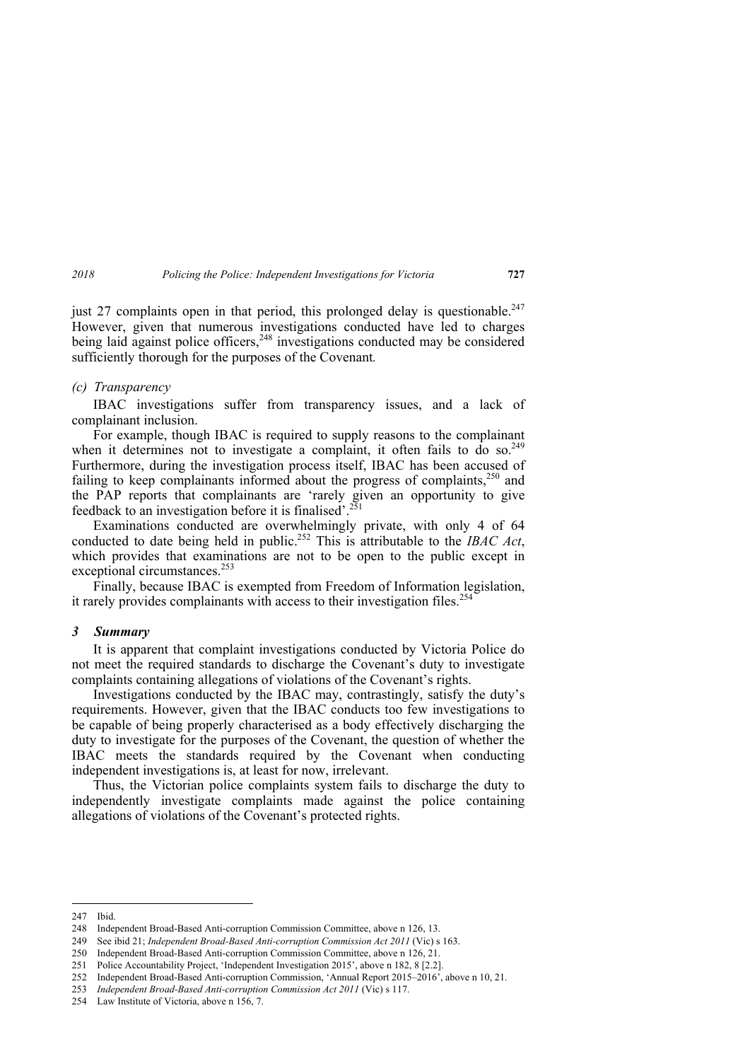just 27 complaints open in that period, this prolonged delay is questionable.[247] However, given that numerous investigations conducted have led to charges being laid against police officers,[248] investigations conducted may be considered sufficiently thorough for the purposes of the Covenant.

#### *(c) Transparency*

IBAC investigations suffer from transparency issues, and a lack of complainant inclusion.

For example, though IBAC is required to supply reasons to the complainant when it determines not to investigate a complaint, it often fails to do so.[249] Furthermore, during the investigation process itself, IBAC has been accused of failing to keep complainants informed about the progress of complaints,[250] and the PAP reports that complainants are 'rarely given an opportunity to give feedback to an investigation before it is finalised'.[251]

Examinations conducted are overwhelmingly private, with only 4 of 64 conducted to date being held in public.[252] This is attributable to the *IBAC Act*, which provides that examinations are not to be open to the public except in exceptional circumstances.[253]

Finally, because IBAC is exempted from Freedom of Information legislation, it rarely provides complainants with access to their investigation files.[254]

### *3 Summary*

It is apparent that complaint investigations conducted by Victoria Police do not meet the required standards to discharge the Covenant's duty to investigate complaints containing allegations of violations of the Covenant's rights.

Investigations conducted by the IBAC may, contrastingly, satisfy the duty's requirements. However, given that the IBAC conducts too few investigations to be capable of being properly characterised as a body effectively discharging the duty to investigate for the purposes of the Covenant, the question of whether the IBAC meets the standards required by the Covenant when conducting independent investigations is, at least for now, irrelevant.

Thus, the Victorian police complaints system fails to discharge the duty to independently investigate complaints made against the police containing allegations of violations of the Covenant's protected rights.

---

247 Ibid.

248 Independent Broad-Based Anti-corruption Commission Committee, above n 126, 13.

249 See ibid 21; *Independent Broad-Based Anti-corruption Commission Act 2011* (Vic) s 163.

250 Independent Broad-Based Anti-corruption Commission Committee, above n 126, 21.

251 Police Accountability Project, 'Independent Investigation 2015', above n 182, 8 [2.2].

252 Independent Broad-Based Anti-corruption Commission, 'Annual Report 2015–2016', above n 10, 21.

253 *Independent Broad-Based Anti-corruption Commission Act 2011* (Vic) s 117.

254 Law Institute of Victoria, above n 156, 7.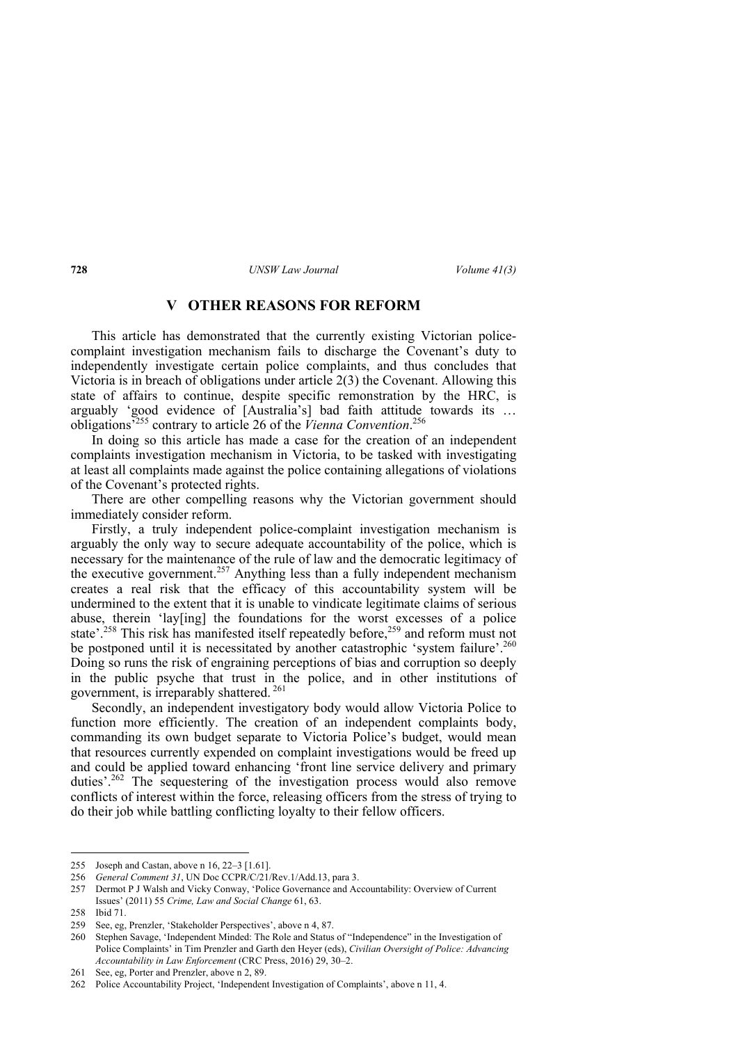## V OTHER REASONS FOR REFORM

This article has demonstrated that the currently existing Victorian police-complaint investigation mechanism fails to discharge the Covenant's duty to independently investigate certain police complaints, and thus concludes that Victoria is in breach of obligations under article 2(3) the Covenant. Allowing this state of affairs to continue, despite specific remonstration by the HRC, is arguably 'good evidence of [Australia's] bad faith attitude towards its … obligations'[255] contrary to article 26 of the *Vienna Convention*.[256]

In doing so this article has made a case for the creation of an independent complaints investigation mechanism in Victoria, to be tasked with investigating at least all complaints made against the police containing allegations of violations of the Covenant's protected rights.

There are other compelling reasons why the Victorian government should immediately consider reform.

Firstly, a truly independent police-complaint investigation mechanism is arguably the only way to secure adequate accountability of the police, which is necessary for the maintenance of the rule of law and the democratic legitimacy of the executive government.[257] Anything less than a fully independent mechanism creates a real risk that the efficacy of this accountability system will be undermined to the extent that it is unable to vindicate legitimate claims of serious abuse, therein 'lay[ing] the foundations for the worst excesses of a police state'.[258] This risk has manifested itself repeatedly before,[259] and reform must not be postponed until it is necessitated by another catastrophic 'system failure'.[260] Doing so runs the risk of engraining perceptions of bias and corruption so deeply in the public psyche that trust in the police, and in other institutions of government, is irreparably shattered.[261]

Secondly, an independent investigatory body would allow Victoria Police to function more efficiently. The creation of an independent complaints body, commanding its own budget separate to Victoria Police's budget, would mean that resources currently expended on complaint investigations would be freed up and could be applied toward enhancing 'front line service delivery and primary duties'.[262] The sequestering of the investigation process would also remove conflicts of interest within the force, releasing officers from the stress of trying to do their job while battling conflicting loyalty to their fellow officers.

---

255 Joseph and Castan, above n 16, 22–3 [1.61].

256 *General Comment 31*, UN Doc CCPR/C/21/Rev.1/Add.13, para 3.

257 Dermot P J Walsh and Vicky Conway, 'Police Governance and Accountability: Overview of Current Issues' (2011) 55 *Crime, Law and Social Change* 61, 63.

258 Ibid 71.

259 See, eg, Prenzler, 'Stakeholder Perspectives', above n 4, 87.

260 Stephen Savage, 'Independent Minded: The Role and Status of "Independence" in the Investigation of Police Complaints' in Tim Prenzler and Garth den Heyer (eds), *Civilian Oversight of Police: Advancing Accountability in Law Enforcement* (CRC Press, 2016) 29, 30–2.

261 See, eg, Porter and Prenzler, above n 2, 89.

262 Police Accountability Project, 'Independent Investigation of Complaints', above n 11, 4.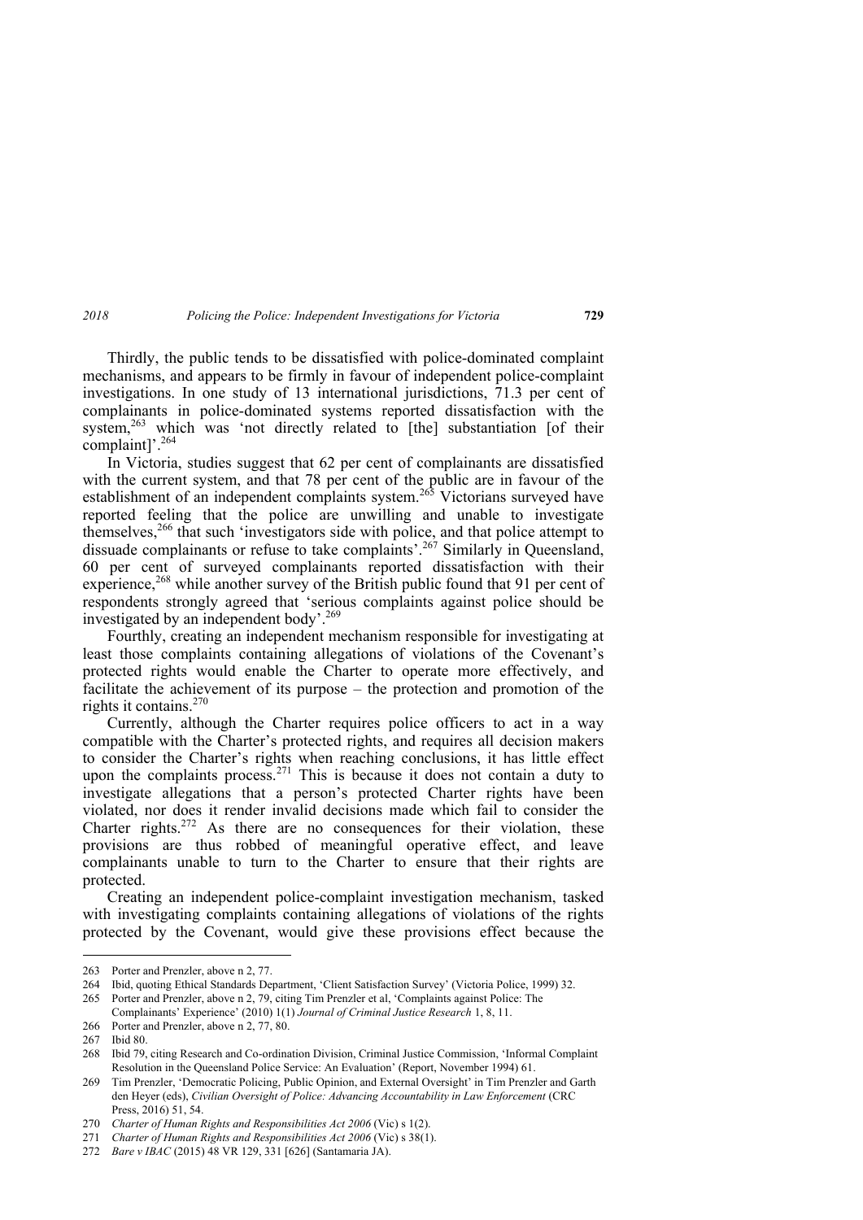Thirdly, the public tends to be dissatisfied with police-dominated complaint mechanisms, and appears to be firmly in favour of independent police-complaint investigations. In one study of 13 international jurisdictions, 71.3 per cent of complainants in police-dominated systems reported dissatisfaction with the system,[263] which was 'not directly related to [the] substantiation [of their complaint]'.[264]

In Victoria, studies suggest that 62 per cent of complainants are dissatisfied with the current system, and that 78 per cent of the public are in favour of the establishment of an independent complaints system.[265] Victorians surveyed have reported feeling that the police are unwilling and unable to investigate themselves,[266] that such 'investigators side with police, and that police attempt to dissuade complainants or refuse to take complaints'.[267] Similarly in Queensland, 60 per cent of surveyed complainants reported dissatisfaction with their experience,[268] while another survey of the British public found that 91 per cent of respondents strongly agreed that 'serious complaints against police should be investigated by an independent body'.[269]

Fourthly, creating an independent mechanism responsible for investigating at least those complaints containing allegations of violations of the Covenant's protected rights would enable the Charter to operate more effectively, and facilitate the achievement of its purpose – the protection and promotion of the rights it contains.[270]

Currently, although the Charter requires police officers to act in a way compatible with the Charter's protected rights, and requires all decision makers to consider the Charter's rights when reaching conclusions, it has little effect upon the complaints process.[271] This is because it does not contain a duty to investigate allegations that a person's protected Charter rights have been violated, nor does it render invalid decisions made which fail to consider the Charter rights.[272] As there are no consequences for their violation, these provisions are thus robbed of meaningful operative effect, and leave complainants unable to turn to the Charter to ensure that their rights are protected.

Creating an independent police-complaint investigation mechanism, tasked with investigating complaints containing allegations of violations of the rights protected by the Covenant, would give these provisions effect because the

---

263 Porter and Prenzler, above n 2, 77.

264 Ibid, quoting Ethical Standards Department, 'Client Satisfaction Survey' (Victoria Police, 1999) 32.

265 Porter and Prenzler, above n 2, 79, citing Tim Prenzler et al, 'Complaints against Police: The Complainants' Experience' (2010) 1(1) *Journal of Criminal Justice Research* 1, 8, 11.

266 Porter and Prenzler, above n 2, 77, 80.

267 Ibid 80.

268 Ibid 79, citing Research and Co-ordination Division, Criminal Justice Commission, 'Informal Complaint Resolution in the Queensland Police Service: An Evaluation' (Report, November 1994) 61.

269 Tim Prenzler, 'Democratic Policing, Public Opinion, and External Oversight' in Tim Prenzler and Garth den Heyer (eds), *Civilian Oversight of Police: Advancing Accountability in Law Enforcement* (CRC Press, 2016) 51, 54.

270 *Charter of Human Rights and Responsibilities Act 2006* (Vic) s 1(2).

271 *Charter of Human Rights and Responsibilities Act 2006* (Vic) s 38(1).

272 *Bare v IBAC* (2015) 48 VR 129, 331 [626] (Santamaria JA).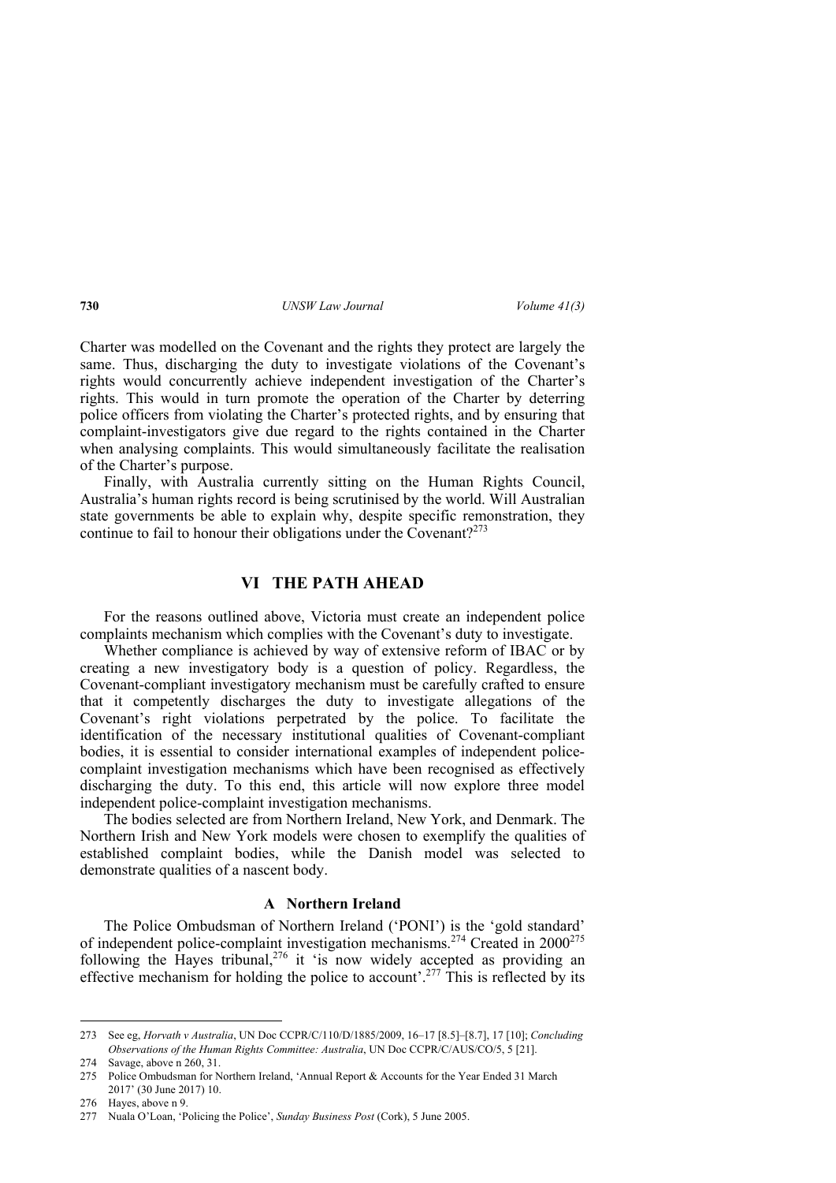Charter was modelled on the Covenant and the rights they protect are largely the same. Thus, discharging the duty to investigate violations of the Covenant's rights would concurrently achieve independent investigation of the Charter's rights. This would in turn promote the operation of the Charter by deterring police officers from violating the Charter's protected rights, and by ensuring that complaint-investigators give due regard to the rights contained in the Charter when analysing complaints. This would simultaneously facilitate the realisation of the Charter's purpose.

Finally, with Australia currently sitting on the Human Rights Council, Australia's human rights record is being scrutinised by the world. Will Australian state governments be able to explain why, despite specific remonstration, they continue to fail to honour their obligations under the Covenant?[273]

## VI THE PATH AHEAD

For the reasons outlined above, Victoria must create an independent police complaints mechanism which complies with the Covenant's duty to investigate.

Whether compliance is achieved by way of extensive reform of IBAC or by creating a new investigatory body is a question of policy. Regardless, the Covenant-compliant investigatory mechanism must be carefully crafted to ensure that it competently discharges the duty to investigate allegations of the Covenant's right violations perpetrated by the police. To facilitate the identification of the necessary institutional qualities of Covenant-compliant bodies, it is essential to consider international examples of independent police-complaint investigation mechanisms which have been recognised as effectively discharging the duty. To this end, this article will now explore three model independent police-complaint investigation mechanisms.

The bodies selected are from Northern Ireland, New York, and Denmark. The Northern Irish and New York models were chosen to exemplify the qualities of established complaint bodies, while the Danish model was selected to demonstrate qualities of a nascent body.

### A Northern Ireland

The Police Ombudsman of Northern Ireland ('PONI') is the 'gold standard' of independent police-complaint investigation mechanisms.[274] Created in 2000[275] following the Hayes tribunal,[276] it 'is now widely accepted as providing an effective mechanism for holding the police to account'.[277] This is reflected by its

---

273 See eg, *Horvath v Australia*, UN Doc CCPR/C/110/D/1885/2009, 16–17 [8.5]–[8.7], 17 [10]; *Concluding Observations of the Human Rights Committee: Australia*, UN Doc CCPR/C/AUS/CO/5, 5 [21].

274 Savage, above n 260, 31.

275 Police Ombudsman for Northern Ireland, 'Annual Report & Accounts for the Year Ended 31 March 2017' (30 June 2017) 10.

276 Hayes, above n 9.

277 Nuala O'Loan, 'Policing the Police', *Sunday Business Post* (Cork), 5 June 2005.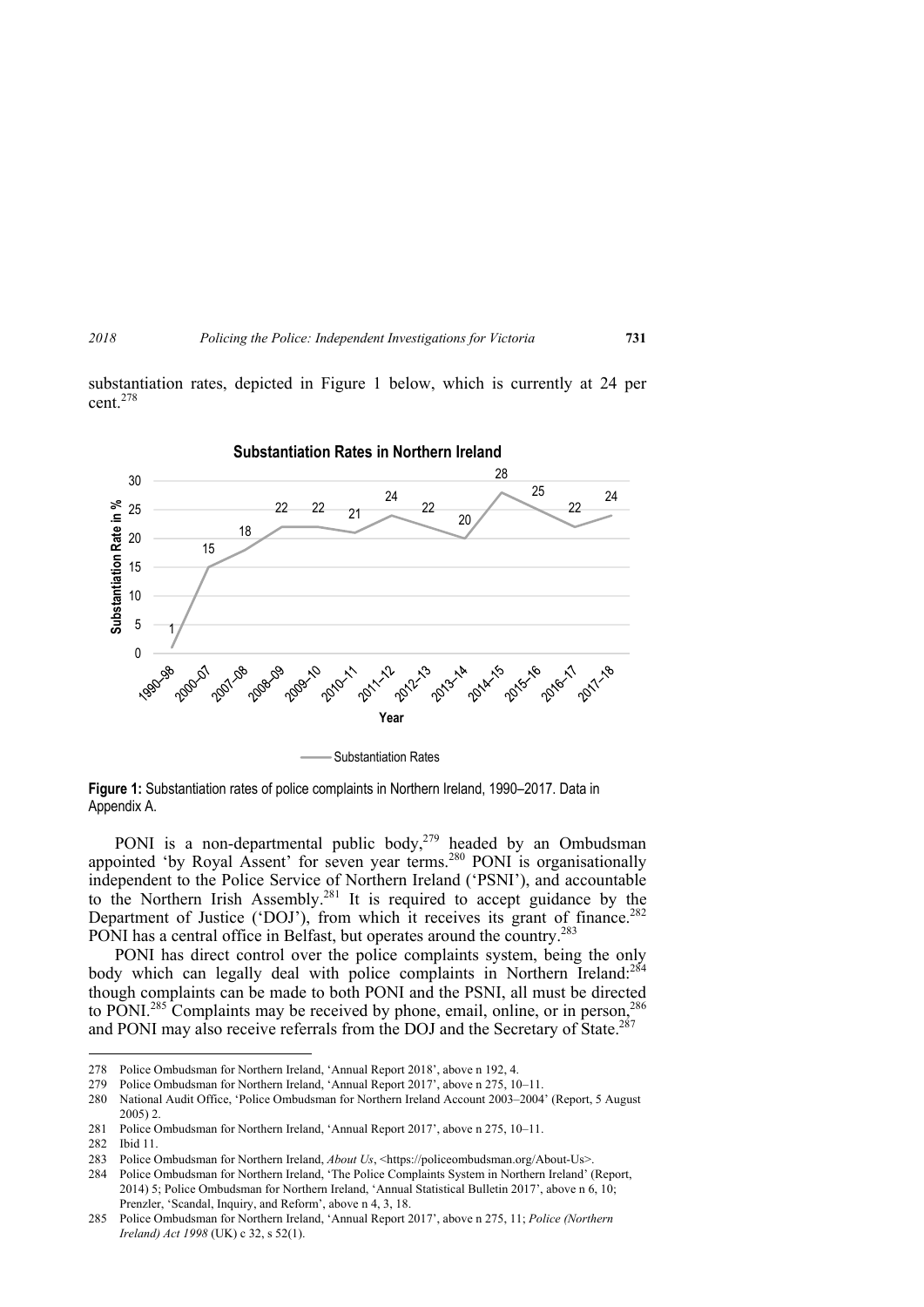substantiation rates, depicted in Figure 1 below, which is currently at 24 per cent.[278]

**Figure 1:** Substantiation rates of police complaints in Northern Ireland, 1990–2017. Data in Appendix A.

PONI is a non-departmental public body,[279] headed by an Ombudsman appointed 'by Royal Assent' for seven year terms.[280] PONI is organisationally independent to the Police Service of Northern Ireland ('PSNI'), and accountable to the Northern Irish Assembly.[281] It is required to accept guidance by the Department of Justice ('DOJ'), from which it receives its grant of finance.[282] PONI has a central office in Belfast, but operates around the country.[283]

PONI has direct control over the police complaints system, being the only body which can legally deal with police complaints in Northern Ireland:[284] though complaints can be made to both PONI and the PSNI, all must be directed to PONI.[285] Complaints may be received by phone, email, online, or in person,[286] and PONI may also receive referrals from the DOJ and the Secretary of State.[287]

---

278 Police Ombudsman for Northern Ireland, 'Annual Report 2018', above n 192, 4.

279 Police Ombudsman for Northern Ireland, 'Annual Report 2017', above n 275, 10–11.

280 National Audit Office, 'Police Ombudsman for Northern Ireland Account 2003–2004' (Report, 5 August 2005) 2.

281 Police Ombudsman for Northern Ireland, 'Annual Report 2017', above n 275, 10–11.

282 Ibid 11.

283 Police Ombudsman for Northern Ireland, *About Us*, <https://policeombudsman.org/About-Us>.

284 Police Ombudsman for Northern Ireland, 'The Police Complaints System in Northern Ireland' (Report, 2014) 5; Police Ombudsman for Northern Ireland, 'Annual Statistical Bulletin 2017', above n 6, 10; Prenzler, 'Scandal, Inquiry, and Reform', above n 4, 3, 18.

285 Police Ombudsman for Northern Ireland, 'Annual Report 2017', above n 275, 11; *Police (Northern Ireland) Act 1998* (UK) c 32, s 52(1).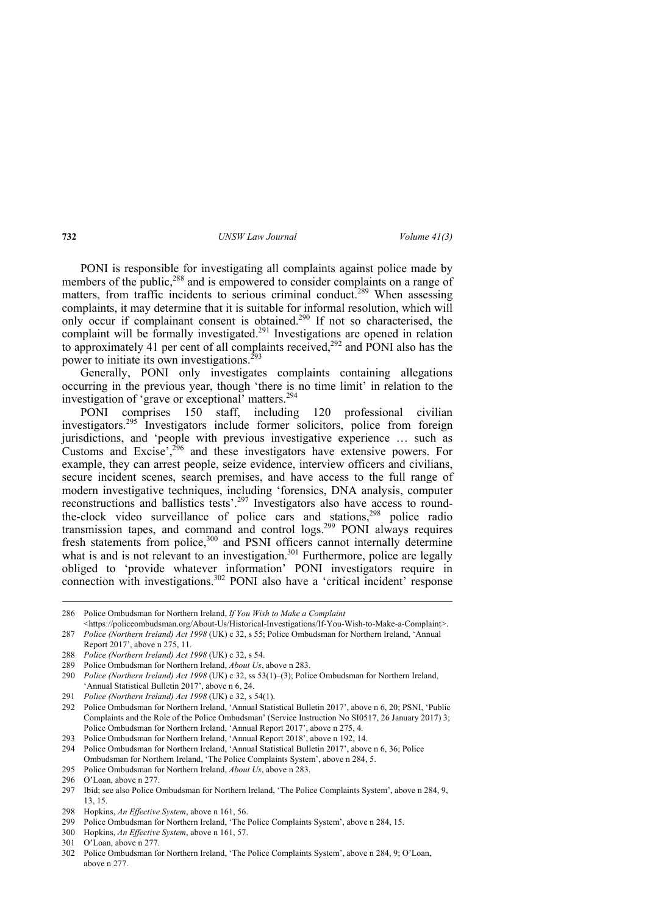PONI is responsible for investigating all complaints against police made by members of the public,[288] and is empowered to consider complaints on a range of matters, from traffic incidents to serious criminal conduct.[289] When assessing complaints, it may determine that it is suitable for informal resolution, which will only occur if complainant consent is obtained.[290] If not so characterised, the complaint will be formally investigated.[291] Investigations are opened in relation to approximately 41 per cent of all complaints received,[292] and PONI also has the power to initiate its own investigations.[293]

Generally, PONI only investigates complaints containing allegations occurring in the previous year, though 'there is no time limit' in relation to the investigation of 'grave or exceptional' matters.[294]

PONI comprises 150 staff, including 120 professional civilian investigators.[295] Investigators include former solicitors, police from foreign jurisdictions, and 'people with previous investigative experience … such as Customs and Excise',[296] and these investigators have extensive powers. For example, they can arrest people, seize evidence, interview officers and civilians, secure incident scenes, search premises, and have access to the full range of modern investigative techniques, including 'forensics, DNA analysis, computer reconstructions and ballistics tests'.[297] Investigators also have access to round-the-clock video surveillance of police cars and stations,[298] police radio transmission tapes, and command and control logs.[299] PONI always requires fresh statements from police,[300] and PSNI officers cannot internally determine what is and is not relevant to an investigation.[301] Furthermore, police are legally obliged to 'provide whatever information' PONI investigators require in connection with investigations.[302] PONI also have a 'critical incident' response

---

286 Police Ombudsman for Northern Ireland, *If You Wish to Make a Complaint* <https://policeombudsman.org/About-Us/Historical-Investigations/If-You-Wish-to-Make-a-Complaint>.

287 *Police (Northern Ireland) Act 1998* (UK) c 32, s 55; Police Ombudsman for Northern Ireland, 'Annual Report 2017', above n 275, 11.

288 *Police (Northern Ireland) Act 1998* (UK) c 32, s 54.

289 Police Ombudsman for Northern Ireland, *About Us*, above n 283.

290 *Police (Northern Ireland) Act 1998* (UK) c 32, ss 53(1)–(3); Police Ombudsman for Northern Ireland, 'Annual Statistical Bulletin 2017', above n 6, 20.

291 *Police (Northern Ireland) Act 1998* (UK) c 32, s 54(1).

292 Police Ombudsman for Northern Ireland, 'Annual Statistical Bulletin 2017', above n 6, 20; PSNI, 'Public Complaints and the Role of the Police Ombudsman' (Service Instruction No SI0517, 26 January 2017) 3; Police Ombudsman for Northern Ireland, 'Annual Report 2017', above n 275, 4.

293 Police Ombudsman for Northern Ireland, 'Annual Report 2018', above n 192, 14.

294 Police Ombudsman for Northern Ireland, 'Annual Statistical Bulletin 2017', above n 6, 36; Police Ombudsman for Northern Ireland, 'The Police Complaints System', above n 284, 5.

295 Police Ombudsman for Northern Ireland, *About Us*, above n 283.

296 O'Loan, above n 277.

297 Ibid; see also Police Ombudsman for Northern Ireland, 'The Police Complaints System', above n 284, 9, 13, 15.

298 Hopkins, *An Effective System*, above n 161, 56.

299 Police Ombudsman for Northern Ireland, 'The Police Complaints System', above n 284, 15.

300 Hopkins, *An Effective System*, above n 161, 57.

301 O'Loan, above n 277.

302 Police Ombudsman for Northern Ireland, 'The Police Complaints System', above n 284, 9; O'Loan, above n 277.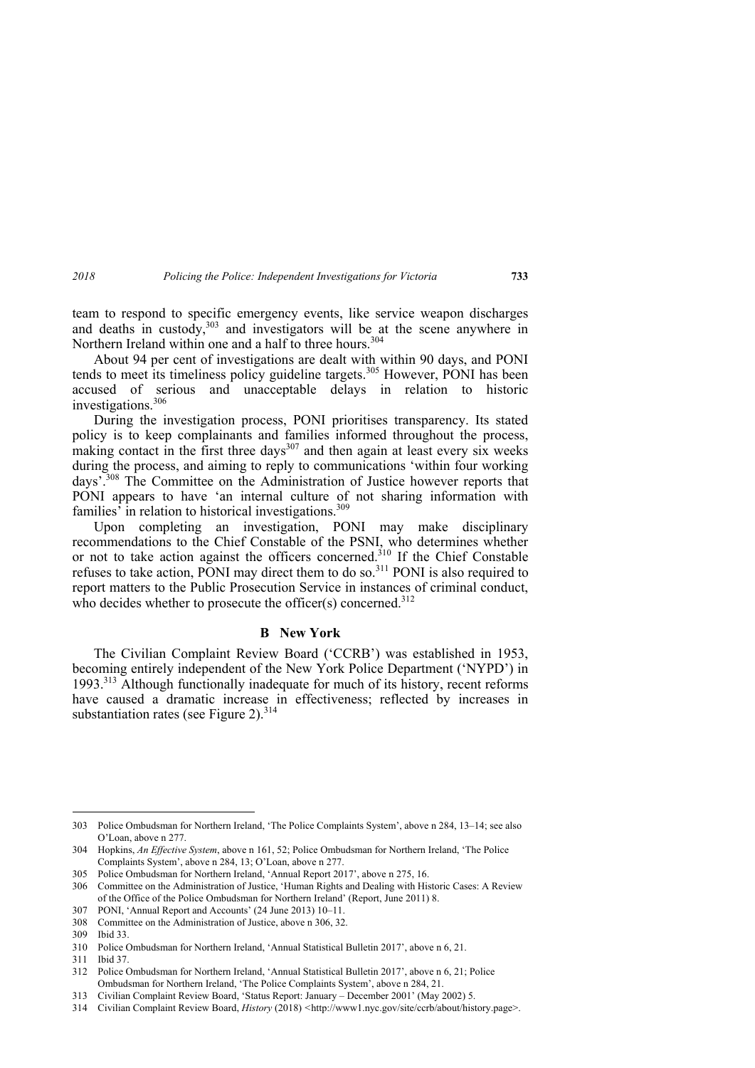team to respond to specific emergency events, like service weapon discharges and deaths in custody,[303] and investigators will be at the scene anywhere in Northern Ireland within one and a half to three hours.[304]

About 94 per cent of investigations are dealt with within 90 days, and PONI tends to meet its timeliness policy guideline targets.[305] However, PONI has been accused of serious and unacceptable delays in relation to historic investigations.[306]

During the investigation process, PONI prioritises transparency. Its stated policy is to keep complainants and families informed throughout the process, making contact in the first three days[307] and then again at least every six weeks during the process, and aiming to reply to communications 'within four working days'.[308] The Committee on the Administration of Justice however reports that PONI appears to have 'an internal culture of not sharing information with families' in relation to historical investigations.[309]

Upon completing an investigation, PONI may make disciplinary recommendations to the Chief Constable of the PSNI, who determines whether or not to take action against the officers concerned.[310] If the Chief Constable refuses to take action, PONI may direct them to do so.[311] PONI is also required to report matters to the Public Prosecution Service in instances of criminal conduct, who decides whether to prosecute the officer(s) concerned.[312]

### B New York

The Civilian Complaint Review Board ('CCRB') was established in 1953, becoming entirely independent of the New York Police Department ('NYPD') in 1993.[313] Although functionally inadequate for much of its history, recent reforms have caused a dramatic increase in effectiveness; reflected by increases in substantiation rates (see Figure 2).[314]

---

303 Police Ombudsman for Northern Ireland, 'The Police Complaints System', above n 284, 13–14; see also O'Loan, above n 277.

304 Hopkins, *An Effective System*, above n 161, 52; Police Ombudsman for Northern Ireland, 'The Police Complaints System', above n 284, 13; O'Loan, above n 277.

305 Police Ombudsman for Northern Ireland, 'Annual Report 2017', above n 275, 16.

306 Committee on the Administration of Justice, 'Human Rights and Dealing with Historic Cases: A Review of the Office of the Police Ombudsman for Northern Ireland' (Report, June 2011) 8.

307 PONI, 'Annual Report and Accounts' (24 June 2013) 10–11.

308 Committee on the Administration of Justice, above n 306, 32.

309 Ibid 33.

310 Police Ombudsman for Northern Ireland, 'Annual Statistical Bulletin 2017', above n 6, 21.

311 Ibid 37.

312 Police Ombudsman for Northern Ireland, 'Annual Statistical Bulletin 2017', above n 6, 21; Police Ombudsman for Northern Ireland, 'The Police Complaints System', above n 284, 21.

313 Civilian Complaint Review Board, 'Status Report: January – December 2001' (May 2002) 5.

314 Civilian Complaint Review Board, *History* (2018) <http://www1.nyc.gov/site/ccrb/about/history.page>.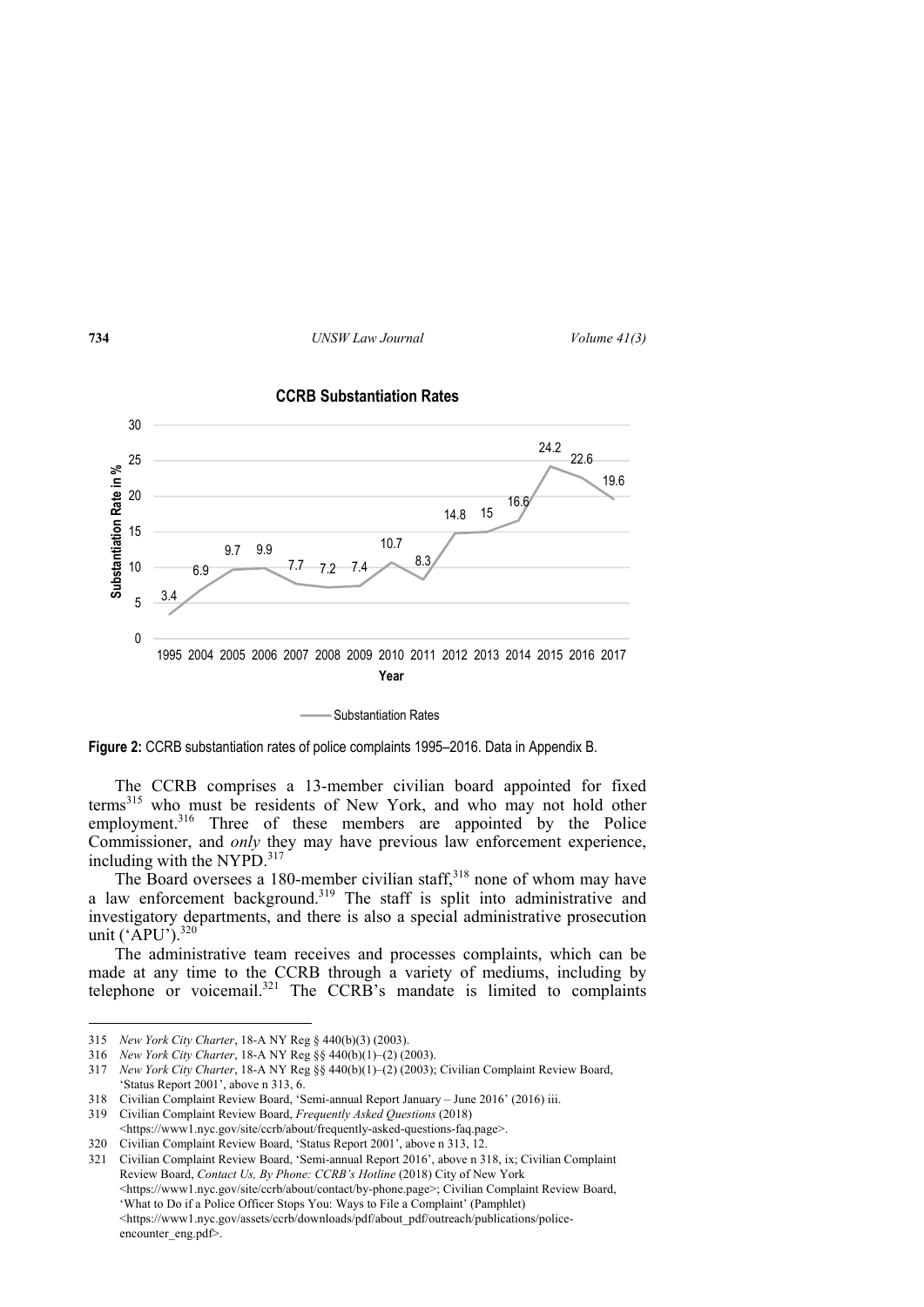**CCRB Substantiation Rates**

| Year | Substantiation Rate in % |
|---|---|
| 1995 | 3.4 |
| 2004 | 6.9 |
| 2005 | 9.7 |
| 2006 | 9.9 |
| 2007 | 7.7 |
| 2008 | 7.2 |
| 2009 | 7.4 |
| 2010 | 10.7 |
| 2011 | 8.3 |
| 2012 | 14.8 |
| 2013 | 15 |
| 2014 | 16.6 |
| 2015 | 24.2 |
| 2016 | 22.6 |
| 2017 | 19.6 |

**Figure 2:** CCRB substantiation rates of police complaints 1995–2016. Data in Appendix B.

The CCRB comprises a 13-member civilian board appointed for fixed terms[315] who must be residents of New York, and who may not hold other employment.[316] Three of these members are appointed by the Police Commissioner, and *only* they may have previous law enforcement experience, including with the NYPD.[317]

The Board oversees a 180-member civilian staff,[318] none of whom may have a law enforcement background.[319] The staff is split into administrative and investigatory departments, and there is also a special administrative prosecution unit ('APU').[320]

The administrative team receives and processes complaints, which can be made at any time to the CCRB through a variety of mediums, including by telephone or voicemail.[321] The CCRB's mandate is limited to complaints

---

315 *New York City Charter*, 18-A NY Reg § 440(b)(3) (2003).

316 *New York City Charter*, 18-A NY Reg §§ 440(b)(1)–(2) (2003).

317 *New York City Charter*, 18-A NY Reg §§ 440(b)(1)–(2) (2003); Civilian Complaint Review Board, 'Status Report 2001', above n 313, 6.

318 Civilian Complaint Review Board, 'Semi-annual Report January – June 2016' (2016) iii.

319 Civilian Complaint Review Board, *Frequently Asked Questions* (2018) <https://www1.nyc.gov/site/ccrb/about/frequently-asked-questions-faq.page>.

320 Civilian Complaint Review Board, 'Status Report 2001', above n 313, 12.

321 Civilian Complaint Review Board, 'Semi-annual Report 2016', above n 318, ix; Civilian Complaint Review Board, *Contact Us, By Phone: CCRB's Hotline* (2018) City of New York <https://www1.nyc.gov/site/ccrb/about/contact/by-phone.page>; Civilian Complaint Review Board, 'What to Do if a Police Officer Stops You: Ways to File a Complaint' (Pamphlet) <https://www1.nyc.gov/assets/ccrb/downloads/pdf/about_pdf/outreach/publications/police-encounter_eng.pdf>.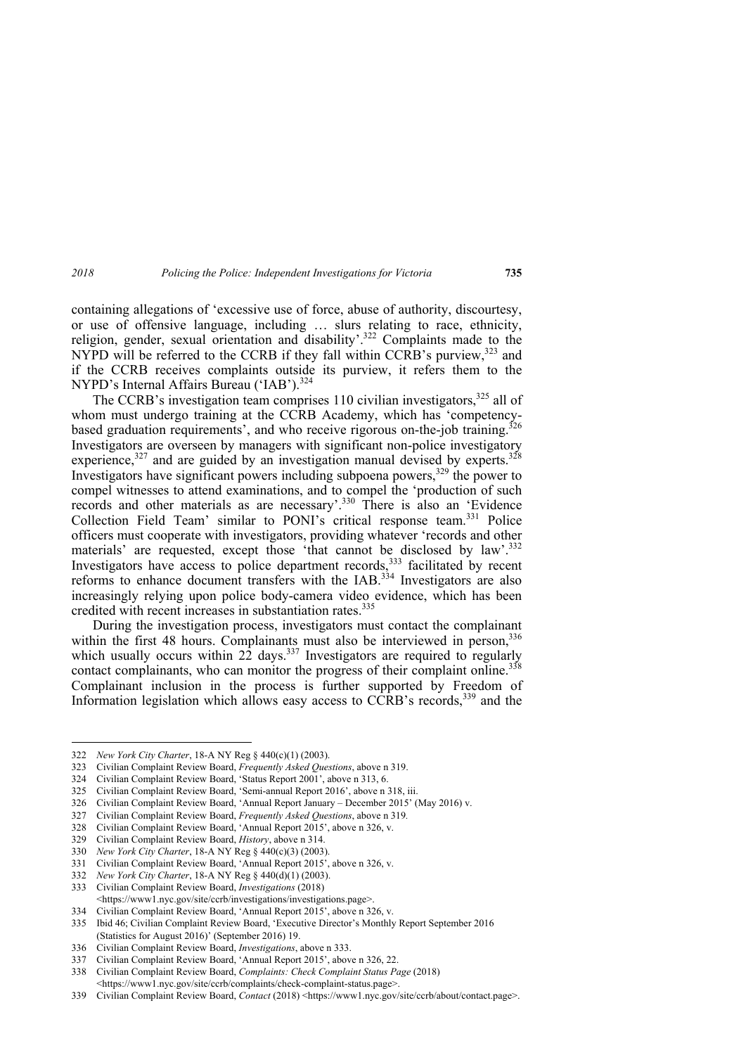containing allegations of 'excessive use of force, abuse of authority, discourtesy, or use of offensive language, including … slurs relating to race, ethnicity, religion, gender, sexual orientation and disability'.[322] Complaints made to the NYPD will be referred to the CCRB if they fall within CCRB's purview,[323] and if the CCRB receives complaints outside its purview, it refers them to the NYPD's Internal Affairs Bureau ('IAB').[324]

The CCRB's investigation team comprises 110 civilian investigators,[325] all of whom must undergo training at the CCRB Academy, which has 'competency-based graduation requirements', and who receive rigorous on-the-job training.[326] Investigators are overseen by managers with significant non-police investigatory experience,[327] and are guided by an investigation manual devised by experts.[328] Investigators have significant powers including subpoena powers,[329] the power to compel witnesses to attend examinations, and to compel the 'production of such records and other materials as are necessary'.[330] There is also an 'Evidence Collection Field Team' similar to PONI's critical response team.[331] Police officers must cooperate with investigators, providing whatever 'records and other materials' are requested, except those 'that cannot be disclosed by law'.[332] Investigators have access to police department records,[333] facilitated by recent reforms to enhance document transfers with the IAB.[334] Investigators are also increasingly relying upon police body-camera video evidence, which has been credited with recent increases in substantiation rates.[335]

During the investigation process, investigators must contact the complainant within the first 48 hours. Complainants must also be interviewed in person,[336] which usually occurs within 22 days.[337] Investigators are required to regularly contact complainants, who can monitor the progress of their complaint online.[338] Complainant inclusion in the process is further supported by Freedom of Information legislation which allows easy access to CCRB's records,[339] and the

---

322 *New York City Charter*, 18-A NY Reg § 440(c)(1) (2003).

323 Civilian Complaint Review Board, *Frequently Asked Questions*, above n 319.

324 Civilian Complaint Review Board, 'Status Report 2001', above n 313, 6.

325 Civilian Complaint Review Board, 'Semi-annual Report 2016', above n 318, iii.

326 Civilian Complaint Review Board, 'Annual Report January – December 2015' (May 2016) v.

327 Civilian Complaint Review Board, *Frequently Asked Questions*, above n 319.

328 Civilian Complaint Review Board, 'Annual Report 2015', above n 326, v.

329 Civilian Complaint Review Board, *History*, above n 314.

330 *New York City Charter*, 18-A NY Reg § 440(c)(3) (2003).

331 Civilian Complaint Review Board, 'Annual Report 2015', above n 326, v.

332 *New York City Charter*, 18-A NY Reg § 440(d)(1) (2003).

333 Civilian Complaint Review Board, *Investigations* (2018) <https://www1.nyc.gov/site/ccrb/investigations/investigations.page>.

334 Civilian Complaint Review Board, 'Annual Report 2015', above n 326, v.

335 Ibid 46; Civilian Complaint Review Board, 'Executive Director's Monthly Report September 2016 (Statistics for August 2016)' (September 2016) 19.

336 Civilian Complaint Review Board, *Investigations*, above n 333.

337 Civilian Complaint Review Board, 'Annual Report 2015', above n 326, 22.

338 Civilian Complaint Review Board, *Complaints: Check Complaint Status Page* (2018) <https://www1.nyc.gov/site/ccrb/complaints/check-complaint-status.page>.

339 Civilian Complaint Review Board, *Contact* (2018) <https://www1.nyc.gov/site/ccrb/about/contact.page>.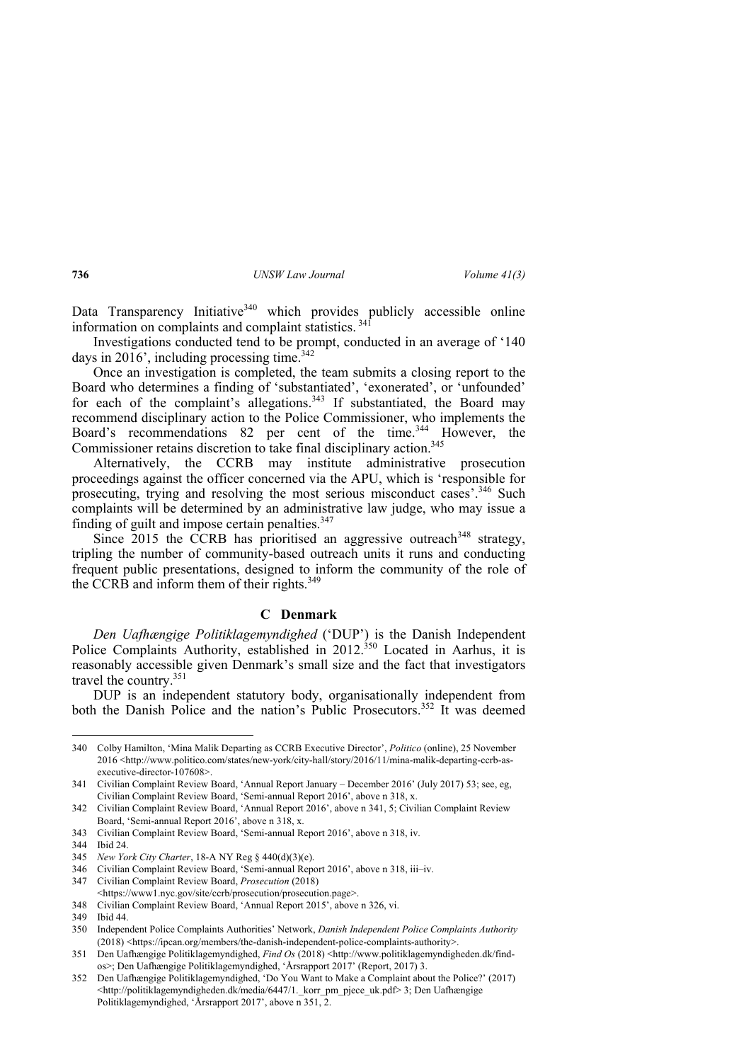Data Transparency Initiative[340] which provides publicly accessible online information on complaints and complaint statistics.[341]

Investigations conducted tend to be prompt, conducted in an average of '140 days in 2016', including processing time.[342]

Once an investigation is completed, the team submits a closing report to the Board who determines a finding of 'substantiated', 'exonerated', or 'unfounded' for each of the complaint's allegations.[343] If substantiated, the Board may recommend disciplinary action to the Police Commissioner, who implements the Board's recommendations 82 per cent of the time.[344] However, the Commissioner retains discretion to take final disciplinary action.[345]

Alternatively, the CCRB may institute administrative prosecution proceedings against the officer concerned via the APU, which is 'responsible for prosecuting, trying and resolving the most serious misconduct cases'.[346] Such complaints will be determined by an administrative law judge, who may issue a finding of guilt and impose certain penalties.[347]

Since 2015 the CCRB has prioritised an aggressive outreach[348] strategy, tripling the number of community-based outreach units it runs and conducting frequent public presentations, designed to inform the community of the role of the CCRB and inform them of their rights.[349]

### C Denmark

*Den Uafhængige Politiklagemyndighed* ('DUP') is the Danish Independent Police Complaints Authority, established in 2012.[350] Located in Aarhus, it is reasonably accessible given Denmark's small size and the fact that investigators travel the country.[351]

DUP is an independent statutory body, organisationally independent from both the Danish Police and the nation's Public Prosecutors.[352] It was deemed

---

340 Colby Hamilton, 'Mina Malik Departing as CCRB Executive Director', *Politico* (online), 25 November 2016 <http://www.politico.com/states/new-york/city-hall/story/2016/11/mina-malik-departing-ccrb-as-executive-director-107608>.

341 Civilian Complaint Review Board, 'Annual Report January – December 2016' (July 2017) 53; see, eg, Civilian Complaint Review Board, 'Semi-annual Report 2016', above n 318, x.

342 Civilian Complaint Review Board, 'Annual Report 2016', above n 341, 5; Civilian Complaint Review Board, 'Semi-annual Report 2016', above n 318, x.

343 Civilian Complaint Review Board, 'Semi-annual Report 2016', above n 318, iv.

344 Ibid 24.

345 *New York City Charter*, 18-A NY Reg § 440(d)(3)(e).

346 Civilian Complaint Review Board, 'Semi-annual Report 2016', above n 318, iii–iv.

347 Civilian Complaint Review Board, *Prosecution* (2018) <https://www1.nyc.gov/site/ccrb/prosecution/prosecution.page>.

348 Civilian Complaint Review Board, 'Annual Report 2015', above n 326, vi.

349 Ibid 44.

350 Independent Police Complaints Authorities' Network, *Danish Independent Police Complaints Authority* (2018) <https://ipcan.org/members/the-danish-independent-police-complaints-authority>.

351 Den Uafhængige Politiklagemyndighed, *Find Os* (2018) <http://www.politiklagemyndigheden.dk/find-os>; Den Uafhængige Politiklagemyndighed, 'Årsrapport 2017' (Report, 2017) 3.

352 Den Uafhængige Politiklagemyndighed, 'Do You Want to Make a Complaint about the Police?' (2017) <http://politiklagemyndigheden.dk/media/6447/1._korr_pm_pjece_uk.pdf> 3; Den Uafhængige Politiklagemyndighed, 'Årsrapport 2017', above n 351, 2.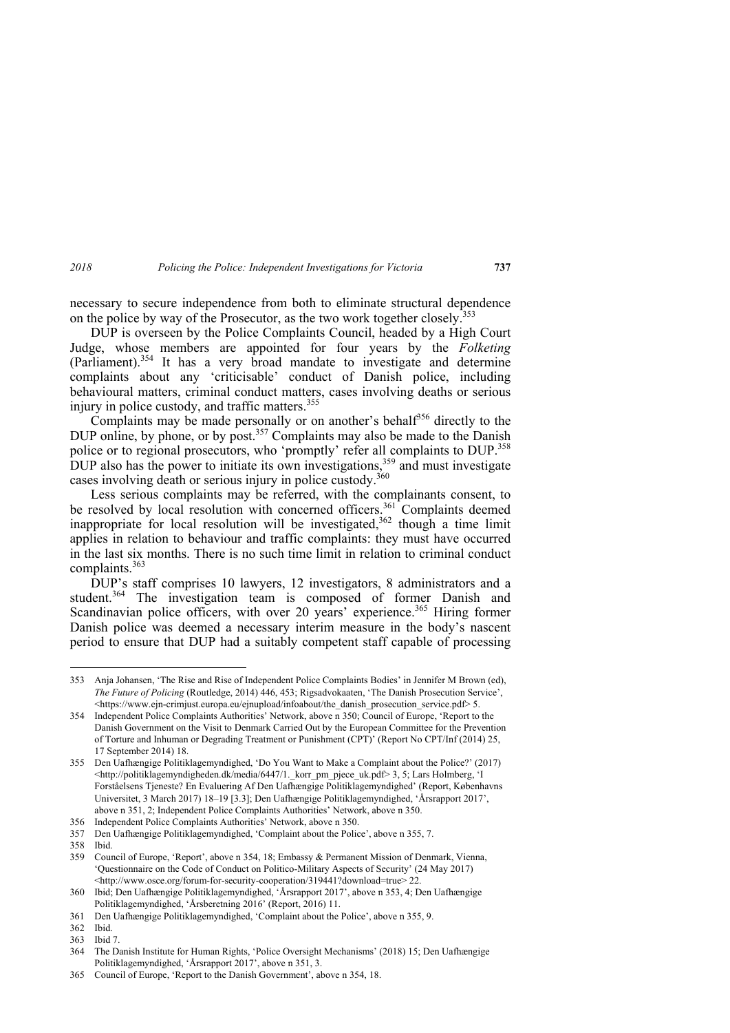necessary to secure independence from both to eliminate structural dependence on the police by way of the Prosecutor, as the two work together closely.[353]

DUP is overseen by the Police Complaints Council, headed by a High Court Judge, whose members are appointed for four years by the *Folketing* (Parliament).[354] It has a very broad mandate to investigate and determine complaints about any 'criticisable' conduct of Danish police, including behavioural matters, criminal conduct matters, cases involving deaths or serious injury in police custody, and traffic matters.[355]

Complaints may be made personally or on another's behalf[356] directly to the DUP online, by phone, or by post.[357] Complaints may also be made to the Danish police or to regional prosecutors, who 'promptly' refer all complaints to DUP.[358] DUP also has the power to initiate its own investigations,[359] and must investigate cases involving death or serious injury in police custody.[360]

Less serious complaints may be referred, with the complainants consent, to be resolved by local resolution with concerned officers.[361] Complaints deemed inappropriate for local resolution will be investigated,[362] though a time limit applies in relation to behaviour and traffic complaints: they must have occurred in the last six months. There is no such time limit in relation to criminal conduct complaints.[363]

DUP's staff comprises 10 lawyers, 12 investigators, 8 administrators and a student.[364] The investigation team is composed of former Danish and Scandinavian police officers, with over 20 years' experience.[365] Hiring former Danish police was deemed a necessary interim measure in the body's nascent period to ensure that DUP had a suitably competent staff capable of processing

---

353 Anja Johansen, 'The Rise and Rise of Independent Police Complaints Bodies' in Jennifer M Brown (ed), *The Future of Policing* (Routledge, 2014) 446, 453; Rigsadvokaaten, 'The Danish Prosecution Service', <https://www.ejn-crimjust.europa.eu/ejnupload/infoabout/the_danish_prosecution_service.pdf> 5.

354 Independent Police Complaints Authorities' Network, above n 350; Council of Europe, 'Report to the Danish Government on the Visit to Denmark Carried Out by the European Committee for the Prevention of Torture and Inhuman or Degrading Treatment or Punishment (CPT)' (Report No CPT/Inf (2014) 25, 17 September 2014) 18.

355 Den Uafhængige Politiklagemyndighed, 'Do You Want to Make a Complaint about the Police?' (2017) <http://politiklagemyndigheden.dk/media/6447/1._korr_pm_pjece_uk.pdf> 3, 5; Lars Holmberg, 'I Forståelsens Tjeneste? En Evaluering Af Den Uafhængige Politiklagemyndighed' (Report, Københavns Universitet, 3 March 2017) 18–19 [3.3]; Den Uafhængige Politiklagemyndighed, 'Årsrapport 2017', above n 351, 2; Independent Police Complaints Authorities' Network, above n 350.

356 Independent Police Complaints Authorities' Network, above n 350.

357 Den Uafhængige Politiklagemyndighed, 'Complaint about the Police', above n 355, 7.

358 Ibid.

359 Council of Europe, 'Report', above n 354, 18; Embassy & Permanent Mission of Denmark, Vienna, 'Questionnaire on the Code of Conduct on Politico-Military Aspects of Security' (24 May 2017) <http://www.osce.org/forum-for-security-cooperation/319441?download=true> 22.

360 Ibid; Den Uafhængige Politiklagemyndighed, 'Årsrapport 2017', above n 353, 4; Den Uafhængige Politiklagemyndighed, 'Årsberetning 2016' (Report, 2016) 11.

361 Den Uafhængige Politiklagemyndighed, 'Complaint about the Police', above n 355, 9.

362 Ibid.

363 Ibid 7.

364 The Danish Institute for Human Rights, 'Police Oversight Mechanisms' (2018) 15; Den Uafhængige Politiklagemyndighed, 'Årsrapport 2017', above n 351, 3.

365 Council of Europe, 'Report to the Danish Government', above n 354, 18.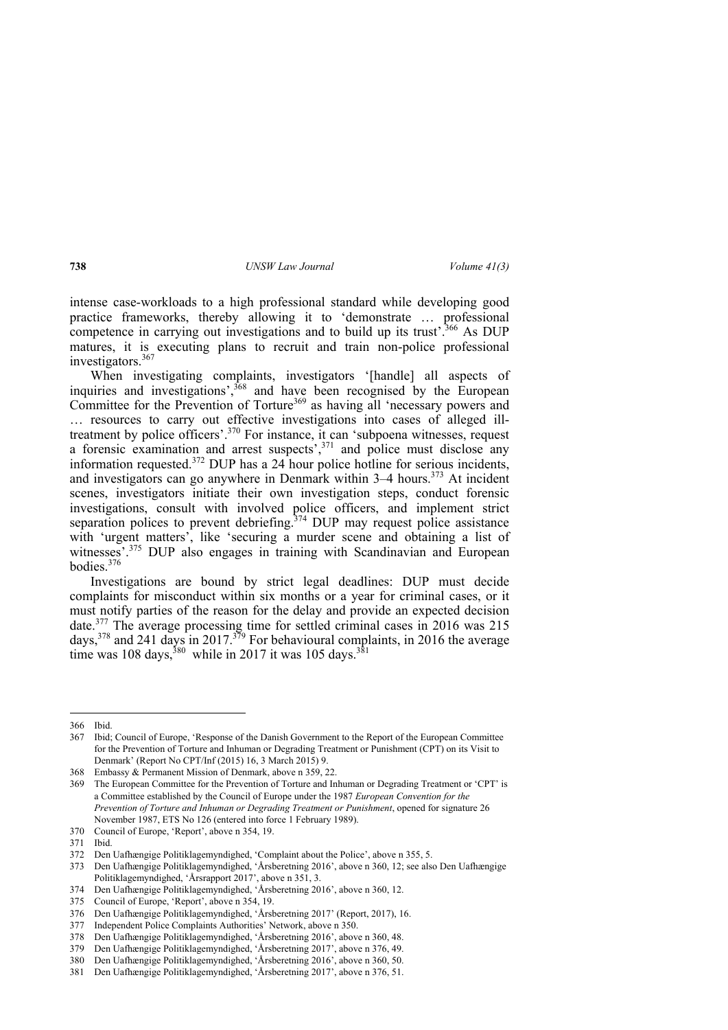intense case-workloads to a high professional standard while developing good practice frameworks, thereby allowing it to 'demonstrate … professional competence in carrying out investigations and to build up its trust'.[366] As DUP matures, it is executing plans to recruit and train non-police professional investigators.[367]

When investigating complaints, investigators '[handle] all aspects of inquiries and investigations',[368] and have been recognised by the European Committee for the Prevention of Torture[369] as having all 'necessary powers and … resources to carry out effective investigations into cases of alleged ill-treatment by police officers'.[370] For instance, it can 'subpoena witnesses, request a forensic examination and arrest suspects',[371] and police must disclose any information requested.[372] DUP has a 24 hour police hotline for serious incidents, and investigators can go anywhere in Denmark within 3–4 hours.[373] At incident scenes, investigators initiate their own investigation steps, conduct forensic investigations, consult with involved police officers, and implement strict separation polices to prevent debriefing.[374] DUP may request police assistance with 'urgent matters', like 'securing a murder scene and obtaining a list of witnesses'.[375] DUP also engages in training with Scandinavian and European bodies.[376]

Investigations are bound by strict legal deadlines: DUP must decide complaints for misconduct within six months or a year for criminal cases, or it must notify parties of the reason for the delay and provide an expected decision date.[377] The average processing time for settled criminal cases in 2016 was 215 days,[378] and 241 days in 2017.[379] For behavioural complaints, in 2016 the average time was 108 days,[380] while in 2017 it was 105 days.[381]

---

366 Ibid.

367 Ibid; Council of Europe, 'Response of the Danish Government to the Report of the European Committee for the Prevention of Torture and Inhuman or Degrading Treatment or Punishment (CPT) on its Visit to Denmark' (Report No CPT/Inf (2015) 16, 3 March 2015) 9.

368 Embassy & Permanent Mission of Denmark, above n 359, 22.

369 The European Committee for the Prevention of Torture and Inhuman or Degrading Treatment or 'CPT' is a Committee established by the Council of Europe under the 1987 *European Convention for the Prevention of Torture and Inhuman or Degrading Treatment or Punishment*, opened for signature 26 November 1987, ETS No 126 (entered into force 1 February 1989).

370 Council of Europe, 'Report', above n 354, 19.

371 Ibid.

372 Den Uafhængige Politiklagemyndighed, 'Complaint about the Police', above n 355, 5.

373 Den Uafhængige Politiklagemyndighed, 'Årsberetning 2016', above n 360, 12; see also Den Uafhængige Politiklagemyndighed, 'Årsrapport 2017', above n 351, 3.

374 Den Uafhængige Politiklagemyndighed, 'Årsberetning 2016', above n 360, 12.

375 Council of Europe, 'Report', above n 354, 19.

376 Den Uafhængige Politiklagemyndighed, 'Årsberetning 2017' (Report, 2017), 16.

377 Independent Police Complaints Authorities' Network, above n 350.

378 Den Uafhængige Politiklagemyndighed, 'Årsberetning 2016', above n 360, 48.

379 Den Uafhængige Politiklagemyndighed, 'Årsberetning 2017', above n 376, 49.

380 Den Uafhængige Politiklagemyndighed, 'Årsberetning 2016', above n 360, 50.

381 Den Uafhængige Politiklagemyndighed, 'Årsberetning 2017', above n 376, 51.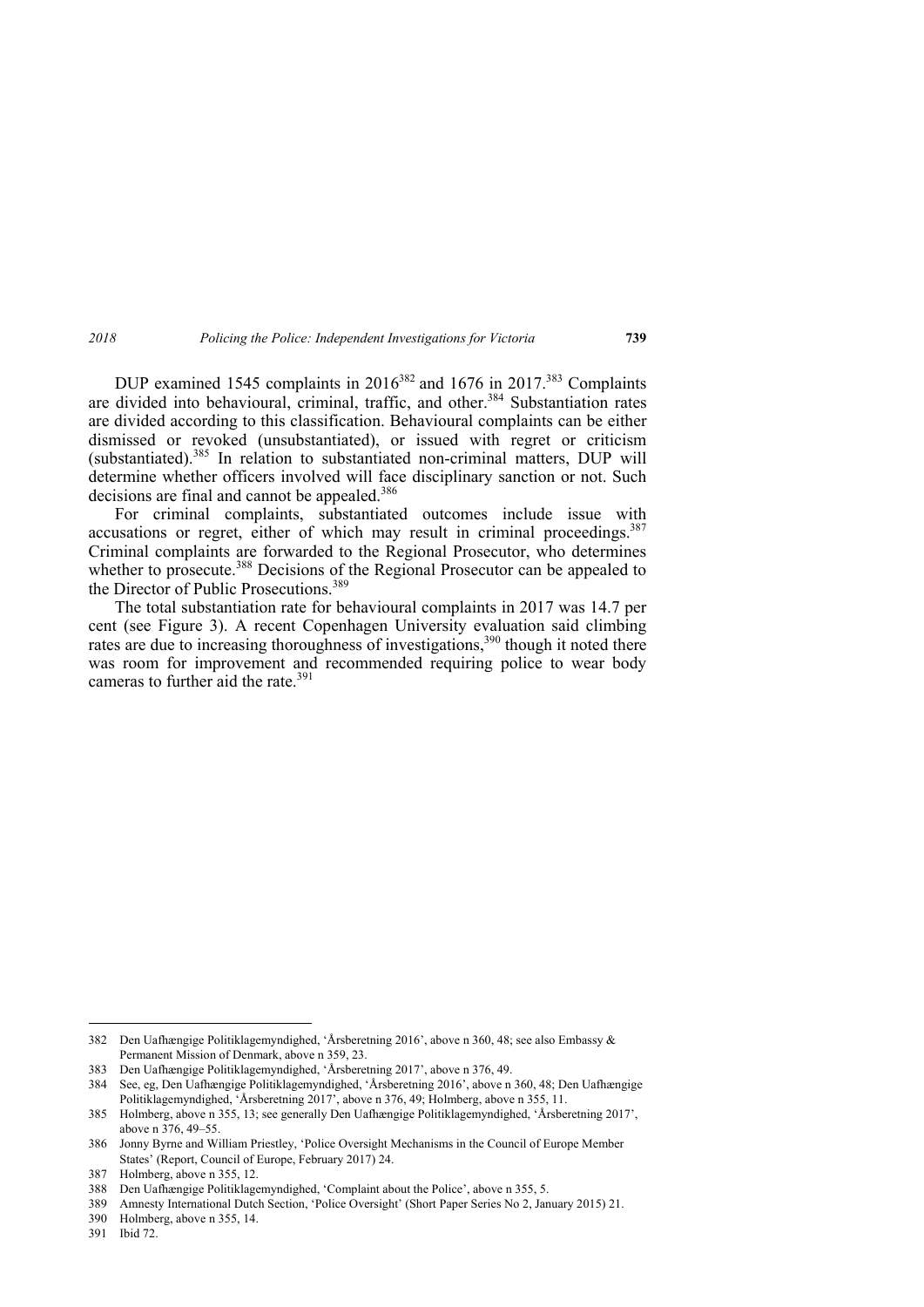DUP examined 1545 complaints in 2016[382] and 1676 in 2017.[383] Complaints are divided into behavioural, criminal, traffic, and other.[384] Substantiation rates are divided according to this classification. Behavioural complaints can be either dismissed or revoked (unsubstantiated), or issued with regret or criticism (substantiated).[385] In relation to substantiated non-criminal matters, DUP will determine whether officers involved will face disciplinary sanction or not. Such decisions are final and cannot be appealed.[386]

For criminal complaints, substantiated outcomes include issue with accusations or regret, either of which may result in criminal proceedings.[387] Criminal complaints are forwarded to the Regional Prosecutor, who determines whether to prosecute.[388] Decisions of the Regional Prosecutor can be appealed to the Director of Public Prosecutions.[389]

The total substantiation rate for behavioural complaints in 2017 was 14.7 per cent (see Figure 3). A recent Copenhagen University evaluation said climbing rates are due to increasing thoroughness of investigations,[390] though it noted there was room for improvement and recommended requiring police to wear body cameras to further aid the rate.[391]

---

382 Den Uafhængige Politiklagemyndighed, 'Årsberetning 2016', above n 360, 48; see also Embassy & Permanent Mission of Denmark, above n 359, 23.

383 Den Uafhængige Politiklagemyndighed, 'Årsberetning 2017', above n 376, 49.

384 See, eg, Den Uafhængige Politiklagemyndighed, 'Årsberetning 2016', above n 360, 48; Den Uafhængige Politiklagemyndighed, 'Årsberetning 2017', above n 376, 49; Holmberg, above n 355, 11.

385 Holmberg, above n 355, 13; see generally Den Uafhængige Politiklagemyndighed, 'Årsberetning 2017', above n 376, 49–55.

386 Jonny Byrne and William Priestley, 'Police Oversight Mechanisms in the Council of Europe Member States' (Report, Council of Europe, February 2017) 24.

387 Holmberg, above n 355, 12.

388 Den Uafhængige Politiklagemyndighed, 'Complaint about the Police', above n 355, 5.

389 Amnesty International Dutch Section, 'Police Oversight' (Short Paper Series No 2, January 2015) 21.

390 Holmberg, above n 355, 14.

391 Ibid 72.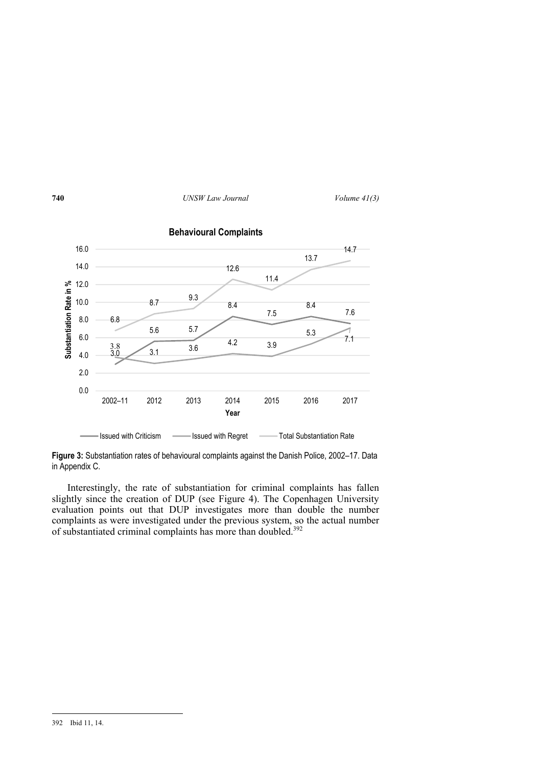**Behavioural Complaints**

| Year | Issued with Criticism | Issued with Regret | Total Substantiation Rate |
|---|---|---|---|
| 2002–11 | 3.0 | 3.8 | 6.8 |
| 2012 | 5.6 | 3.1 | 8.7 |
| 2013 | 5.7 | 3.6 | 9.3 |
| 2014 | 8.4 | 4.2 | 12.6 |
| 2015 | 7.5 | 3.9 | 11.4 |
| 2016 | 8.4 | 5.3 | 13.7 |
| 2017 | 7.6 | 7.1 | 14.7 |

**Figure 3:** Substantiation rates of behavioural complaints against the Danish Police, 2002–17. Data in Appendix C.

Interestingly, the rate of substantiation for criminal complaints has fallen slightly since the creation of DUP (see Figure 4). The Copenhagen University evaluation points out that DUP investigates more than double the number complaints as were investigated under the previous system, so the actual number of substantiated criminal complaints has more than doubled.[392]

392 Ibid 11, 14.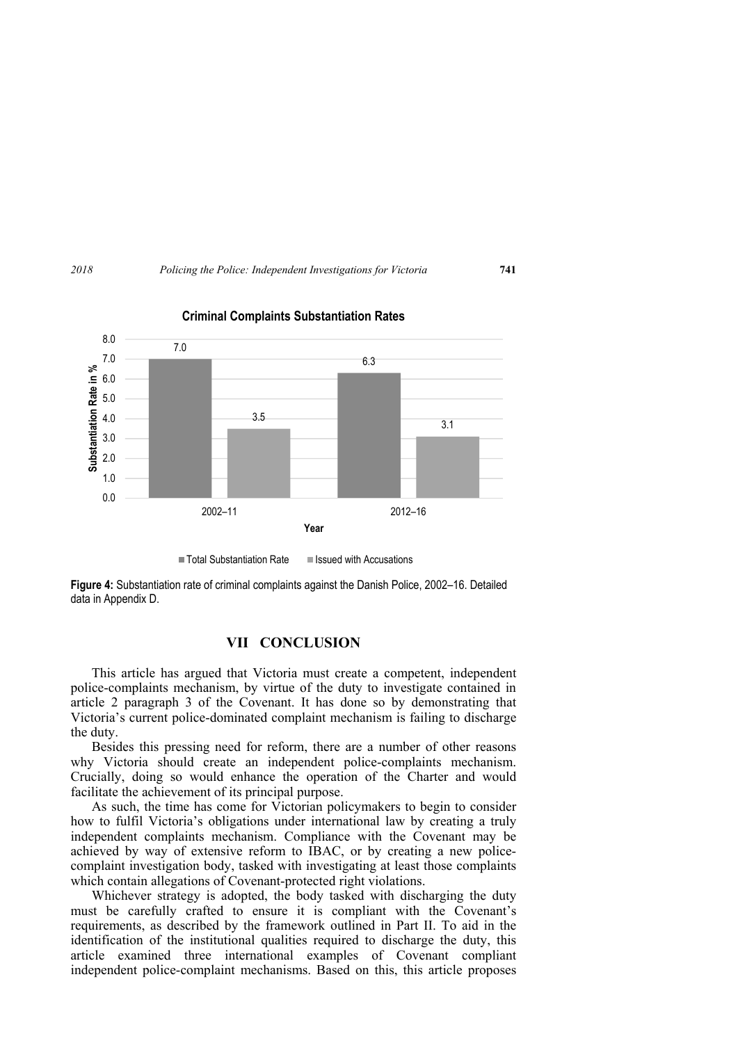**Criminal Complaints Substantiation Rates**

| Year | Total Substantiation Rate | Issued with Accusations |
|---|---|---|
| 2002–11 | 7.0 | 3.5 |
| 2012–16 | 6.3 | 3.1 |

**Figure 4:** Substantiation rate of criminal complaints against the Danish Police, 2002–16. Detailed data in Appendix D.

## VII CONCLUSION

This article has argued that Victoria must create a competent, independent police-complaints mechanism, by virtue of the duty to investigate contained in article 2 paragraph 3 of the Covenant. It has done so by demonstrating that Victoria's current police-dominated complaint mechanism is failing to discharge the duty.

Besides this pressing need for reform, there are a number of other reasons why Victoria should create an independent police-complaints mechanism. Crucially, doing so would enhance the operation of the Charter and would facilitate the achievement of its principal purpose.

As such, the time has come for Victorian policymakers to begin to consider how to fulfil Victoria's obligations under international law by creating a truly independent complaints mechanism. Compliance with the Covenant may be achieved by way of extensive reform to IBAC, or by creating a new police-complaint investigation body, tasked with investigating at least those complaints which contain allegations of Covenant-protected right violations.

Whichever strategy is adopted, the body tasked with discharging the duty must be carefully crafted to ensure it is compliant with the Covenant's requirements, as described by the framework outlined in Part II. To aid in the identification of the institutional qualities required to discharge the duty, this article examined three international examples of Covenant compliant independent police-complaint mechanisms. Based on this, this article proposes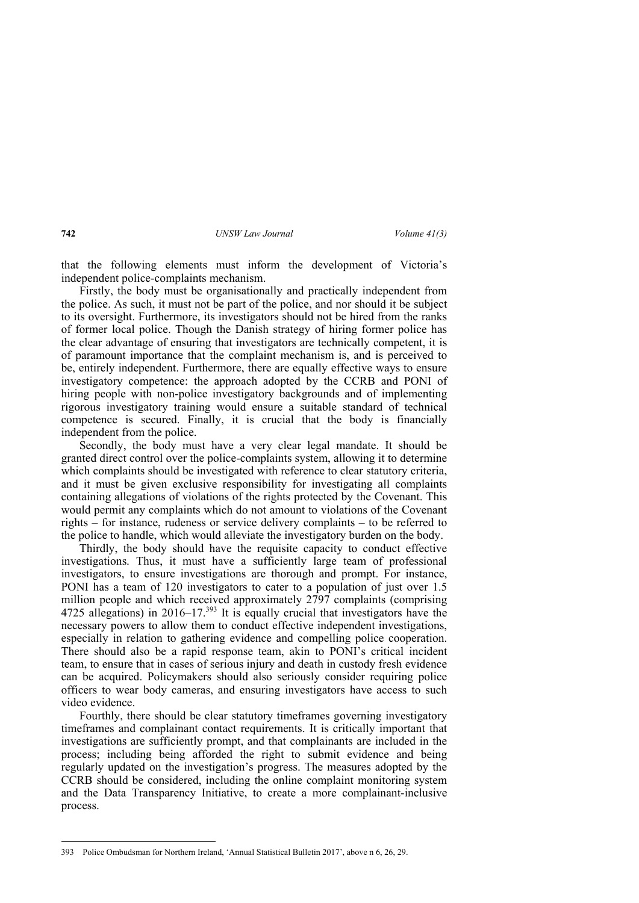that the following elements must inform the development of Victoria's independent police-complaints mechanism.

Firstly, the body must be organisationally and practically independent from the police. As such, it must not be part of the police, and nor should it be subject to its oversight. Furthermore, its investigators should not be hired from the ranks of former local police. Though the Danish strategy of hiring former police has the clear advantage of ensuring that investigators are technically competent, it is of paramount importance that the complaint mechanism is, and is perceived to be, entirely independent. Furthermore, there are equally effective ways to ensure investigatory competence: the approach adopted by the CCRB and PONI of hiring people with non-police investigatory backgrounds and of implementing rigorous investigatory training would ensure a suitable standard of technical competence is secured. Finally, it is crucial that the body is financially independent from the police.

Secondly, the body must have a very clear legal mandate. It should be granted direct control over the police-complaints system, allowing it to determine which complaints should be investigated with reference to clear statutory criteria, and it must be given exclusive responsibility for investigating all complaints containing allegations of violations of the rights protected by the Covenant. This would permit any complaints which do not amount to violations of the Covenant rights – for instance, rudeness or service delivery complaints – to be referred to the police to handle, which would alleviate the investigatory burden on the body.

Thirdly, the body should have the requisite capacity to conduct effective investigations. Thus, it must have a sufficiently large team of professional investigators, to ensure investigations are thorough and prompt. For instance, PONI has a team of 120 investigators to cater to a population of just over 1.5 million people and which received approximately 2797 complaints (comprising 4725 allegations) in 2016–17.[393] It is equally crucial that investigators have the necessary powers to allow them to conduct effective independent investigations, especially in relation to gathering evidence and compelling police cooperation. There should also be a rapid response team, akin to PONI's critical incident team, to ensure that in cases of serious injury and death in custody fresh evidence can be acquired. Policymakers should also seriously consider requiring police officers to wear body cameras, and ensuring investigators have access to such video evidence.

Fourthly, there should be clear statutory timeframes governing investigatory timeframes and complainant contact requirements. It is critically important that investigations are sufficiently prompt, and that complainants are included in the process; including being afforded the right to submit evidence and being regularly updated on the investigation's progress. The measures adopted by the CCRB should be considered, including the online complaint monitoring system and the Data Transparency Initiative, to create a more complainant-inclusive process.

---

393 Police Ombudsman for Northern Ireland, 'Annual Statistical Bulletin 2017', above n 6, 26, 29.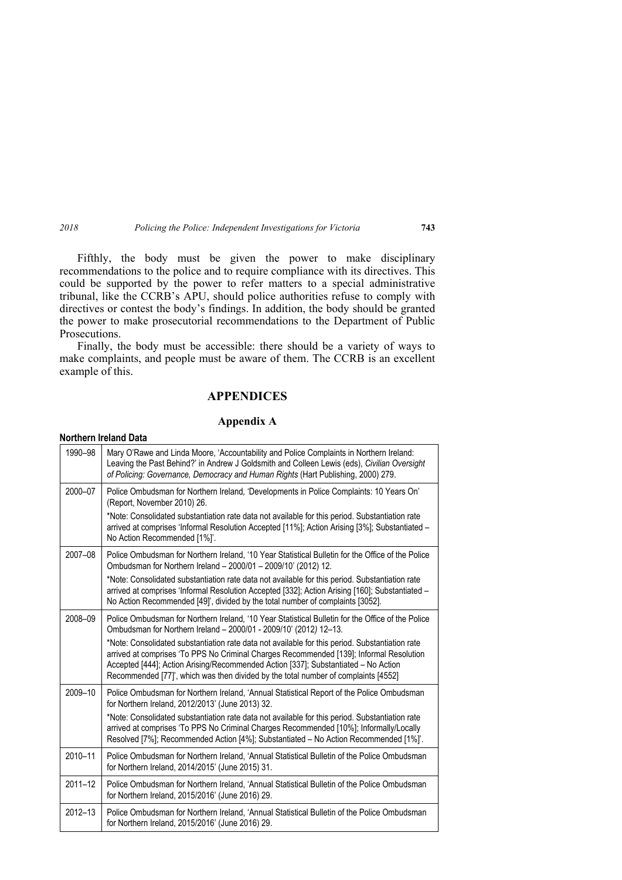Fifthly, the body must be given the power to make disciplinary recommendations to the police and to require compliance with its directives. This could be supported by the power to refer matters to a special administrative tribunal, like the CCRB's APU, should police authorities refuse to comply with directives or contest the body's findings. In addition, the body should be granted the power to make prosecutorial recommendations to the Department of Public Prosecutions.

Finally, the body must be accessible: there should be a variety of ways to make complaints, and people must be aware of them. The CCRB is an excellent example of this.

# APPENDICES

## Appendix A

**Northern Ireland Data**

| | |
|---|---|
| 1990–98 | Mary O'Rawe and Linda Moore, 'Accountability and Police Complaints in Northern Ireland: Leaving the Past Behind?' in Andrew J Goldsmith and Colleen Lewis (eds), *Civilian Oversight of Policing: Governance, Democracy and Human Rights* (Hart Publishing, 2000) 279. |
| 2000–07 | Police Ombudsman for Northern Ireland, 'Developments in Police Complaints: 10 Years On' (Report, November 2010) 26. <br><br> *Note: Consolidated substantiation rate data not available for this period. Substantiation rate arrived at comprises 'Informal Resolution Accepted [11%]; Action Arising [3%]; Substantiated – No Action Recommended [1%]'. |
| 2007–08 | Police Ombudsman for Northern Ireland, '10 Year Statistical Bulletin for the Office of the Police Ombudsman for Northern Ireland – 2000/01 – 2009/10' (2012) 12. <br><br> *Note: Consolidated substantiation rate data not available for this period. Substantiation rate arrived at comprises 'Informal Resolution Accepted [332]; Action Arising [160]; Substantiated – No Action Recommended [49]', divided by the total number of complaints [3052]. |
| 2008–09 | Police Ombudsman for Northern Ireland, '10 Year Statistical Bulletin for the Office of the Police Ombudsman for Northern Ireland – 2000/01 - 2009/10' (2012) 12–13. <br><br> *Note: Consolidated substantiation rate data not available for this period. Substantiation rate arrived at comprises 'To PPS No Criminal Charges Recommended [139]; Informal Resolution Accepted [444]; Action Arising/Recommended Action [337]; Substantiated – No Action Recommended [77]', which was then divided by the total number of complaints [4552] |
| 2009–10 | Police Ombudsman for Northern Ireland, 'Annual Statistical Report of the Police Ombudsman for Northern Ireland, 2012/2013' (June 2013) 32. <br><br> *Note: Consolidated substantiation rate data not available for this period. Substantiation rate arrived at comprises 'To PPS No Criminal Charges Recommended [10%]; Informally/Locally Resolved [7%]; Recommended Action [4%]; Substantiated – No Action Recommended [1%]'. |
| 2010–11 | Police Ombudsman for Northern Ireland, 'Annual Statistical Bulletin of the Police Ombudsman for Northern Ireland, 2014/2015' (June 2015) 31. |
| 2011–12 | Police Ombudsman for Northern Ireland, 'Annual Statistical Bulletin of the Police Ombudsman for Northern Ireland, 2015/2016' (June 2016) 29. |
| 2012–13 | Police Ombudsman for Northern Ireland, 'Annual Statistical Bulletin of the Police Ombudsman for Northern Ireland, 2015/2016' (June 2016) 29. |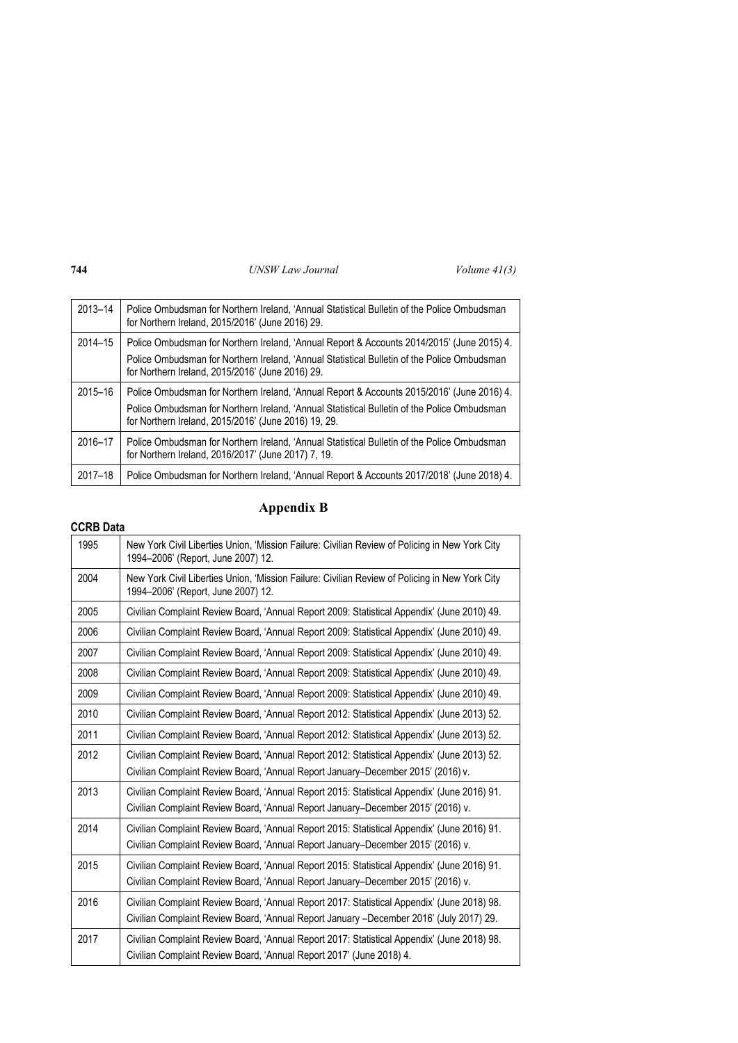| | |
|---|---|
| 2013–14 | Police Ombudsman for Northern Ireland, 'Annual Statistical Bulletin of the Police Ombudsman for Northern Ireland, 2015/2016' (June 2016) 29. |
| 2014–15 | Police Ombudsman for Northern Ireland, 'Annual Report & Accounts 2014/2015' (June 2015) 4.<br>Police Ombudsman for Northern Ireland, 'Annual Statistical Bulletin of the Police Ombudsman for Northern Ireland, 2015/2016' (June 2016) 29. |
| 2015–16 | Police Ombudsman for Northern Ireland, 'Annual Report & Accounts 2015/2016' (June 2016) 4.<br>Police Ombudsman for Northern Ireland, 'Annual Statistical Bulletin of the Police Ombudsman for Northern Ireland, 2015/2016' (June 2016) 19, 29. |
| 2016–17 | Police Ombudsman for Northern Ireland, 'Annual Statistical Bulletin of the Police Ombudsman for Northern Ireland, 2016/2017' (June 2017) 7, 19. |
| 2017–18 | Police Ombudsman for Northern Ireland, 'Annual Report & Accounts 2017/2018' (June 2018) 4. |

## Appendix B

**CCRB Data**

| | |
|---|---|
| 1995 | New York Civil Liberties Union, 'Mission Failure: Civilian Review of Policing in New York City 1994–2006' (Report, June 2007) 12. |
| 2004 | New York Civil Liberties Union, 'Mission Failure: Civilian Review of Policing in New York City 1994–2006' (Report, June 2007) 12. |
| 2005 | Civilian Complaint Review Board, 'Annual Report 2009: Statistical Appendix' (June 2010) 49. |
| 2006 | Civilian Complaint Review Board, 'Annual Report 2009: Statistical Appendix' (June 2010) 49. |
| 2007 | Civilian Complaint Review Board, 'Annual Report 2009: Statistical Appendix' (June 2010) 49. |
| 2008 | Civilian Complaint Review Board, 'Annual Report 2009: Statistical Appendix' (June 2010) 49. |
| 2009 | Civilian Complaint Review Board, 'Annual Report 2009: Statistical Appendix' (June 2010) 49. |
| 2010 | Civilian Complaint Review Board, 'Annual Report 2012: Statistical Appendix' (June 2013) 52. |
| 2011 | Civilian Complaint Review Board, 'Annual Report 2012: Statistical Appendix' (June 2013) 52. |
| 2012 | Civilian Complaint Review Board, 'Annual Report 2012: Statistical Appendix' (June 2013) 52.<br>Civilian Complaint Review Board, 'Annual Report January–December 2015' (2016) v. |
| 2013 | Civilian Complaint Review Board, 'Annual Report 2015: Statistical Appendix' (June 2016) 91.<br>Civilian Complaint Review Board, 'Annual Report January–December 2015' (2016) v. |
| 2014 | Civilian Complaint Review Board, 'Annual Report 2015: Statistical Appendix' (June 2016) 91.<br>Civilian Complaint Review Board, 'Annual Report January–December 2015' (2016) v. |
| 2015 | Civilian Complaint Review Board, 'Annual Report 2015: Statistical Appendix' (June 2016) 91.<br>Civilian Complaint Review Board, 'Annual Report January–December 2015' (2016) v. |
| 2016 | Civilian Complaint Review Board, 'Annual Report 2017: Statistical Appendix' (June 2018) 98.<br>Civilian Complaint Review Board, 'Annual Report January –December 2016' (July 2017) 29. |
| 2017 | Civilian Complaint Review Board, 'Annual Report 2017: Statistical Appendix' (June 2018) 98.<br>Civilian Complaint Review Board, 'Annual Report 2017' (June 2018) 4. |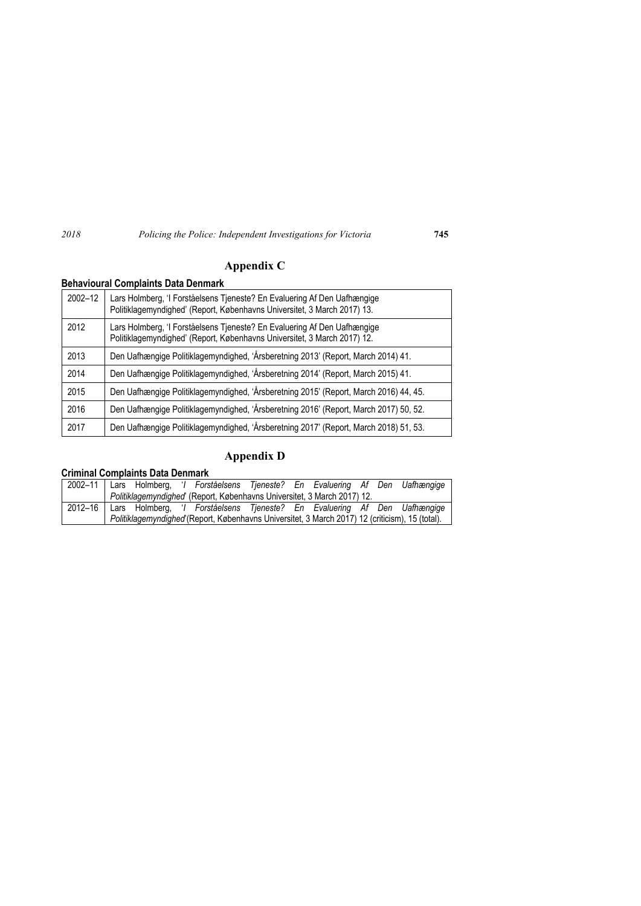# Appendix C

## Behavioural Complaints Data Denmark

| | |
|---|---|
| 2002–12 | Lars Holmberg, 'I Forståelsens Tjeneste? En Evaluering Af Den Uafhængige Politiklagemyndighed' (Report, Københavns Universitet, 3 March 2017) 13. |
| 2012 | Lars Holmberg, 'I Forståelsens Tjeneste? En Evaluering Af Den Uafhængige Politiklagemyndighed' (Report, Københavns Universitet, 3 March 2017) 12. |
| 2013 | Den Uafhængige Politiklagemyndighed, 'Årsberetning 2013' (Report, March 2014) 41. |
| 2014 | Den Uafhængige Politiklagemyndighed, 'Årsberetning 2014' (Report, March 2015) 41. |
| 2015 | Den Uafhængige Politiklagemyndighed, 'Årsberetning 2015' (Report, March 2016) 44, 45. |
| 2016 | Den Uafhængige Politiklagemyndighed, 'Årsberetning 2016' (Report, March 2017) 50, 52. |
| 2017 | Den Uafhængige Politiklagemyndighed, 'Årsberetning 2017' (Report, March 2018) 51, 53. |

# Appendix D

## Criminal Complaints Data Denmark

| | |
|---|---|
| 2002–11 | Lars Holmberg, '*I Forståelsens Tjeneste? En Evaluering Af Den Uafhængige Politiklagemyndighed*' (Report, Københavns Universitet, 3 March 2017) 12. |
| 2012–16 | Lars Holmberg, '*I Forståelsens Tjeneste? En Evaluering Af Den Uafhængige Politiklagemyndighed*' (Report, Københavns Universitet, 3 March 2017) 12 (criticism), 15 (total). |